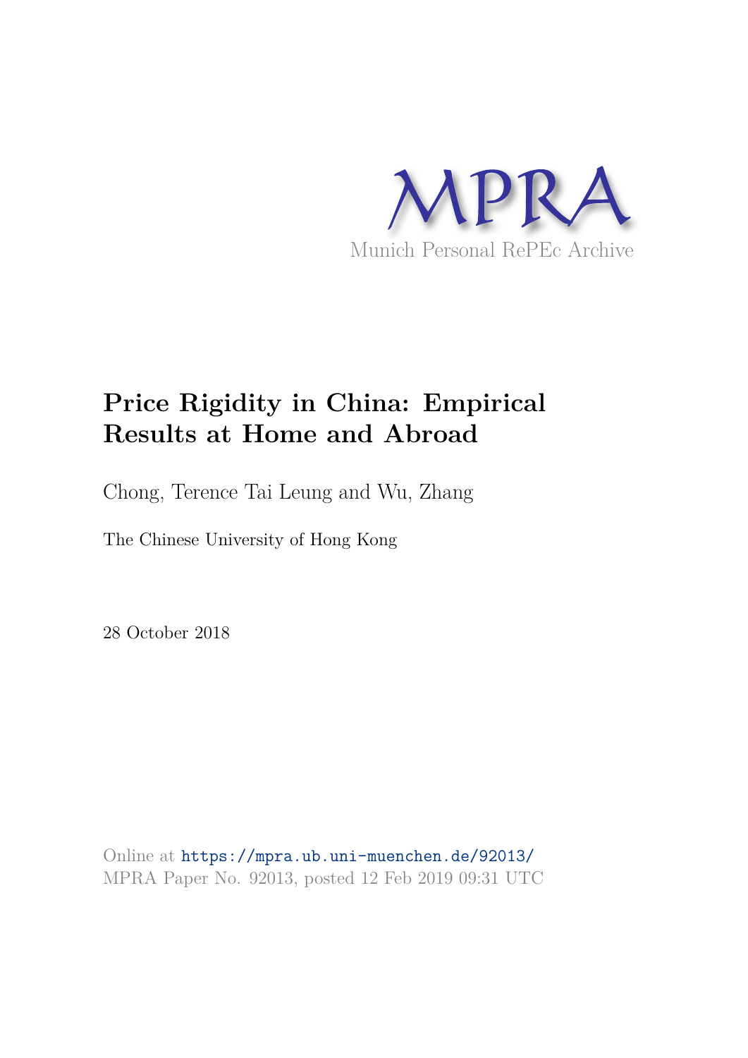MPRA

Munich Personal RePEc Archive

# Price Rigidity in China: Empirical Results at Home and Abroad

Chong, Terence Tai Leung and Wu, Zhang

The Chinese University of Hong Kong

28 October 2018

Online at https://mpra.ub.uni-muenchen.de/92013/
MPRA Paper No. 92013, posted 12 Feb 2019 09:31 UTC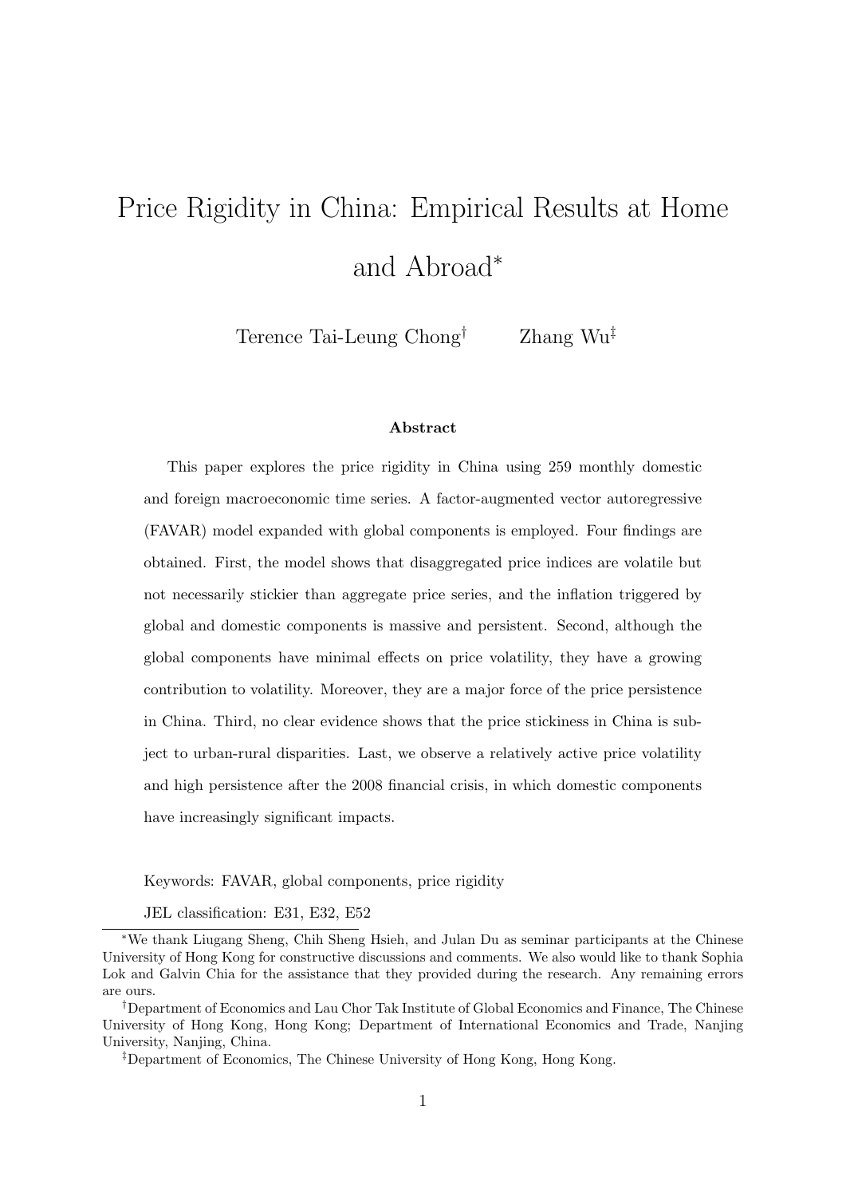# Price Rigidity in China: Empirical Results at Home and Abroad*

Terence Tai-Leung Chong[†] Zhang Wu[‡]

**Abstract**

This paper explores the price rigidity in China using 259 monthly domestic and foreign macroeconomic time series. A factor-augmented vector autoregressive (FAVAR) model expanded with global components is employed. Four findings are obtained. First, the model shows that disaggregated price indices are volatile but not necessarily stickier than aggregate price series, and the inflation triggered by global and domestic components is massive and persistent. Second, although the global components have minimal effects on price volatility, they have a growing contribution to volatility. Moreover, they are a major force of the price persistence in China. Third, no clear evidence shows that the price stickiness in China is subject to urban-rural disparities. Last, we observe a relatively active price volatility and high persistence after the 2008 financial crisis, in which domestic components have increasingly significant impacts.

Keywords: FAVAR, global components, price rigidity

JEL classification: E31, E32, E52

---

*We thank Liugang Sheng, Chih Sheng Hsieh, and Julan Du as seminar participants at the Chinese University of Hong Kong for constructive discussions and comments. We also would like to thank Sophia Lok and Galvin Chia for the assistance that they provided during the research. Any remaining errors are ours.

[†]Department of Economics and Lau Chor Tak Institute of Global Economics and Finance, The Chinese University of Hong Kong, Hong Kong; Department of International Economics and Trade, Nanjing University, Nanjing, China.

[‡]Department of Economics, The Chinese University of Hong Kong, Hong Kong.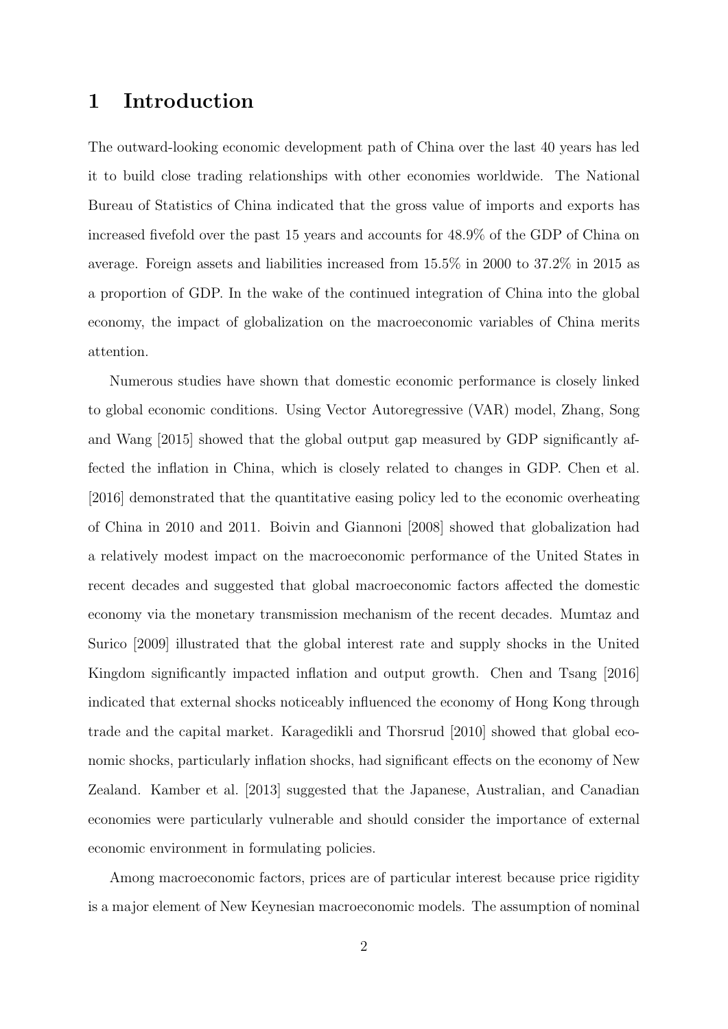# 1 Introduction

The outward-looking economic development path of China over the last 40 years has led it to build close trading relationships with other economies worldwide. The National Bureau of Statistics of China indicated that the gross value of imports and exports has increased fivefold over the past 15 years and accounts for 48.9% of the GDP of China on average. Foreign assets and liabilities increased from 15.5% in 2000 to 37.2% in 2015 as a proportion of GDP. In the wake of the continued integration of China into the global economy, the impact of globalization on the macroeconomic variables of China merits attention.

Numerous studies have shown that domestic economic performance is closely linked to global economic conditions. Using Vector Autoregressive (VAR) model, Zhang, Song and Wang [2015] showed that the global output gap measured by GDP significantly affected the inflation in China, which is closely related to changes in GDP. Chen et al. [2016] demonstrated that the quantitative easing policy led to the economic overheating of China in 2010 and 2011. Boivin and Giannoni [2008] showed that globalization had a relatively modest impact on the macroeconomic performance of the United States in recent decades and suggested that global macroeconomic factors affected the domestic economy via the monetary transmission mechanism of the recent decades. Mumtaz and Surico [2009] illustrated that the global interest rate and supply shocks in the United Kingdom significantly impacted inflation and output growth. Chen and Tsang [2016] indicated that external shocks noticeably influenced the economy of Hong Kong through trade and the capital market. Karagedikli and Thorsrud [2010] showed that global economic shocks, particularly inflation shocks, had significant effects on the economy of New Zealand. Kamber et al. [2013] suggested that the Japanese, Australian, and Canadian economies were particularly vulnerable and should consider the importance of external economic environment in formulating policies.

Among macroeconomic factors, prices are of particular interest because price rigidity is a major element of New Keynesian macroeconomic models. The assumption of nominal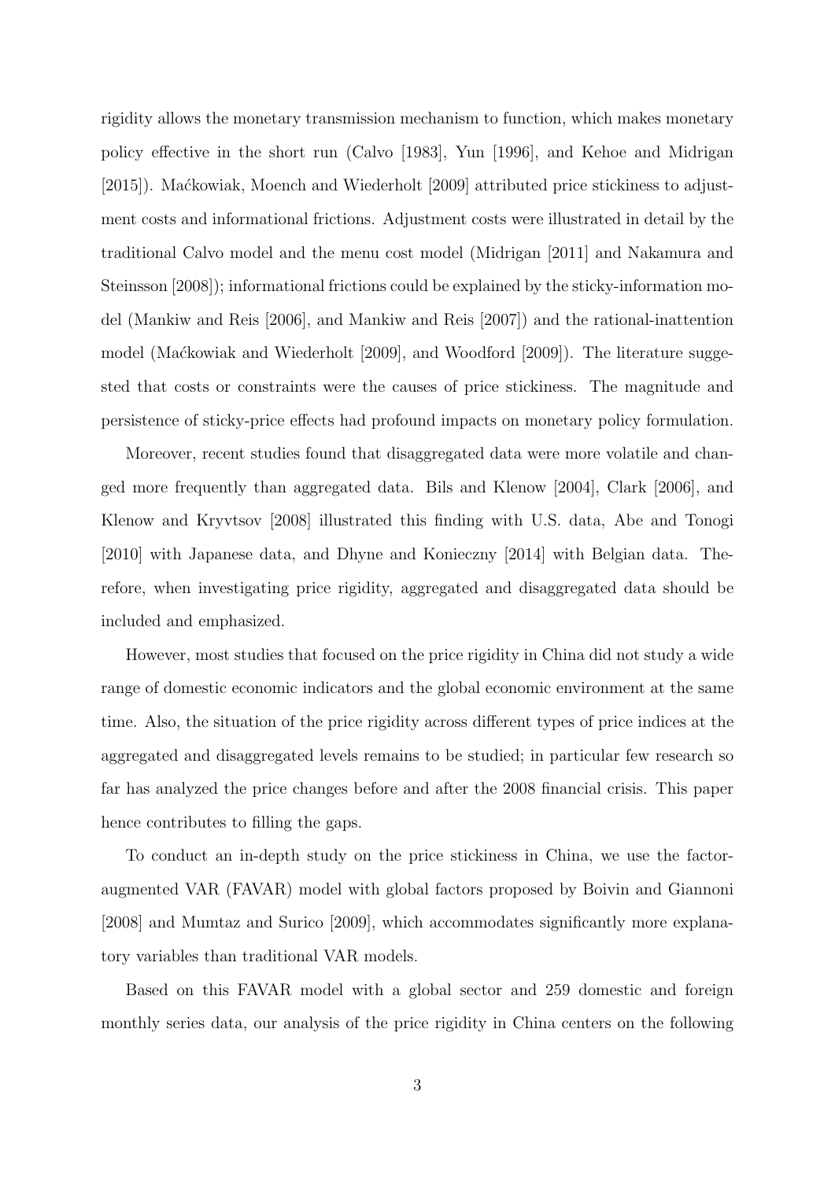rigidity allows the monetary transmission mechanism to function, which makes monetary policy effective in the short run (Calvo [1983], Yun [1996], and Kehoe and Midrigan [2015]). Maćkowiak, Moench and Wiederholt [2009] attributed price stickiness to adjustment costs and informational frictions. Adjustment costs were illustrated in detail by the traditional Calvo model and the menu cost model (Midrigan [2011] and Nakamura and Steinsson [2008]); informational frictions could be explained by the sticky-information model (Mankiw and Reis [2006], and Mankiw and Reis [2007]) and the rational-inattention model (Maćkowiak and Wiederholt [2009], and Woodford [2009]). The literature suggested that costs or constraints were the causes of price stickiness. The magnitude and persistence of sticky-price effects had profound impacts on monetary policy formulation.

Moreover, recent studies found that disaggregated data were more volatile and changed more frequently than aggregated data. Bils and Klenow [2004], Clark [2006], and Klenow and Kryvtsov [2008] illustrated this finding with U.S. data, Abe and Tonogi [2010] with Japanese data, and Dhyne and Konieczny [2014] with Belgian data. Therefore, when investigating price rigidity, aggregated and disaggregated data should be included and emphasized.

However, most studies that focused on the price rigidity in China did not study a wide range of domestic economic indicators and the global economic environment at the same time. Also, the situation of the price rigidity across different types of price indices at the aggregated and disaggregated levels remains to be studied; in particular few research so far has analyzed the price changes before and after the 2008 financial crisis. This paper hence contributes to filling the gaps.

To conduct an in-depth study on the price stickiness in China, we use the factor-augmented VAR (FAVAR) model with global factors proposed by Boivin and Giannoni [2008] and Mumtaz and Surico [2009], which accommodates significantly more explanatory variables than traditional VAR models.

Based on this FAVAR model with a global sector and 259 domestic and foreign monthly series data, our analysis of the price rigidity in China centers on the following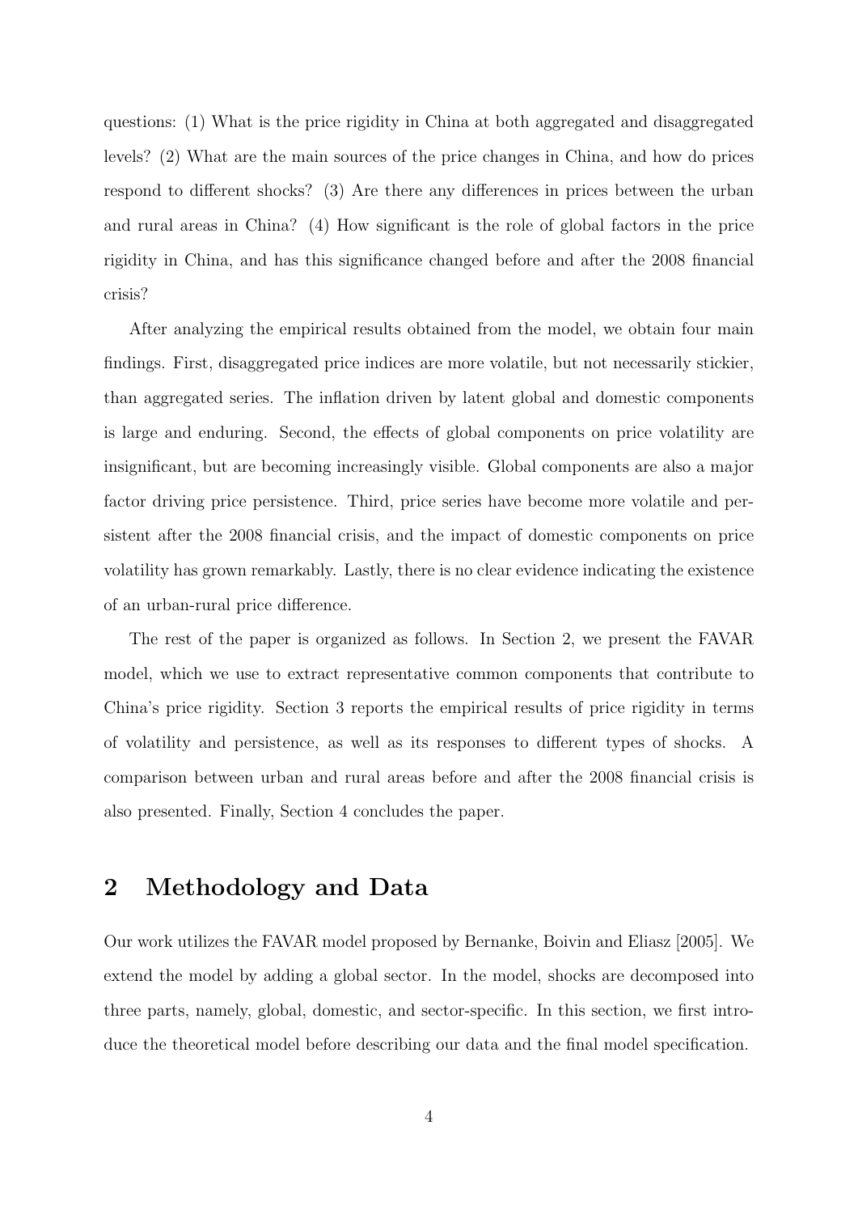questions: (1) What is the price rigidity in China at both aggregated and disaggregated levels? (2) What are the main sources of the price changes in China, and how do prices respond to different shocks? (3) Are there any differences in prices between the urban and rural areas in China? (4) How significant is the role of global factors in the price rigidity in China, and has this significance changed before and after the 2008 financial crisis?

After analyzing the empirical results obtained from the model, we obtain four main findings. First, disaggregated price indices are more volatile, but not necessarily stickier, than aggregated series. The inflation driven by latent global and domestic components is large and enduring. Second, the effects of global components on price volatility are insignificant, but are becoming increasingly visible. Global components are also a major factor driving price persistence. Third, price series have become more volatile and persistent after the 2008 financial crisis, and the impact of domestic components on price volatility has grown remarkably. Lastly, there is no clear evidence indicating the existence of an urban-rural price difference.

The rest of the paper is organized as follows. In Section 2, we present the FAVAR model, which we use to extract representative common components that contribute to China's price rigidity. Section 3 reports the empirical results of price rigidity in terms of volatility and persistence, as well as its responses to different types of shocks. A comparison between urban and rural areas before and after the 2008 financial crisis is also presented. Finally, Section 4 concludes the paper.

## 2 Methodology and Data

Our work utilizes the FAVAR model proposed by Bernanke, Boivin and Eliasz [2005]. We extend the model by adding a global sector. In the model, shocks are decomposed into three parts, namely, global, domestic, and sector-specific. In this section, we first introduce the theoretical model before describing our data and the final model specification.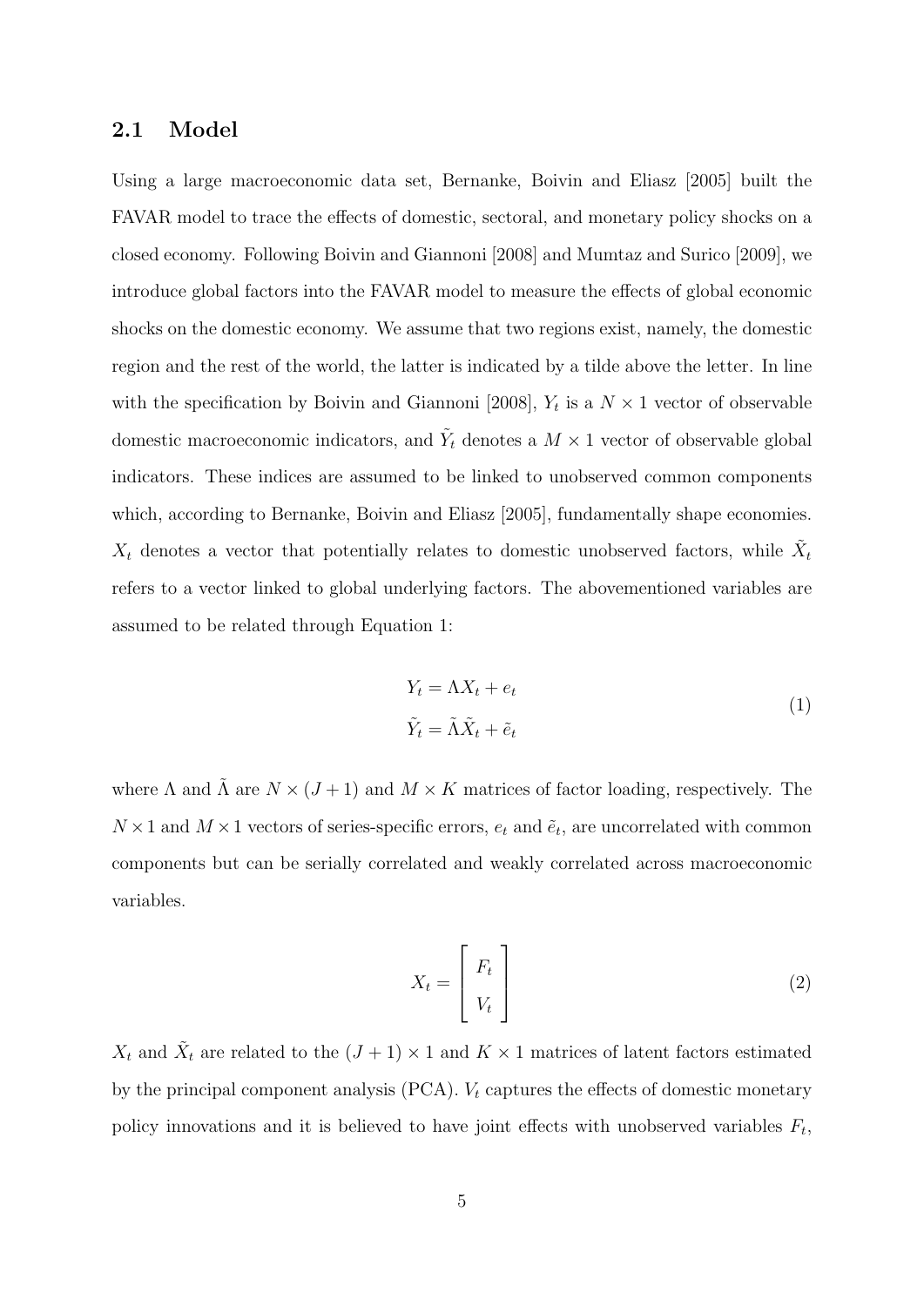## 2.1 Model

Using a large macroeconomic data set, Bernanke, Boivin and Eliasz [2005] built the FAVAR model to trace the effects of domestic, sectoral, and monetary policy shocks on a closed economy. Following Boivin and Giannoni [2008] and Mumtaz and Surico [2009], we introduce global factors into the FAVAR model to measure the effects of global economic shocks on the domestic economy. We assume that two regions exist, namely, the domestic region and the rest of the world, the latter is indicated by a tilde above the letter. In line with the specification by Boivin and Giannoni [2008], $Y_t$ is a $N \times 1$ vector of observable domestic macroeconomic indicators, and $\tilde{Y}_t$ denotes a $M \times 1$ vector of observable global indicators. These indices are assumed to be linked to unobserved common components which, according to Bernanke, Boivin and Eliasz [2005], fundamentally shape economies. $X_t$ denotes a vector that potentially relates to domestic unobserved factors, while $\tilde{X}_t$ refers to a vector linked to global underlying factors. The abovementioned variables are assumed to be related through Equation 1:

$$
\begin{aligned}
Y_t &= \Lambda X_t + e_t \\
\tilde{Y}_t &= \tilde{\Lambda} \tilde{X}_t + \tilde{e}_t
\end{aligned}
\tag{1}
$$

where $\Lambda$ and $\tilde{\Lambda}$ are $N \times (J+1)$ and $M \times K$ matrices of factor loading, respectively. The $N \times 1$ and $M \times 1$ vectors of series-specific errors, $e_t$ and $\tilde{e}_t$, are uncorrelated with common components but can be serially correlated and weakly correlated across macroeconomic variables.

$$
X_t = \begin{bmatrix} F_t \\ V_t \end{bmatrix}
\tag{2}
$$

$X_t$ and $\tilde{X}_t$ are related to the $(J+1) \times 1$ and $K \times 1$ matrices of latent factors estimated by the principal component analysis (PCA). $V_t$ captures the effects of domestic monetary policy innovations and it is believed to have joint effects with unobserved variables $F_t$,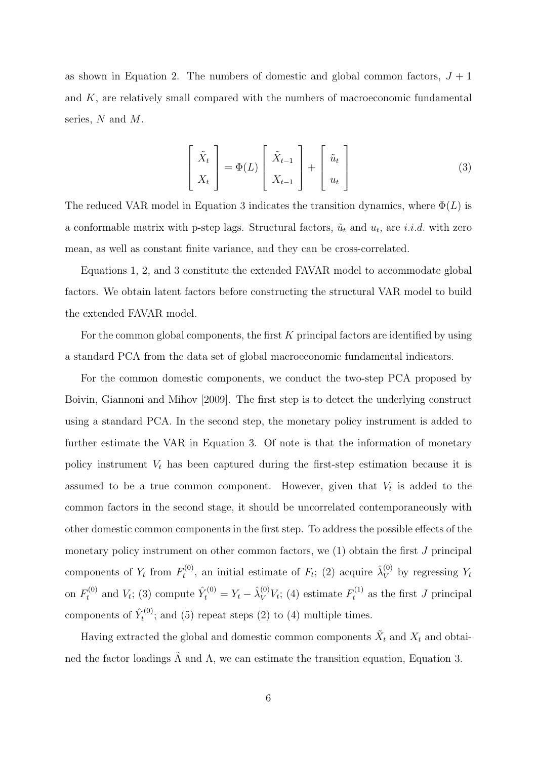as shown in Equation 2. The numbers of domestic and global common factors, $J+1$ and $K$, are relatively small compared with the numbers of macroeconomic fundamental series, $N$ and $M$.

$$\begin{bmatrix} \tilde{X}_t \\ X_t \end{bmatrix} = \Phi(L) \begin{bmatrix} \tilde{X}_{t-1} \\ X_{t-1} \end{bmatrix} + \begin{bmatrix} \tilde{u}_t \\ u_t \end{bmatrix} \tag{3}$$

The reduced VAR model in Equation 3 indicates the transition dynamics, where $\Phi(L)$ is a conformable matrix with p-step lags. Structural factors, $\tilde{u}_t$ and $u_t$, are *i.i.d.* with zero mean, as well as constant finite variance, and they can be cross-correlated.

Equations 1, 2, and 3 constitute the extended FAVAR model to accommodate global factors. We obtain latent factors before constructing the structural VAR model to build the extended FAVAR model.

For the common global components, the first $K$ principal factors are identified by using a standard PCA from the data set of global macroeconomic fundamental indicators.

For the common domestic components, we conduct the two-step PCA proposed by Boivin, Giannoni and Mihov [2009]. The first step is to detect the underlying construct using a standard PCA. In the second step, the monetary policy instrument is added to further estimate the VAR in Equation 3. Of note is that the information of monetary policy instrument $V_t$ has been captured during the first-step estimation because it is assumed to be a true common component. However, given that $V_t$ is added to the common factors in the second stage, it should be uncorrelated contemporaneously with other domestic common components in the first step. To address the possible effects of the monetary policy instrument on other common factors, we (1) obtain the first $J$ principal components of $Y_t$ from $F_t^{(0)}$, an initial estimate of $F_t$; (2) acquire $\hat{\lambda}_V^{(0)}$ by regressing $Y_t$ on $F_t^{(0)}$ and $V_t$; (3) compute $\hat{Y}_t^{(0)} = Y_t - \hat{\lambda}_V^{(0)} V_t$; (4) estimate $F_t^{(1)}$ as the first $J$ principal components of $\hat{Y}_t^{(0)}$; and (5) repeat steps (2) to (4) multiple times.

Having extracted the global and domestic common components $\tilde{X}_t$ and $X_t$ and obtained the factor loadings $\tilde{\Lambda}$ and $\Lambda$, we can estimate the transition equation, Equation 3.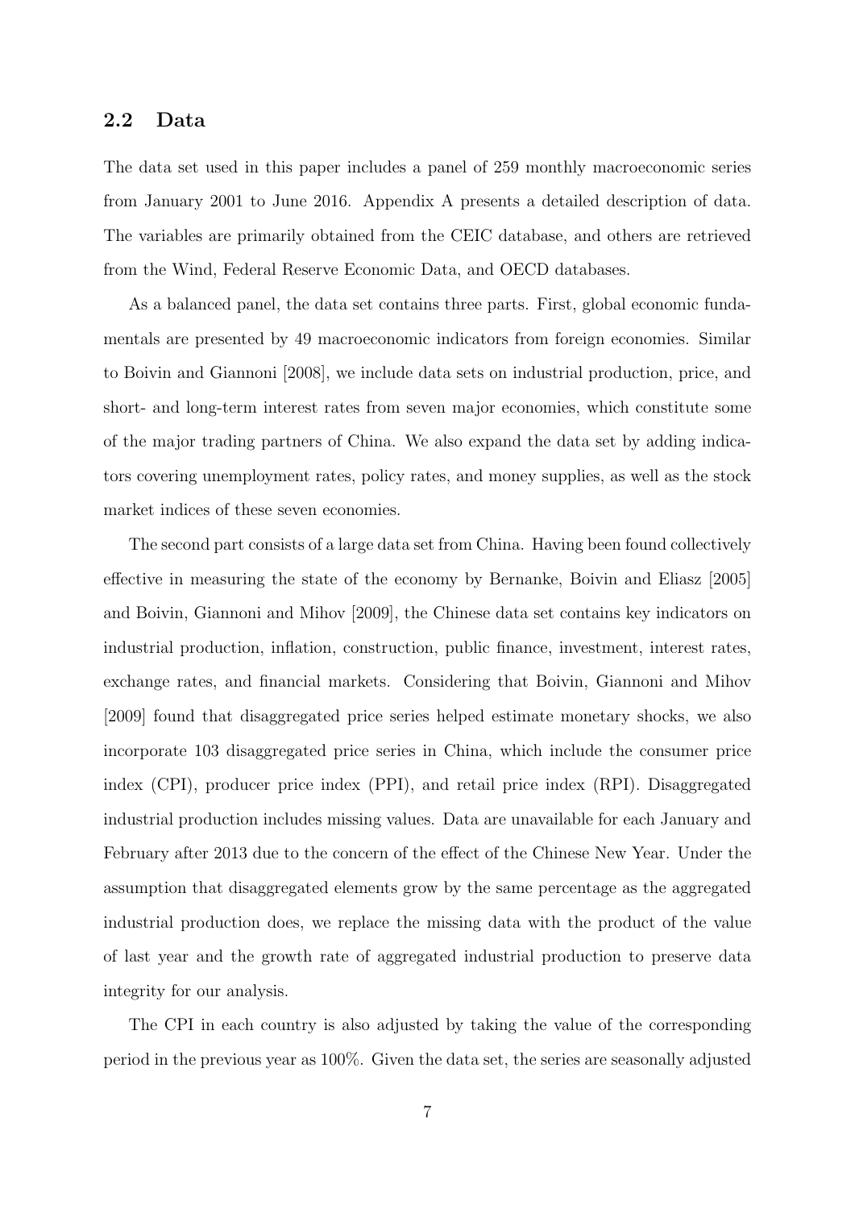## 2.2 Data

The data set used in this paper includes a panel of 259 monthly macroeconomic series from January 2001 to June 2016. Appendix A presents a detailed description of data. The variables are primarily obtained from the CEIC database, and others are retrieved from the Wind, Federal Reserve Economic Data, and OECD databases.

As a balanced panel, the data set contains three parts. First, global economic fundamentals are presented by 49 macroeconomic indicators from foreign economies. Similar to Boivin and Giannoni [2008], we include data sets on industrial production, price, and short- and long-term interest rates from seven major economies, which constitute some of the major trading partners of China. We also expand the data set by adding indicators covering unemployment rates, policy rates, and money supplies, as well as the stock market indices of these seven economies.

The second part consists of a large data set from China. Having been found collectively effective in measuring the state of the economy by Bernanke, Boivin and Eliasz [2005] and Boivin, Giannoni and Mihov [2009], the Chinese data set contains key indicators on industrial production, inflation, construction, public finance, investment, interest rates, exchange rates, and financial markets. Considering that Boivin, Giannoni and Mihov [2009] found that disaggregated price series helped estimate monetary shocks, we also incorporate 103 disaggregated price series in China, which include the consumer price index (CPI), producer price index (PPI), and retail price index (RPI). Disaggregated industrial production includes missing values. Data are unavailable for each January and February after 2013 due to the concern of the effect of the Chinese New Year. Under the assumption that disaggregated elements grow by the same percentage as the aggregated industrial production does, we replace the missing data with the product of the value of last year and the growth rate of aggregated industrial production to preserve data integrity for our analysis.

The CPI in each country is also adjusted by taking the value of the corresponding period in the previous year as 100%. Given the data set, the series are seasonally adjusted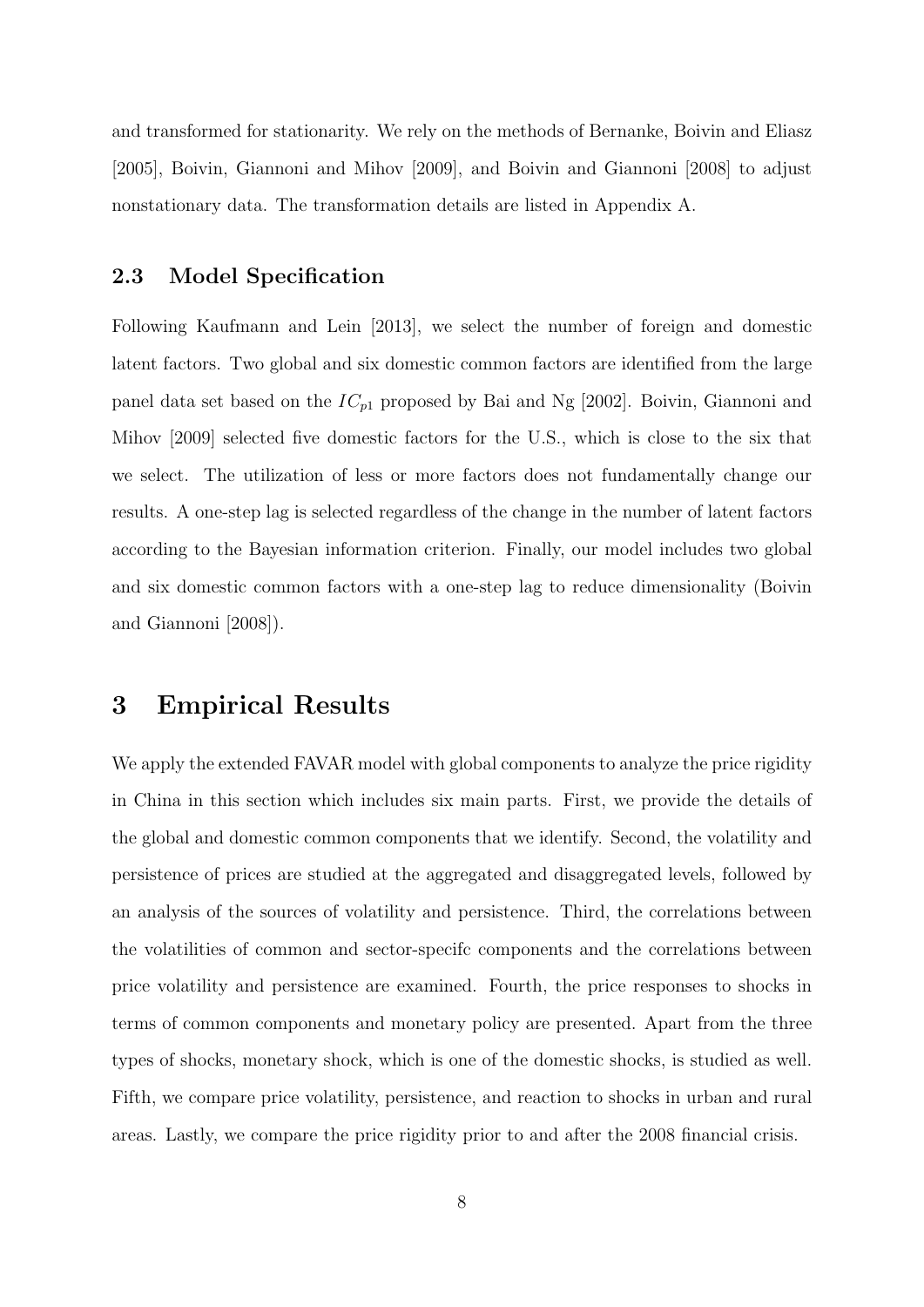and transformed for stationarity. We rely on the methods of Bernanke, Boivin and Eliasz [2005], Boivin, Giannoni and Mihov [2009], and Boivin and Giannoni [2008] to adjust nonstationary data. The transformation details are listed in Appendix A.

### 2.3 Model Specification

Following Kaufmann and Lein [2013], we select the number of foreign and domestic latent factors. Two global and six domestic common factors are identified from the large panel data set based on the $IC_{p1}$ proposed by Bai and Ng [2002]. Boivin, Giannoni and Mihov [2009] selected five domestic factors for the U.S., which is close to the six that we select. The utilization of less or more factors does not fundamentally change our results. A one-step lag is selected regardless of the change in the number of latent factors according to the Bayesian information criterion. Finally, our model includes two global and six domestic common factors with a one-step lag to reduce dimensionality (Boivin and Giannoni [2008]).

## 3 Empirical Results

We apply the extended FAVAR model with global components to analyze the price rigidity in China in this section which includes six main parts. First, we provide the details of the global and domestic common components that we identify. Second, the volatility and persistence of prices are studied at the aggregated and disaggregated levels, followed by an analysis of the sources of volatility and persistence. Third, the correlations between the volatilities of common and sector-specifc components and the correlations between price volatility and persistence are examined. Fourth, the price responses to shocks in terms of common components and monetary policy are presented. Apart from the three types of shocks, monetary shock, which is one of the domestic shocks, is studied as well. Fifth, we compare price volatility, persistence, and reaction to shocks in urban and rural areas. Lastly, we compare the price rigidity prior to and after the 2008 financial crisis.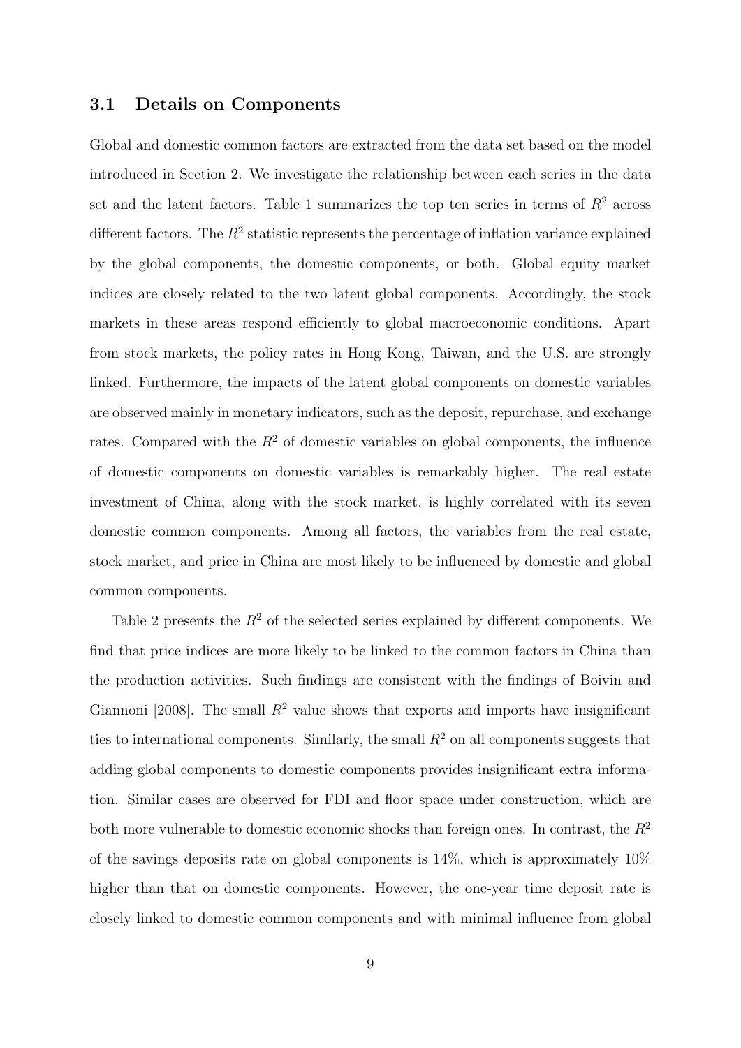### 3.1 Details on Components

Global and domestic common factors are extracted from the data set based on the model introduced in Section 2. We investigate the relationship between each series in the data set and the latent factors. Table 1 summarizes the top ten series in terms of $R^2$ across different factors. The $R^2$ statistic represents the percentage of inflation variance explained by the global components, the domestic components, or both. Global equity market indices are closely related to the two latent global components. Accordingly, the stock markets in these areas respond efficiently to global macroeconomic conditions. Apart from stock markets, the policy rates in Hong Kong, Taiwan, and the U.S. are strongly linked. Furthermore, the impacts of the latent global components on domestic variables are observed mainly in monetary indicators, such as the deposit, repurchase, and exchange rates. Compared with the $R^2$ of domestic variables on global components, the influence of domestic components on domestic variables is remarkably higher. The real estate investment of China, along with the stock market, is highly correlated with its seven domestic common components. Among all factors, the variables from the real estate, stock market, and price in China are most likely to be influenced by domestic and global common components.

Table 2 presents the $R^2$ of the selected series explained by different components. We find that price indices are more likely to be linked to the common factors in China than the production activities. Such findings are consistent with the findings of Boivin and Giannoni [2008]. The small $R^2$ value shows that exports and imports have insignificant ties to international components. Similarly, the small $R^2$ on all components suggests that adding global components to domestic components provides insignificant extra information. Similar cases are observed for FDI and floor space under construction, which are both more vulnerable to domestic economic shocks than foreign ones. In contrast, the $R^2$ of the savings deposits rate on global components is 14%, which is approximately 10% higher than that on domestic components. However, the one-year time deposit rate is closely linked to domestic common components and with minimal influence from global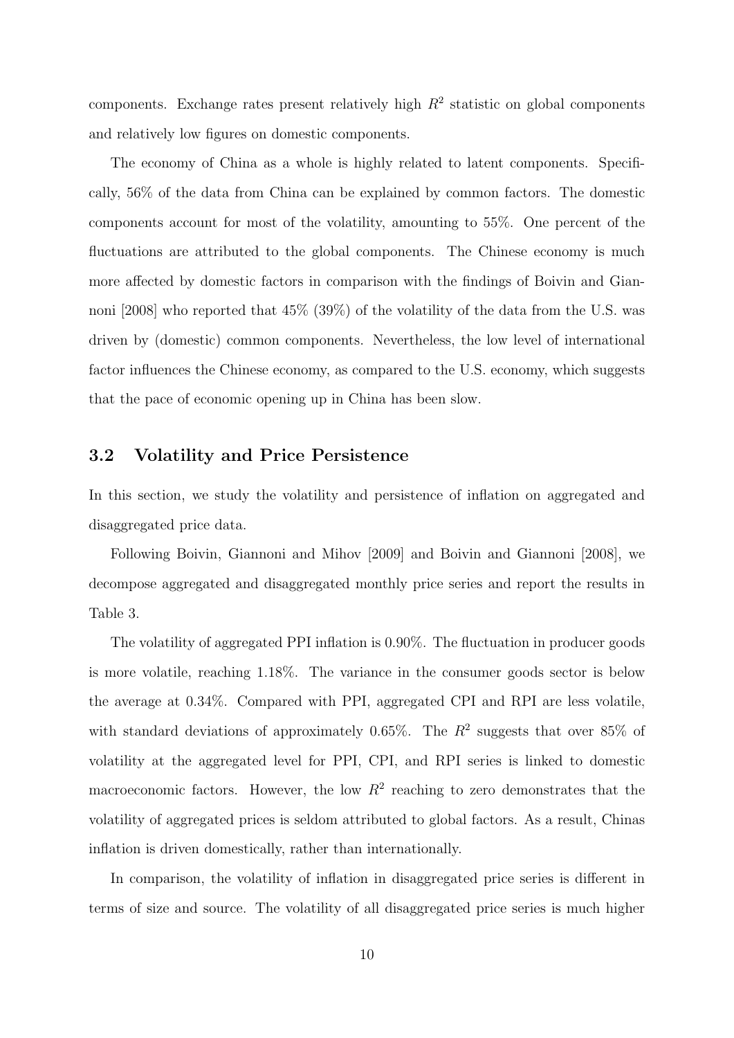components. Exchange rates present relatively high $R^2$ statistic on global components and relatively low figures on domestic components.

The economy of China as a whole is highly related to latent components. Specifically, 56% of the data from China can be explained by common factors. The domestic components account for most of the volatility, amounting to 55%. One percent of the fluctuations are attributed to the global components. The Chinese economy is much more affected by domestic factors in comparison with the findings of Boivin and Giannoni [2008] who reported that 45% (39%) of the volatility of the data from the U.S. was driven by (domestic) common components. Nevertheless, the low level of international factor influences the Chinese economy, as compared to the U.S. economy, which suggests that the pace of economic opening up in China has been slow.

## 3.2 Volatility and Price Persistence

In this section, we study the volatility and persistence of inflation on aggregated and disaggregated price data.

Following Boivin, Giannoni and Mihov [2009] and Boivin and Giannoni [2008], we decompose aggregated and disaggregated monthly price series and report the results in Table 3.

The volatility of aggregated PPI inflation is 0.90%. The fluctuation in producer goods is more volatile, reaching 1.18%. The variance in the consumer goods sector is below the average at 0.34%. Compared with PPI, aggregated CPI and RPI are less volatile, with standard deviations of approximately 0.65%. The $R^2$ suggests that over 85% of volatility at the aggregated level for PPI, CPI, and RPI series is linked to domestic macroeconomic factors. However, the low $R^2$ reaching to zero demonstrates that the volatility of aggregated prices is seldom attributed to global factors. As a result, Chinas inflation is driven domestically, rather than internationally.

In comparison, the volatility of inflation in disaggregated price series is different in terms of size and source. The volatility of all disaggregated price series is much higher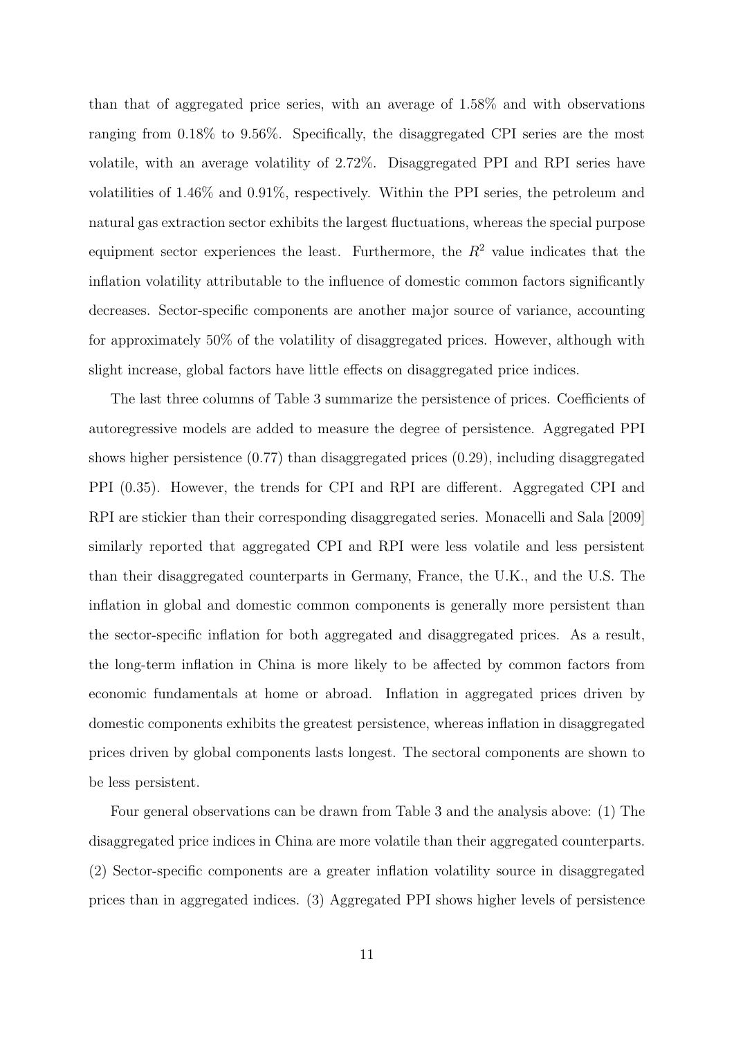than that of aggregated price series, with an average of 1.58% and with observations ranging from 0.18% to 9.56%. Specifically, the disaggregated CPI series are the most volatile, with an average volatility of 2.72%. Disaggregated PPI and RPI series have volatilities of 1.46% and 0.91%, respectively. Within the PPI series, the petroleum and natural gas extraction sector exhibits the largest fluctuations, whereas the special purpose equipment sector experiences the least. Furthermore, the $R^2$ value indicates that the inflation volatility attributable to the influence of domestic common factors significantly decreases. Sector-specific components are another major source of variance, accounting for approximately 50% of the volatility of disaggregated prices. However, although with slight increase, global factors have little effects on disaggregated price indices.

The last three columns of Table 3 summarize the persistence of prices. Coefficients of autoregressive models are added to measure the degree of persistence. Aggregated PPI shows higher persistence (0.77) than disaggregated prices (0.29), including disaggregated PPI (0.35). However, the trends for CPI and RPI are different. Aggregated CPI and RPI are stickier than their corresponding disaggregated series. Monacelli and Sala [2009] similarly reported that aggregated CPI and RPI were less volatile and less persistent than their disaggregated counterparts in Germany, France, the U.K., and the U.S. The inflation in global and domestic common components is generally more persistent than the sector-specific inflation for both aggregated and disaggregated prices. As a result, the long-term inflation in China is more likely to be affected by common factors from economic fundamentals at home or abroad. Inflation in aggregated prices driven by domestic components exhibits the greatest persistence, whereas inflation in disaggregated prices driven by global components lasts longest. The sectoral components are shown to be less persistent.

Four general observations can be drawn from Table 3 and the analysis above: (1) The disaggregated price indices in China are more volatile than their aggregated counterparts. (2) Sector-specific components are a greater inflation volatility source in disaggregated prices than in aggregated indices. (3) Aggregated PPI shows higher levels of persistence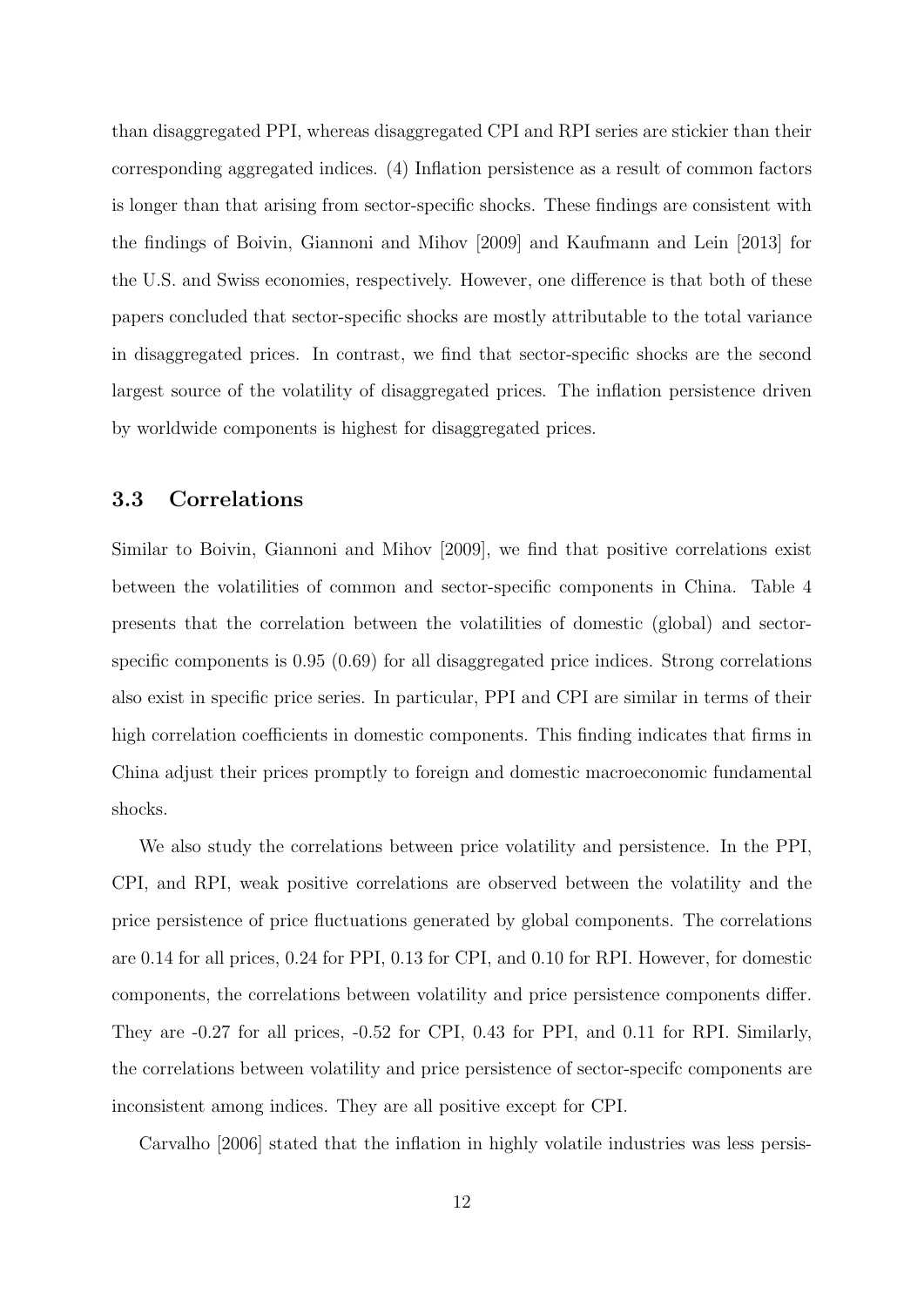than disaggregated PPI, whereas disaggregated CPI and RPI series are stickier than their corresponding aggregated indices. (4) Inflation persistence as a result of common factors is longer than that arising from sector-specific shocks. These findings are consistent with the findings of Boivin, Giannoni and Mihov [2009] and Kaufmann and Lein [2013] for the U.S. and Swiss economies, respectively. However, one difference is that both of these papers concluded that sector-specific shocks are mostly attributable to the total variance in disaggregated prices. In contrast, we find that sector-specific shocks are the second largest source of the volatility of disaggregated prices. The inflation persistence driven by worldwide components is highest for disaggregated prices.

### 3.3 Correlations

Similar to Boivin, Giannoni and Mihov [2009], we find that positive correlations exist between the volatilities of common and sector-specific components in China. Table 4 presents that the correlation between the volatilities of domestic (global) and sector-specific components is 0.95 (0.69) for all disaggregated price indices. Strong correlations also exist in specific price series. In particular, PPI and CPI are similar in terms of their high correlation coefficients in domestic components. This finding indicates that firms in China adjust their prices promptly to foreign and domestic macroeconomic fundamental shocks.

We also study the correlations between price volatility and persistence. In the PPI, CPI, and RPI, weak positive correlations are observed between the volatility and the price persistence of price fluctuations generated by global components. The correlations are 0.14 for all prices, 0.24 for PPI, 0.13 for CPI, and 0.10 for RPI. However, for domestic components, the correlations between volatility and price persistence components differ. They are -0.27 for all prices, -0.52 for CPI, 0.43 for PPI, and 0.11 for RPI. Similarly, the correlations between volatility and price persistence of sector-specifc components are inconsistent among indices. They are all positive except for CPI.

Carvalho [2006] stated that the inflation in highly volatile industries was less persis-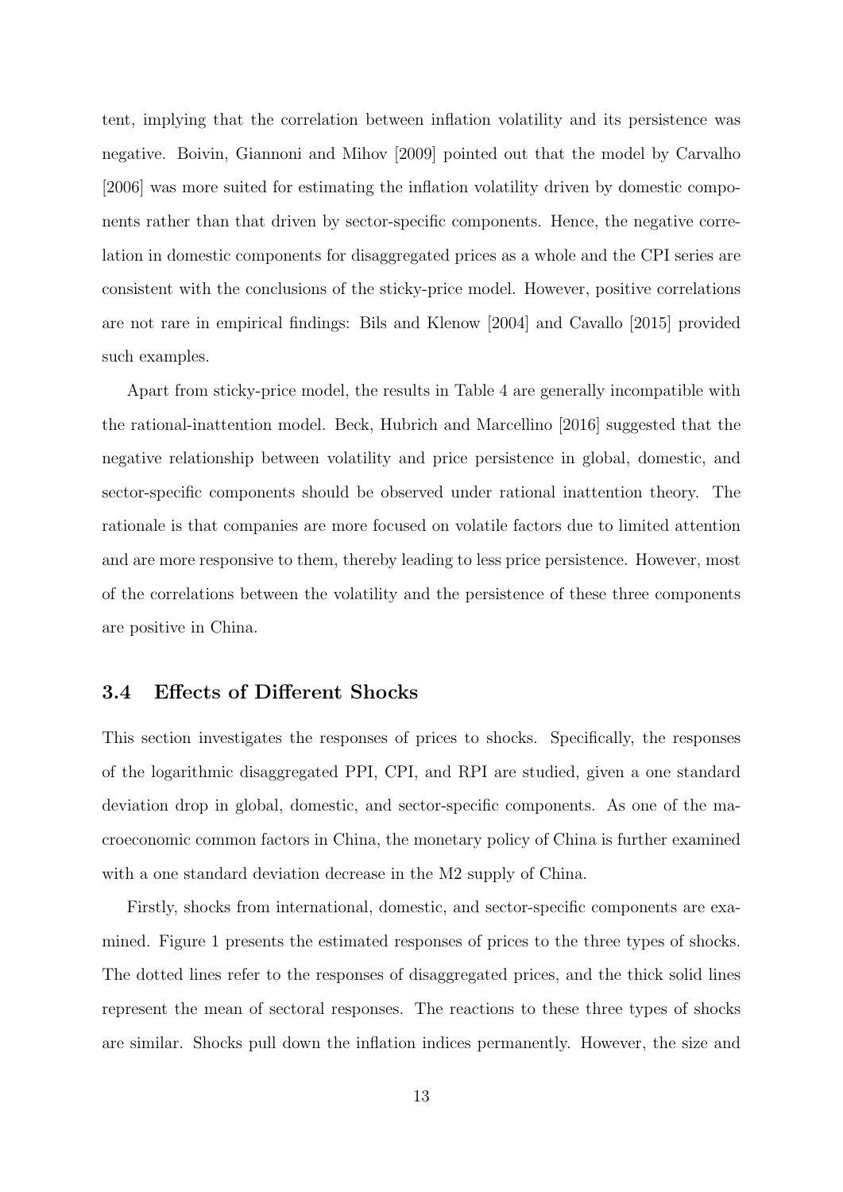tent, implying that the correlation between inflation volatility and its persistence was negative. Boivin, Giannoni and Mihov [2009] pointed out that the model by Carvalho [2006] was more suited for estimating the inflation volatility driven by domestic components rather than that driven by sector-specific components. Hence, the negative correlation in domestic components for disaggregated prices as a whole and the CPI series are consistent with the conclusions of the sticky-price model. However, positive correlations are not rare in empirical findings: Bils and Klenow [2004] and Cavallo [2015] provided such examples.

Apart from sticky-price model, the results in Table 4 are generally incompatible with the rational-inattention model. Beck, Hubrich and Marcellino [2016] suggested that the negative relationship between volatility and price persistence in global, domestic, and sector-specific components should be observed under rational inattention theory. The rationale is that companies are more focused on volatile factors due to limited attention and are more responsive to them, thereby leading to less price persistence. However, most of the correlations between the volatility and the persistence of these three components are positive in China.

### 3.4 Effects of Different Shocks

This section investigates the responses of prices to shocks. Specifically, the responses of the logarithmic disaggregated PPI, CPI, and RPI are studied, given a one standard deviation drop in global, domestic, and sector-specific components. As one of the macroeconomic common factors in China, the monetary policy of China is further examined with a one standard deviation decrease in the M2 supply of China.

Firstly, shocks from international, domestic, and sector-specific components are examined. Figure 1 presents the estimated responses of prices to the three types of shocks. The dotted lines refer to the responses of disaggregated prices, and the thick solid lines represent the mean of sectoral responses. The reactions to these three types of shocks are similar. Shocks pull down the inflation indices permanently. However, the size and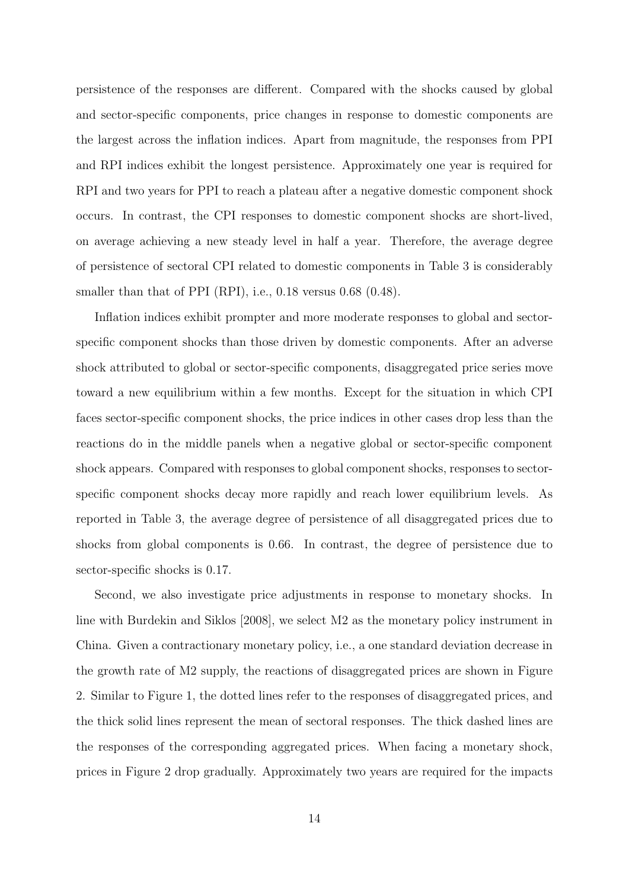persistence of the responses are different. Compared with the shocks caused by global and sector-specific components, price changes in response to domestic components are the largest across the inflation indices. Apart from magnitude, the responses from PPI and RPI indices exhibit the longest persistence. Approximately one year is required for RPI and two years for PPI to reach a plateau after a negative domestic component shock occurs. In contrast, the CPI responses to domestic component shocks are short-lived, on average achieving a new steady level in half a year. Therefore, the average degree of persistence of sectoral CPI related to domestic components in Table 3 is considerably smaller than that of PPI (RPI), i.e., 0.18 versus 0.68 (0.48).

Inflation indices exhibit prompter and more moderate responses to global and sector-specific component shocks than those driven by domestic components. After an adverse shock attributed to global or sector-specific components, disaggregated price series move toward a new equilibrium within a few months. Except for the situation in which CPI faces sector-specific component shocks, the price indices in other cases drop less than the reactions do in the middle panels when a negative global or sector-specific component shock appears. Compared with responses to global component shocks, responses to sector-specific component shocks decay more rapidly and reach lower equilibrium levels. As reported in Table 3, the average degree of persistence of all disaggregated prices due to shocks from global components is 0.66. In contrast, the degree of persistence due to sector-specific shocks is 0.17.

Second, we also investigate price adjustments in response to monetary shocks. In line with Burdekin and Siklos [2008], we select M2 as the monetary policy instrument in China. Given a contractionary monetary policy, i.e., a one standard deviation decrease in the growth rate of M2 supply, the reactions of disaggregated prices are shown in Figure 2. Similar to Figure 1, the dotted lines refer to the responses of disaggregated prices, and the thick solid lines represent the mean of sectoral responses. The thick dashed lines are the responses of the corresponding aggregated prices. When facing a monetary shock, prices in Figure 2 drop gradually. Approximately two years are required for the impacts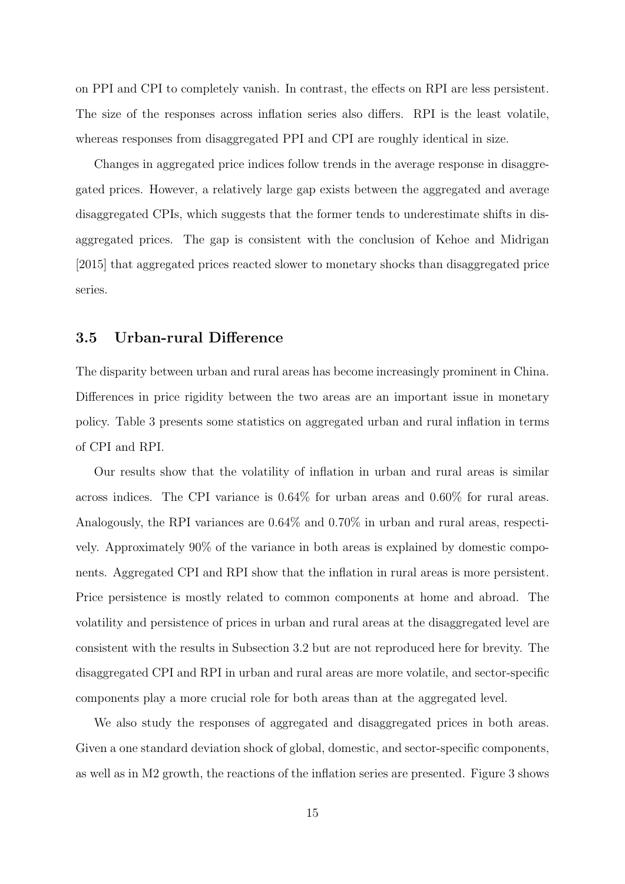on PPI and CPI to completely vanish. In contrast, the effects on RPI are less persistent. The size of the responses across inflation series also differs. RPI is the least volatile, whereas responses from disaggregated PPI and CPI are roughly identical in size.

Changes in aggregated price indices follow trends in the average response in disaggregated prices. However, a relatively large gap exists between the aggregated and average disaggregated CPIs, which suggests that the former tends to underestimate shifts in disaggregated prices. The gap is consistent with the conclusion of Kehoe and Midrigan [2015] that aggregated prices reacted slower to monetary shocks than disaggregated price series.

### 3.5 Urban-rural Difference

The disparity between urban and rural areas has become increasingly prominent in China. Differences in price rigidity between the two areas are an important issue in monetary policy. Table 3 presents some statistics on aggregated urban and rural inflation in terms of CPI and RPI.

Our results show that the volatility of inflation in urban and rural areas is similar across indices. The CPI variance is 0.64% for urban areas and 0.60% for rural areas. Analogously, the RPI variances are 0.64% and 0.70% in urban and rural areas, respectively. Approximately 90% of the variance in both areas is explained by domestic components. Aggregated CPI and RPI show that the inflation in rural areas is more persistent. Price persistence is mostly related to common components at home and abroad. The volatility and persistence of prices in urban and rural areas at the disaggregated level are consistent with the results in Subsection 3.2 but are not reproduced here for brevity. The disaggregated CPI and RPI in urban and rural areas are more volatile, and sector-specific components play a more crucial role for both areas than at the aggregated level.

We also study the responses of aggregated and disaggregated prices in both areas. Given a one standard deviation shock of global, domestic, and sector-specific components, as well as in M2 growth, the reactions of the inflation series are presented. Figure 3 shows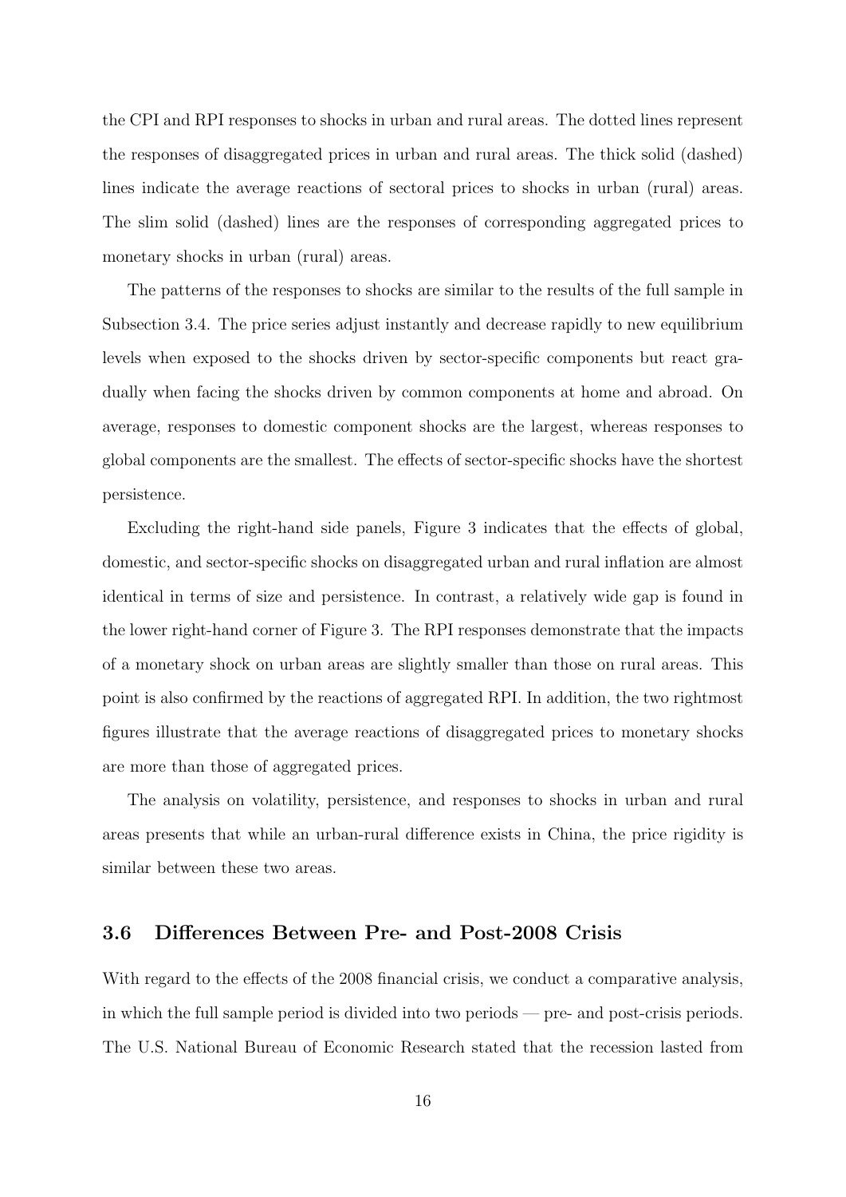the CPI and RPI responses to shocks in urban and rural areas. The dotted lines represent the responses of disaggregated prices in urban and rural areas. The thick solid (dashed) lines indicate the average reactions of sectoral prices to shocks in urban (rural) areas. The slim solid (dashed) lines are the responses of corresponding aggregated prices to monetary shocks in urban (rural) areas.

The patterns of the responses to shocks are similar to the results of the full sample in Subsection 3.4. The price series adjust instantly and decrease rapidly to new equilibrium levels when exposed to the shocks driven by sector-specific components but react gradually when facing the shocks driven by common components at home and abroad. On average, responses to domestic component shocks are the largest, whereas responses to global components are the smallest. The effects of sector-specific shocks have the shortest persistence.

Excluding the right-hand side panels, Figure 3 indicates that the effects of global, domestic, and sector-specific shocks on disaggregated urban and rural inflation are almost identical in terms of size and persistence. In contrast, a relatively wide gap is found in the lower right-hand corner of Figure 3. The RPI responses demonstrate that the impacts of a monetary shock on urban areas are slightly smaller than those on rural areas. This point is also confirmed by the reactions of aggregated RPI. In addition, the two rightmost figures illustrate that the average reactions of disaggregated prices to monetary shocks are more than those of aggregated prices.

The analysis on volatility, persistence, and responses to shocks in urban and rural areas presents that while an urban-rural difference exists in China, the price rigidity is similar between these two areas.

### 3.6 Differences Between Pre- and Post-2008 Crisis

With regard to the effects of the 2008 financial crisis, we conduct a comparative analysis, in which the full sample period is divided into two periods — pre- and post-crisis periods. The U.S. National Bureau of Economic Research stated that the recession lasted from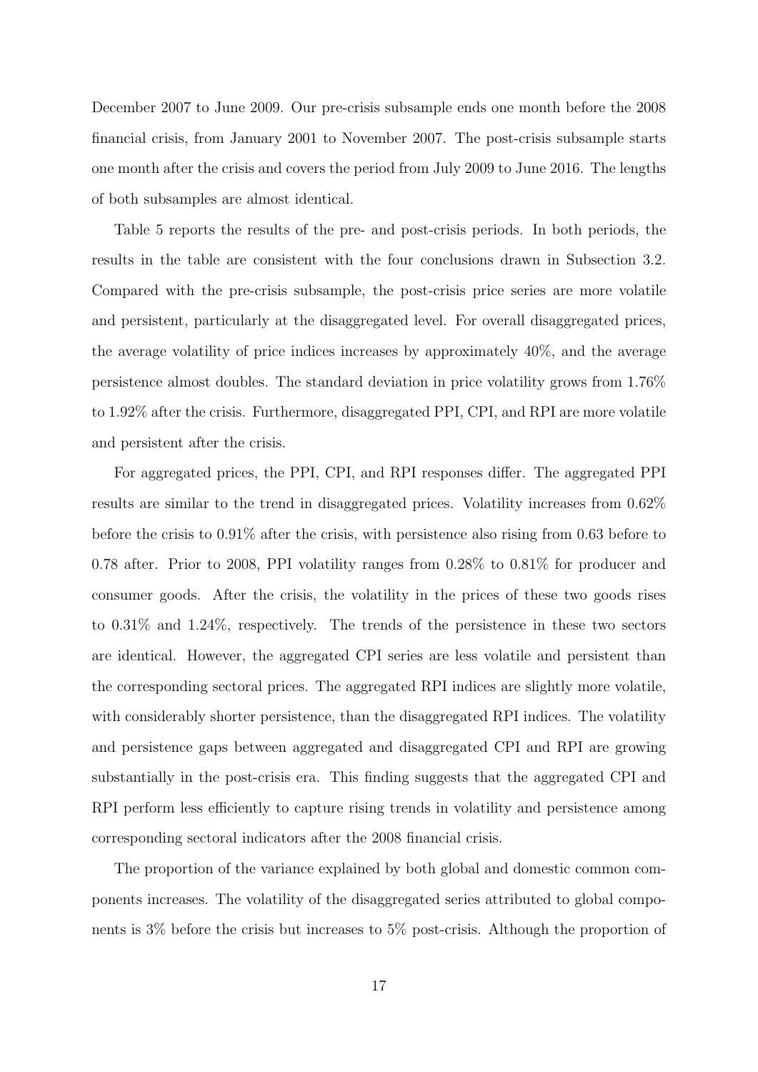December 2007 to June 2009. Our pre-crisis subsample ends one month before the 2008 financial crisis, from January 2001 to November 2007. The post-crisis subsample starts one month after the crisis and covers the period from July 2009 to June 2016. The lengths of both subsamples are almost identical.

Table 5 reports the results of the pre- and post-crisis periods. In both periods, the results in the table are consistent with the four conclusions drawn in Subsection 3.2. Compared with the pre-crisis subsample, the post-crisis price series are more volatile and persistent, particularly at the disaggregated level. For overall disaggregated prices, the average volatility of price indices increases by approximately 40%, and the average persistence almost doubles. The standard deviation in price volatility grows from 1.76% to 1.92% after the crisis. Furthermore, disaggregated PPI, CPI, and RPI are more volatile and persistent after the crisis.

For aggregated prices, the PPI, CPI, and RPI responses differ. The aggregated PPI results are similar to the trend in disaggregated prices. Volatility increases from 0.62% before the crisis to 0.91% after the crisis, with persistence also rising from 0.63 before to 0.78 after. Prior to 2008, PPI volatility ranges from 0.28% to 0.81% for producer and consumer goods. After the crisis, the volatility in the prices of these two goods rises to 0.31% and 1.24%, respectively. The trends of the persistence in these two sectors are identical. However, the aggregated CPI series are less volatile and persistent than the corresponding sectoral prices. The aggregated RPI indices are slightly more volatile, with considerably shorter persistence, than the disaggregated RPI indices. The volatility and persistence gaps between aggregated and disaggregated CPI and RPI are growing substantially in the post-crisis era. This finding suggests that the aggregated CPI and RPI perform less efficiently to capture rising trends in volatility and persistence among corresponding sectoral indicators after the 2008 financial crisis.

The proportion of the variance explained by both global and domestic common components increases. The volatility of the disaggregated series attributed to global components is 3% before the crisis but increases to 5% post-crisis. Although the proportion of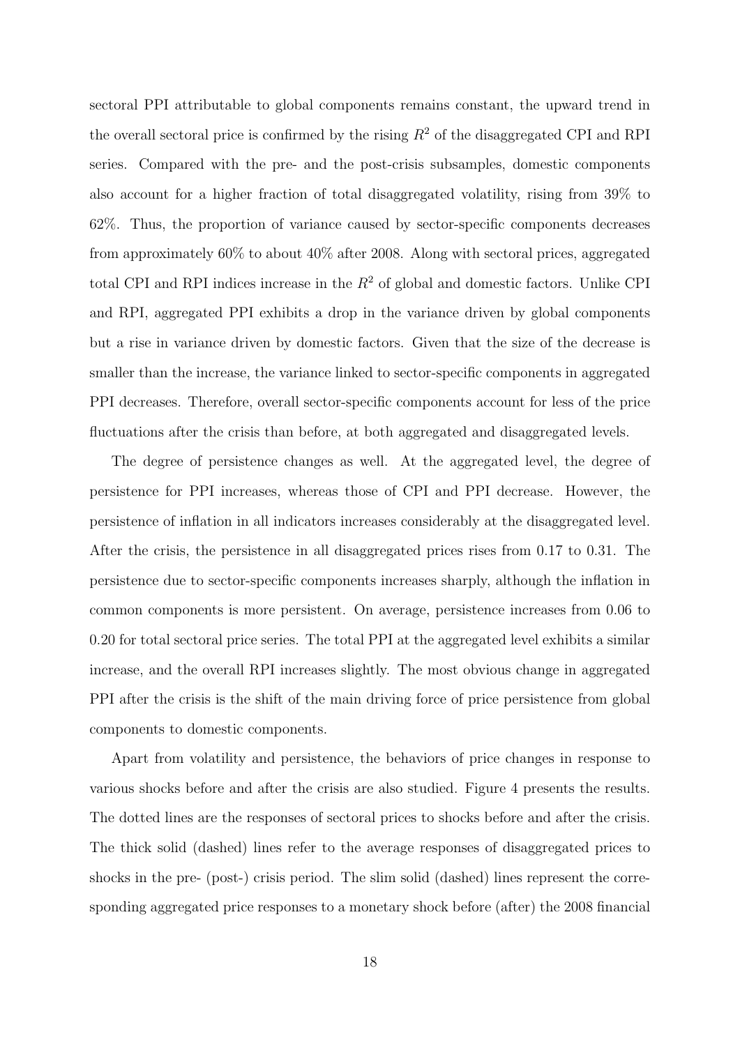sectoral PPI attributable to global components remains constant, the upward trend in the overall sectoral price is confirmed by the rising $R^2$ of the disaggregated CPI and RPI series. Compared with the pre- and the post-crisis subsamples, domestic components also account for a higher fraction of total disaggregated volatility, rising from 39% to 62%. Thus, the proportion of variance caused by sector-specific components decreases from approximately 60% to about 40% after 2008. Along with sectoral prices, aggregated total CPI and RPI indices increase in the $R^2$ of global and domestic factors. Unlike CPI and RPI, aggregated PPI exhibits a drop in the variance driven by global components but a rise in variance driven by domestic factors. Given that the size of the decrease is smaller than the increase, the variance linked to sector-specific components in aggregated PPI decreases. Therefore, overall sector-specific components account for less of the price fluctuations after the crisis than before, at both aggregated and disaggregated levels.

The degree of persistence changes as well. At the aggregated level, the degree of persistence for PPI increases, whereas those of CPI and PPI decrease. However, the persistence of inflation in all indicators increases considerably at the disaggregated level. After the crisis, the persistence in all disaggregated prices rises from 0.17 to 0.31. The persistence due to sector-specific components increases sharply, although the inflation in common components is more persistent. On average, persistence increases from 0.06 to 0.20 for total sectoral price series. The total PPI at the aggregated level exhibits a similar increase, and the overall RPI increases slightly. The most obvious change in aggregated PPI after the crisis is the shift of the main driving force of price persistence from global components to domestic components.

Apart from volatility and persistence, the behaviors of price changes in response to various shocks before and after the crisis are also studied. Figure 4 presents the results. The dotted lines are the responses of sectoral prices to shocks before and after the crisis. The thick solid (dashed) lines refer to the average responses of disaggregated prices to shocks in the pre- (post-) crisis period. The slim solid (dashed) lines represent the corresponding aggregated price responses to a monetary shock before (after) the 2008 financial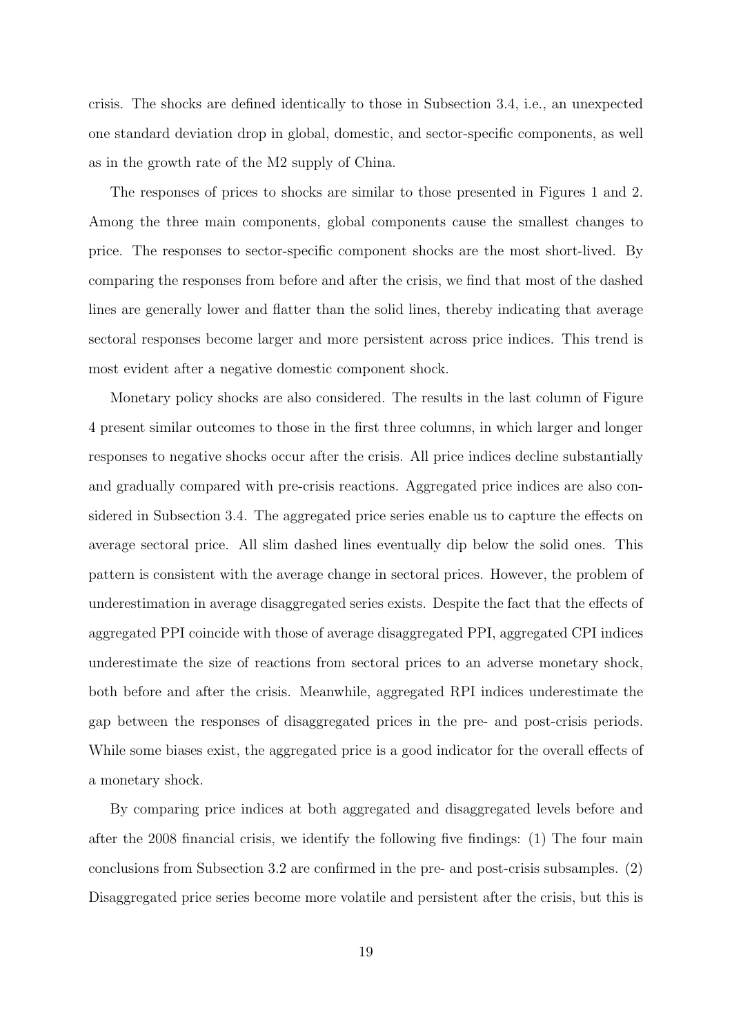crisis. The shocks are defined identically to those in Subsection 3.4, i.e., an unexpected one standard deviation drop in global, domestic, and sector-specific components, as well as in the growth rate of the M2 supply of China.

The responses of prices to shocks are similar to those presented in Figures 1 and 2. Among the three main components, global components cause the smallest changes to price. The responses to sector-specific component shocks are the most short-lived. By comparing the responses from before and after the crisis, we find that most of the dashed lines are generally lower and flatter than the solid lines, thereby indicating that average sectoral responses become larger and more persistent across price indices. This trend is most evident after a negative domestic component shock.

Monetary policy shocks are also considered. The results in the last column of Figure 4 present similar outcomes to those in the first three columns, in which larger and longer responses to negative shocks occur after the crisis. All price indices decline substantially and gradually compared with pre-crisis reactions. Aggregated price indices are also considered in Subsection 3.4. The aggregated price series enable us to capture the effects on average sectoral price. All slim dashed lines eventually dip below the solid ones. This pattern is consistent with the average change in sectoral prices. However, the problem of underestimation in average disaggregated series exists. Despite the fact that the effects of aggregated PPI coincide with those of average disaggregated PPI, aggregated CPI indices underestimate the size of reactions from sectoral prices to an adverse monetary shock, both before and after the crisis. Meanwhile, aggregated RPI indices underestimate the gap between the responses of disaggregated prices in the pre- and post-crisis periods. While some biases exist, the aggregated price is a good indicator for the overall effects of a monetary shock.

By comparing price indices at both aggregated and disaggregated levels before and after the 2008 financial crisis, we identify the following five findings: (1) The four main conclusions from Subsection 3.2 are confirmed in the pre- and post-crisis subsamples. (2) Disaggregated price series become more volatile and persistent after the crisis, but this is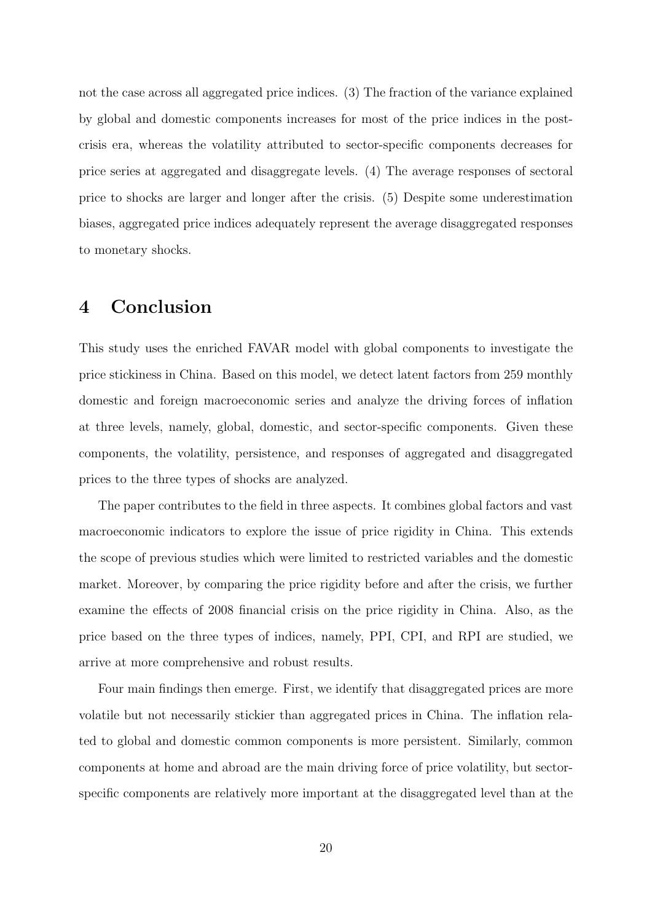not the case across all aggregated price indices. (3) The fraction of the variance explained by global and domestic components increases for most of the price indices in the post-crisis era, whereas the volatility attributed to sector-specific components decreases for price series at aggregated and disaggregate levels. (4) The average responses of sectoral price to shocks are larger and longer after the crisis. (5) Despite some underestimation biases, aggregated price indices adequately represent the average disaggregated responses to monetary shocks.

# 4 Conclusion

This study uses the enriched FAVAR model with global components to investigate the price stickiness in China. Based on this model, we detect latent factors from 259 monthly domestic and foreign macroeconomic series and analyze the driving forces of inflation at three levels, namely, global, domestic, and sector-specific components. Given these components, the volatility, persistence, and responses of aggregated and disaggregated prices to the three types of shocks are analyzed.

The paper contributes to the field in three aspects. It combines global factors and vast macroeconomic indicators to explore the issue of price rigidity in China. This extends the scope of previous studies which were limited to restricted variables and the domestic market. Moreover, by comparing the price rigidity before and after the crisis, we further examine the effects of 2008 financial crisis on the price rigidity in China. Also, as the price based on the three types of indices, namely, PPI, CPI, and RPI are studied, we arrive at more comprehensive and robust results.

Four main findings then emerge. First, we identify that disaggregated prices are more volatile but not necessarily stickier than aggregated prices in China. The inflation related to global and domestic common components is more persistent. Similarly, common components at home and abroad are the main driving force of price volatility, but sector-specific components are relatively more important at the disaggregated level than at the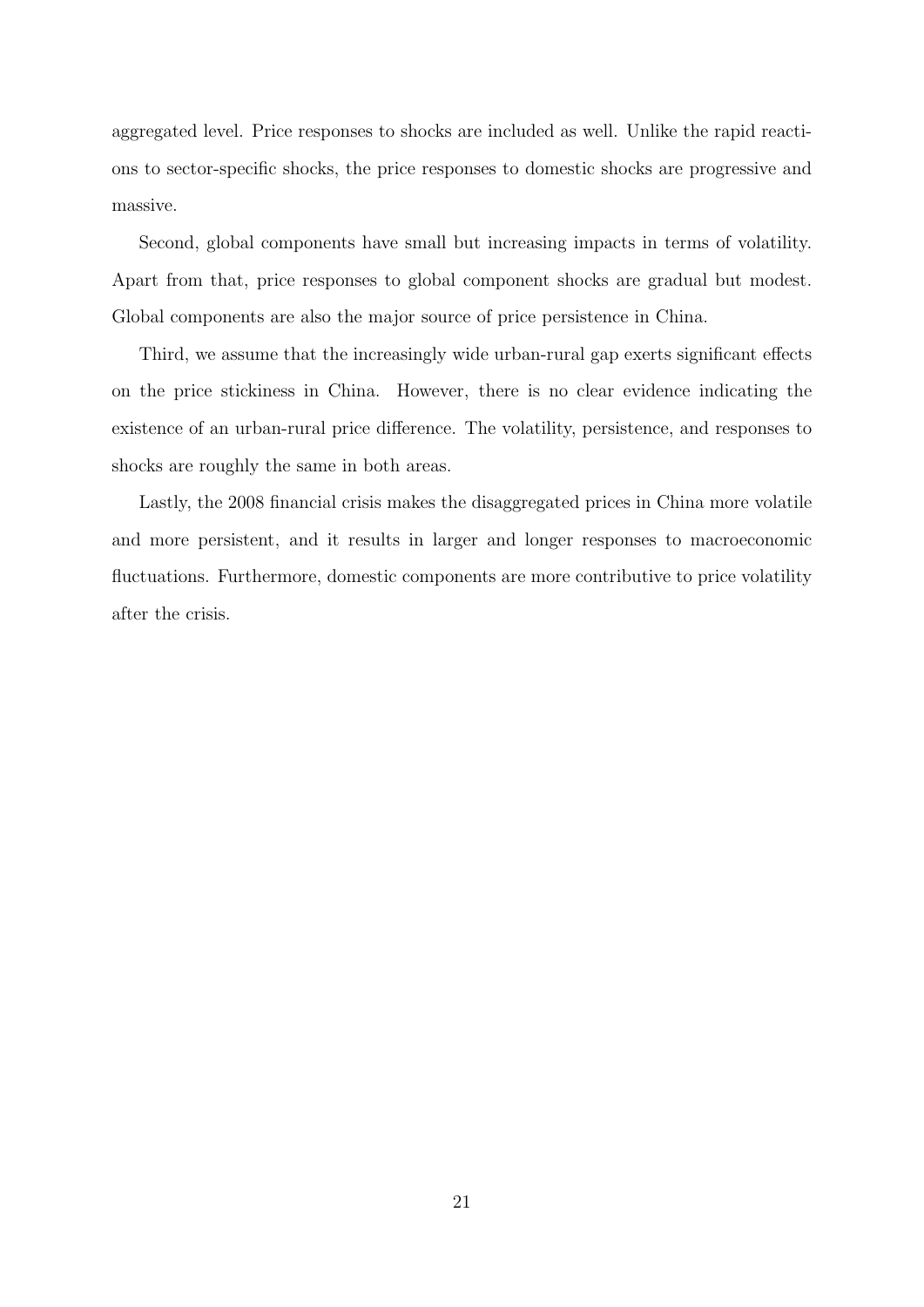aggregated level. Price responses to shocks are included as well. Unlike the rapid reactions to sector-specific shocks, the price responses to domestic shocks are progressive and massive.

Second, global components have small but increasing impacts in terms of volatility. Apart from that, price responses to global component shocks are gradual but modest. Global components are also the major source of price persistence in China.

Third, we assume that the increasingly wide urban-rural gap exerts significant effects on the price stickiness in China. However, there is no clear evidence indicating the existence of an urban-rural price difference. The volatility, persistence, and responses to shocks are roughly the same in both areas.

Lastly, the 2008 financial crisis makes the disaggregated prices in China more volatile and more persistent, and it results in larger and longer responses to macroeconomic fluctuations. Furthermore, domestic components are more contributive to price volatility after the crisis.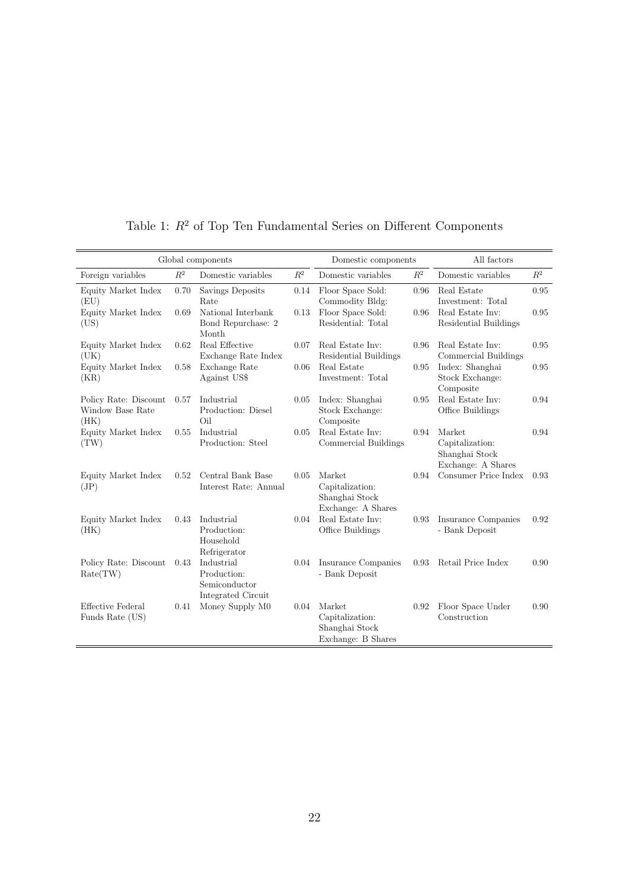Table 1: $R^2$ of Top Ten Fundamental Series on Different Components

| Global components | | | | Domestic components | | All factors | |
|---|---|---|---|---|---|---|---|
| Foreign variables | $R^2$ | Domestic variables | $R^2$ | Domestic variables | $R^2$ | Domestic variables | $R^2$ |
| Equity Market Index (EU) | 0.70 | Savings Deposits Rate | 0.14 | Floor Space Sold: Commodity Bldg: | 0.96 | Real Estate Investment: Total | 0.95 |
| Equity Market Index (US) | 0.69 | National Interbank Bond Repurchase: 2 Month | 0.13 | Floor Space Sold: Residential: Total | 0.96 | Real Estate Inv: Residential Buildings | 0.95 |
| Equity Market Index (UK) | 0.62 | Real Effective Exchange Rate Index | 0.07 | Real Estate Inv: Residential Buildings | 0.96 | Real Estate Inv: Commercial Buildings | 0.95 |
| Equity Market Index (KR) | 0.58 | Exchange Rate Against US$ | 0.06 | Real Estate Investment: Total | 0.95 | Index: Shanghai Stock Exchange: Composite | 0.95 |
| Policy Rate: Discount Window Base Rate (HK) | 0.57 | Industrial Production: Diesel Oil | 0.05 | Index: Shanghai Stock Exchange: Composite | 0.95 | Real Estate Inv: Office Buildings | 0.94 |
| Equity Market Index (TW) | 0.55 | Industrial Production: Steel | 0.05 | Real Estate Inv: Commercial Buildings | 0.94 | Market Capitalization: Shanghai Stock Exchange: A Shares | 0.94 |
| Equity Market Index (JP) | 0.52 | Central Bank Base Interest Rate: Annual | 0.05 | Market Capitalization: Shanghai Stock Exchange: A Shares | 0.94 | Consumer Price Index | 0.93 |
| Equity Market Index (HK) | 0.43 | Industrial Production: Household Refrigerator | 0.04 | Real Estate Inv: Office Buildings | 0.93 | Insurance Companies - Bank Deposit | 0.92 |
| Policy Rate: Discount Rate(TW) | 0.43 | Industrial Production: Semiconductor Integrated Circuit | 0.04 | Insurance Companies - Bank Deposit | 0.93 | Retail Price Index | 0.90 |
| Effective Federal Funds Rate (US) | 0.41 | Money Supply M0 | 0.04 | Market Capitalization: Shanghai Stock Exchange: B Shares | 0.92 | Floor Space Under Construction | 0.90 |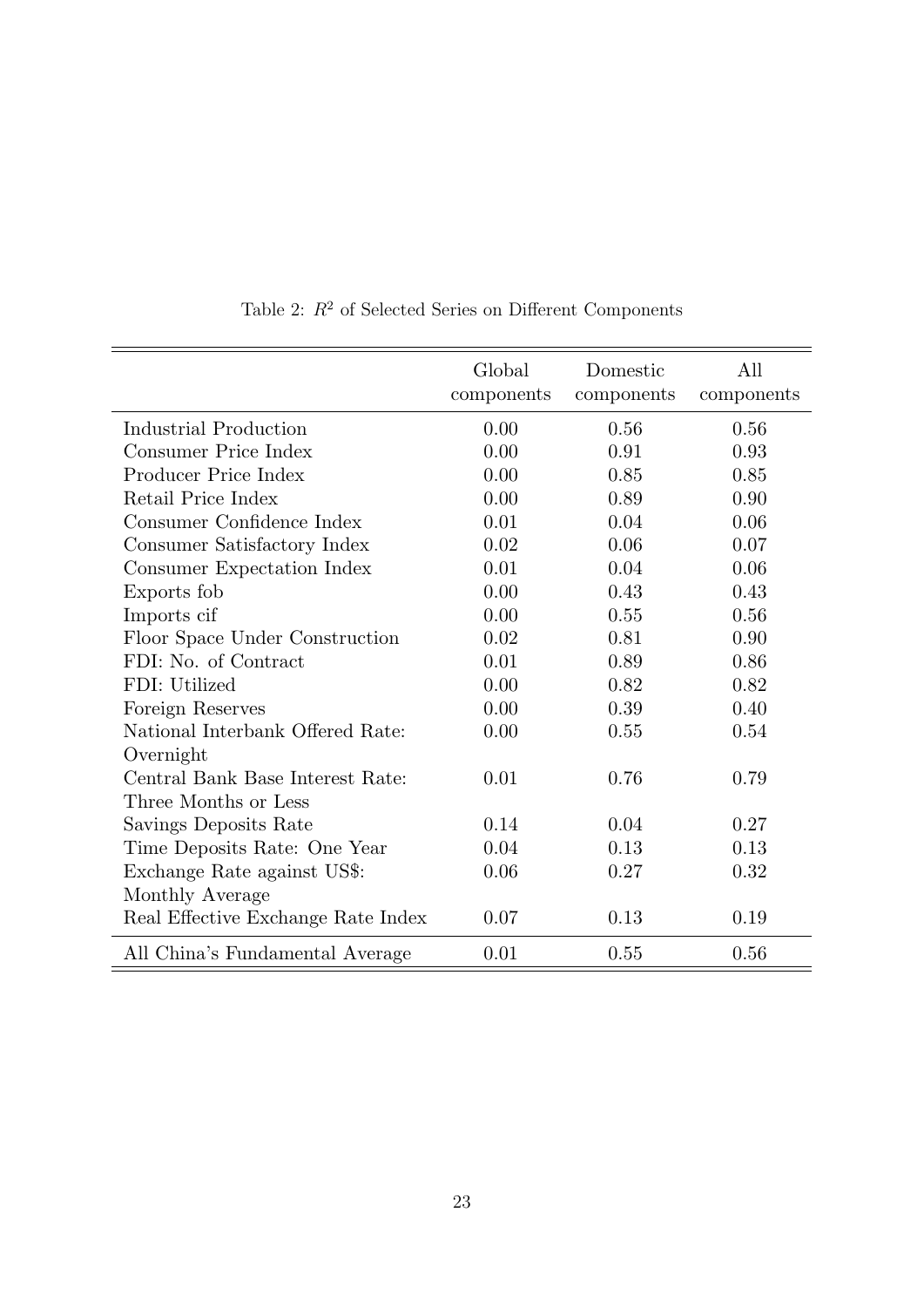Table 2: $R^2$ of Selected Series on Different Components

|  | Global components | Domestic components | All components |
|---|---|---|---|
| Industrial Production | 0.00 | 0.56 | 0.56 |
| Consumer Price Index | 0.00 | 0.91 | 0.93 |
| Producer Price Index | 0.00 | 0.85 | 0.85 |
| Retail Price Index | 0.00 | 0.89 | 0.90 |
| Consumer Confidence Index | 0.01 | 0.04 | 0.06 |
| Consumer Satisfactory Index | 0.02 | 0.06 | 0.07 |
| Consumer Expectation Index | 0.01 | 0.04 | 0.06 |
| Exports fob | 0.00 | 0.43 | 0.43 |
| Imports cif | 0.00 | 0.55 | 0.56 |
| Floor Space Under Construction | 0.02 | 0.81 | 0.90 |
| FDI: No. of Contract | 0.01 | 0.89 | 0.86 |
| FDI: Utilized | 0.00 | 0.82 | 0.82 |
| Foreign Reserves | 0.00 | 0.39 | 0.40 |
| National Interbank Offered Rate: Overnight | 0.00 | 0.55 | 0.54 |
| Central Bank Base Interest Rate: Three Months or Less | 0.01 | 0.76 | 0.79 |
| Savings Deposits Rate | 0.14 | 0.04 | 0.27 |
| Time Deposits Rate: One Year | 0.04 | 0.13 | 0.13 |
| Exchange Rate against US$: Monthly Average | 0.06 | 0.27 | 0.32 |
| Real Effective Exchange Rate Index | 0.07 | 0.13 | 0.19 |
| All China's Fundamental Average | 0.01 | 0.55 | 0.56 |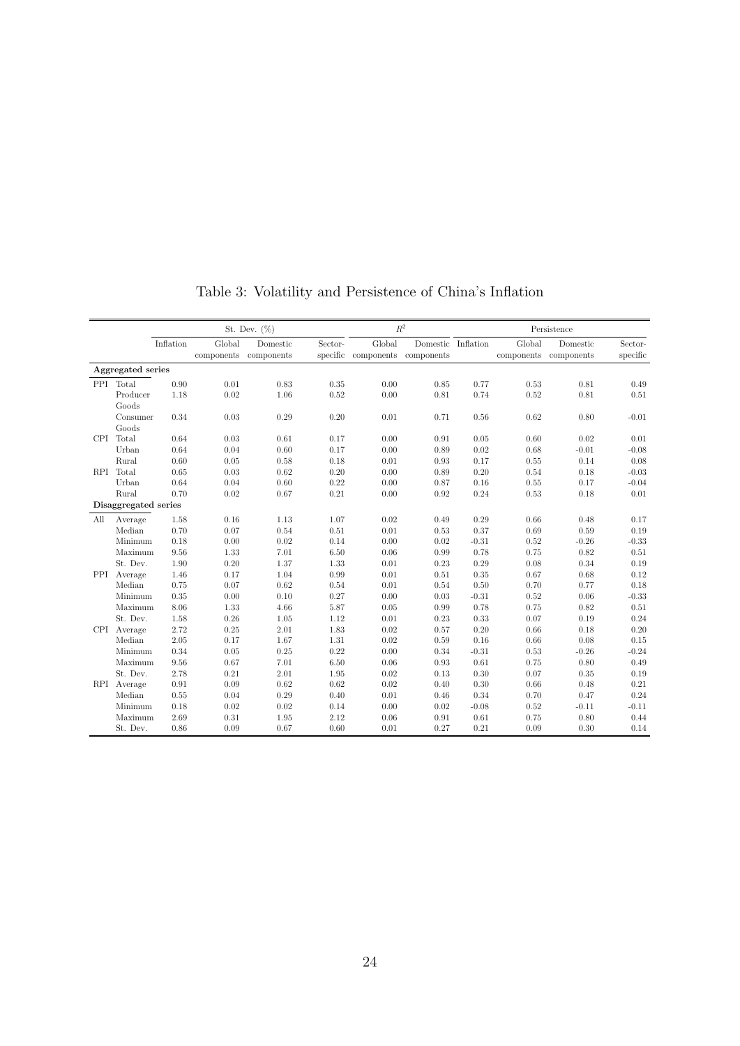# Table 3: Volatility and Persistence of China's Inflation

| | | St. Dev. (%) | | | | $R^2$ | | Persistence | | | |
|---|---|---|---|---|---|---|---|---|---|---|---|
| | | Inflation | Global components | Domestic components | Sector-specific | Global components | Domestic components | Inflation | Global components | Domestic components | Sector-specific |
| **Aggregated series** | | | | | | | | | | | |
| PPI | Total | 0.90 | 0.01 | 0.83 | 0.35 | 0.00 | 0.85 | 0.77 | 0.53 | 0.81 | 0.49 |
| | Producer Goods | 1.18 | 0.02 | 1.06 | 0.52 | 0.00 | 0.81 | 0.74 | 0.52 | 0.81 | 0.51 |
| | Consumer Goods | 0.34 | 0.03 | 0.29 | 0.20 | 0.01 | 0.71 | 0.56 | 0.62 | 0.80 | -0.01 |
| CPI | Total | 0.64 | 0.03 | 0.61 | 0.17 | 0.00 | 0.91 | 0.05 | 0.60 | 0.02 | 0.01 |
| | Urban | 0.64 | 0.04 | 0.60 | 0.17 | 0.00 | 0.89 | 0.02 | 0.68 | -0.01 | -0.08 |
| | Rural | 0.60 | 0.05 | 0.58 | 0.18 | 0.01 | 0.93 | 0.17 | 0.55 | 0.14 | 0.08 |
| RPI | Total | 0.65 | 0.03 | 0.62 | 0.20 | 0.00 | 0.89 | 0.20 | 0.54 | 0.18 | -0.03 |
| | Urban | 0.64 | 0.04 | 0.60 | 0.22 | 0.00 | 0.87 | 0.16 | 0.55 | 0.17 | -0.04 |
| | Rural | 0.70 | 0.02 | 0.67 | 0.21 | 0.00 | 0.92 | 0.24 | 0.53 | 0.18 | 0.01 |
| **Disaggregated series** | | | | | | | | | | | |
| All | Average | 1.58 | 0.16 | 1.13 | 1.07 | 0.02 | 0.49 | 0.29 | 0.66 | 0.48 | 0.17 |
| | Median | 0.70 | 0.07 | 0.54 | 0.51 | 0.01 | 0.53 | 0.37 | 0.69 | 0.59 | 0.19 |
| | Minimum | 0.18 | 0.00 | 0.02 | 0.14 | 0.00 | 0.02 | -0.31 | 0.52 | -0.26 | -0.33 |
| | Maximum | 9.56 | 1.33 | 7.01 | 6.50 | 0.06 | 0.99 | 0.78 | 0.75 | 0.82 | 0.51 |
| | St. Dev. | 1.90 | 0.20 | 1.37 | 1.33 | 0.01 | 0.23 | 0.29 | 0.08 | 0.34 | 0.19 |
| PPI | Average | 1.46 | 0.17 | 1.04 | 0.99 | 0.01 | 0.51 | 0.35 | 0.67 | 0.68 | 0.12 |
| | Median | 0.75 | 0.07 | 0.62 | 0.54 | 0.01 | 0.54 | 0.50 | 0.70 | 0.77 | 0.18 |
| | Minimum | 0.35 | 0.00 | 0.10 | 0.27 | 0.00 | 0.03 | -0.31 | 0.52 | 0.06 | -0.33 |
| | Maximum | 8.06 | 1.33 | 4.66 | 5.87 | 0.05 | 0.99 | 0.78 | 0.75 | 0.82 | 0.51 |
| | St. Dev. | 1.58 | 0.26 | 1.05 | 1.12 | 0.01 | 0.23 | 0.33 | 0.07 | 0.19 | 0.24 |
| CPI | Average | 2.72 | 0.25 | 2.01 | 1.83 | 0.02 | 0.57 | 0.20 | 0.66 | 0.18 | 0.20 |
| | Median | 2.05 | 0.17 | 1.67 | 1.31 | 0.02 | 0.59 | 0.16 | 0.66 | 0.08 | 0.15 |
| | Minimum | 0.34 | 0.05 | 0.25 | 0.22 | 0.00 | 0.34 | -0.31 | 0.53 | -0.26 | -0.24 |
| | Maximum | 9.56 | 0.67 | 7.01 | 6.50 | 0.06 | 0.93 | 0.61 | 0.75 | 0.80 | 0.49 |
| | St. Dev. | 2.78 | 0.21 | 2.01 | 1.95 | 0.02 | 0.13 | 0.30 | 0.07 | 0.35 | 0.19 |
| RPI | Average | 0.91 | 0.09 | 0.62 | 0.62 | 0.02 | 0.40 | 0.30 | 0.66 | 0.48 | 0.21 |
| | Median | 0.55 | 0.04 | 0.29 | 0.40 | 0.01 | 0.46 | 0.34 | 0.70 | 0.47 | 0.24 |
| | Minimum | 0.18 | 0.02 | 0.02 | 0.14 | 0.00 | 0.02 | -0.08 | 0.52 | -0.11 | -0.11 |
| | Maximum | 2.69 | 0.31 | 1.95 | 2.12 | 0.06 | 0.91 | 0.61 | 0.75 | 0.80 | 0.44 |
| | St. Dev. | 0.86 | 0.09 | 0.67 | 0.60 | 0.01 | 0.27 | 0.21 | 0.09 | 0.30 | 0.14 |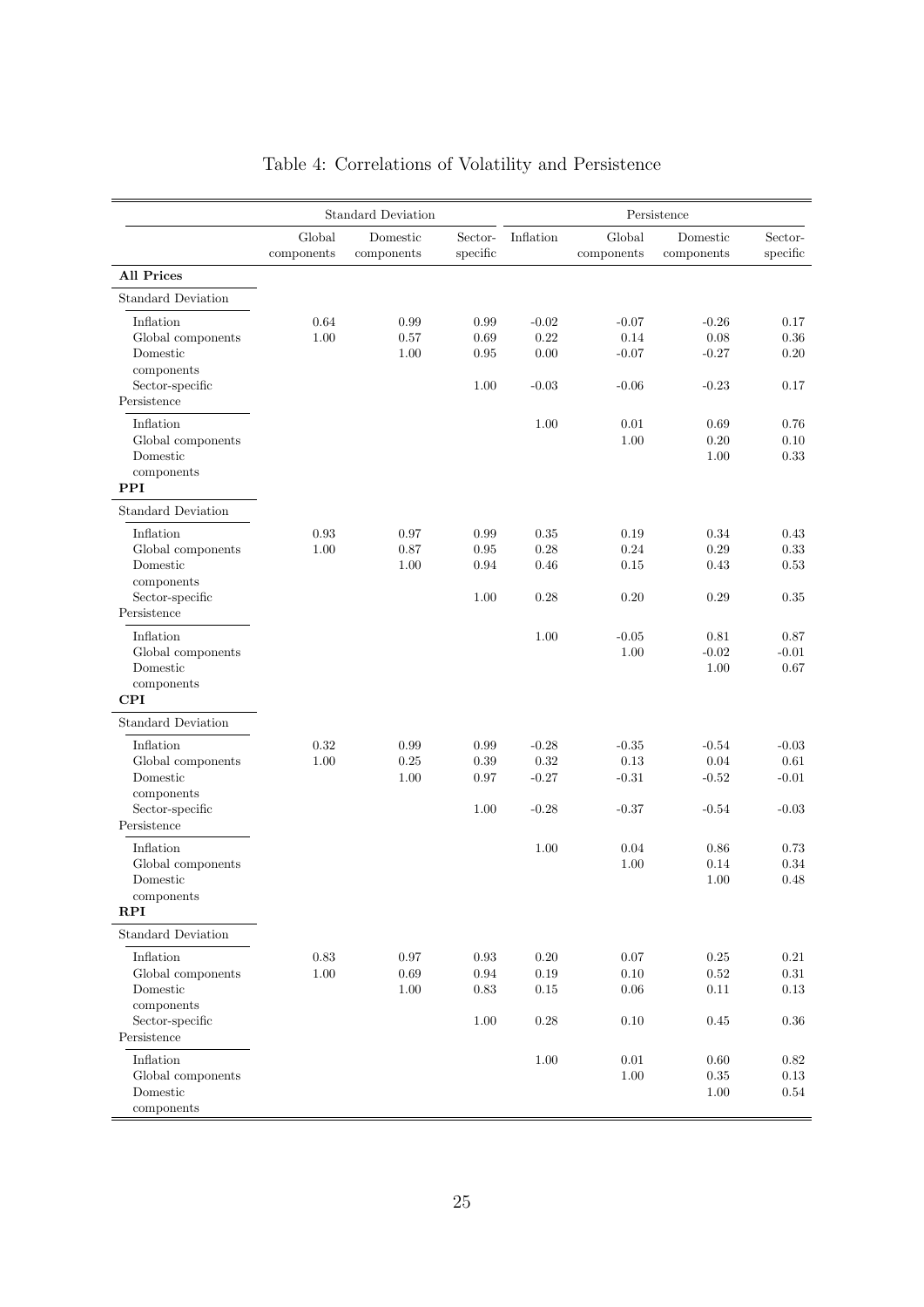# Table 4: Correlations of Volatility and Persistence

| | Standard Deviation | | | Persistence | | | |
|---|---|---|---|---|---|---|---|
| | Global components | Domestic components | Sector-specific | Inflation | Global components | Domestic components | Sector-specific |
| **All Prices** | | | | | | | |
| Standard Deviation | | | | | | | |
| Inflation | 0.64 | 0.99 | 0.99 | -0.02 | -0.07 | -0.26 | 0.17 |
| Global components | 1.00 | 0.57 | 0.69 | 0.22 | 0.14 | 0.08 | 0.36 |
| Domestic components | | 1.00 | 0.95 | 0.00 | -0.07 | -0.27 | 0.20 |
| Sector-specific | | | 1.00 | -0.03 | -0.06 | -0.23 | 0.17 |
| Persistence | | | | | | | |
| Inflation | | | | 1.00 | 0.01 | 0.69 | 0.76 |
| Global components | | | | | 1.00 | 0.20 | 0.10 |
| Domestic components | | | | | | 1.00 | 0.33 |
| **PPI** | | | | | | | |
| Standard Deviation | | | | | | | |
| Inflation | 0.93 | 0.97 | 0.99 | 0.35 | 0.19 | 0.34 | 0.43 |
| Global components | 1.00 | 0.87 | 0.95 | 0.28 | 0.24 | 0.29 | 0.33 |
| Domestic components | | 1.00 | 0.94 | 0.46 | 0.15 | 0.43 | 0.53 |
| Sector-specific | | | 1.00 | 0.28 | 0.20 | 0.29 | 0.35 |
| Persistence | | | | | | | |
| Inflation | | | | 1.00 | -0.05 | 0.81 | 0.87 |
| Global components | | | | | 1.00 | -0.02 | -0.01 |
| Domestic components | | | | | | 1.00 | 0.67 |
| **CPI** | | | | | | | |
| Standard Deviation | | | | | | | |
| Inflation | 0.32 | 0.99 | 0.99 | -0.28 | -0.35 | -0.54 | -0.03 |
| Global components | 1.00 | 0.25 | 0.39 | 0.32 | 0.13 | 0.04 | 0.61 |
| Domestic components | | 1.00 | 0.97 | -0.27 | -0.31 | -0.52 | -0.01 |
| Sector-specific | | | 1.00 | -0.28 | -0.37 | -0.54 | -0.03 |
| Persistence | | | | | | | |
| Inflation | | | | 1.00 | 0.04 | 0.86 | 0.73 |
| Global components | | | | | 1.00 | 0.14 | 0.34 |
| Domestic components | | | | | | 1.00 | 0.48 |
| **RPI** | | | | | | | |
| Standard Deviation | | | | | | | |
| Inflation | 0.83 | 0.97 | 0.93 | 0.20 | 0.07 | 0.25 | 0.21 |
| Global components | 1.00 | 0.69 | 0.94 | 0.19 | 0.10 | 0.52 | 0.31 |
| Domestic components | | 1.00 | 0.83 | 0.15 | 0.06 | 0.11 | 0.13 |
| Sector-specific | | | 1.00 | 0.28 | 0.10 | 0.45 | 0.36 |
| Persistence | | | | | | | |
| Inflation | | | | 1.00 | 0.01 | 0.60 | 0.82 |
| Global components | | | | | 1.00 | 0.35 | 0.13 |
| Domestic components | | | | | | 1.00 | 0.54 |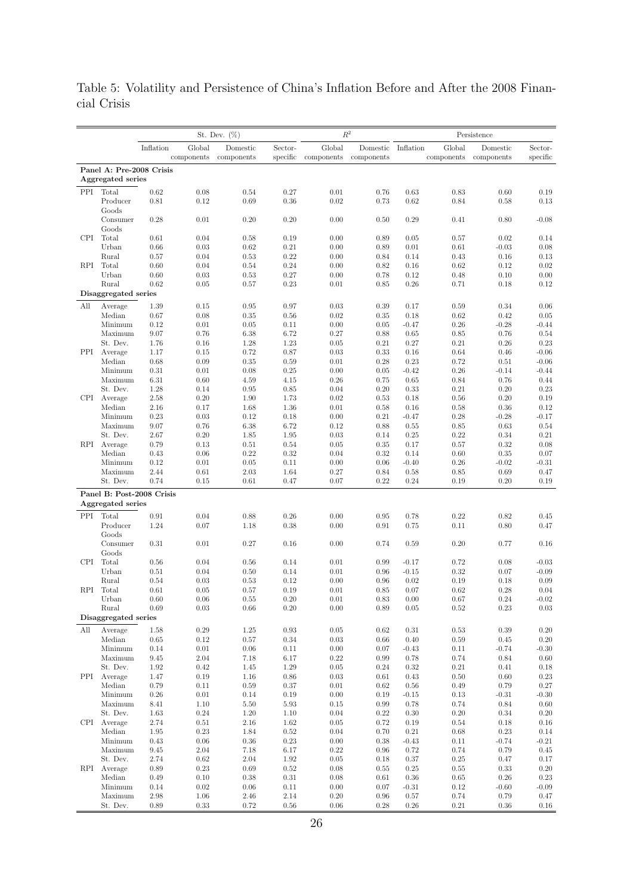Table 5: Volatility and Persistence of China's Inflation Before and After the 2008 Financial Crisis

| | | St. Dev. (%) | | | | $R^2$ | | Persistence | | | |
|---|---|---|---|---|---|---|---|---|---|---|---|
| | | Inflation | Global components | Domestic components | Sector-specific | Global components | Domestic components | Inflation | Global components | Domestic components | Sector-specific |
| **Panel A: Pre-2008 Crisis** | | | | | | | | | | | |
| **Aggregated series** | | | | | | | | | | | |
| PPI | Total | 0.62 | 0.08 | 0.54 | 0.27 | 0.01 | 0.76 | 0.63 | 0.83 | 0.60 | 0.19 |
| | Producer Goods | 0.81 | 0.12 | 0.69 | 0.36 | 0.02 | 0.73 | 0.62 | 0.84 | 0.58 | 0.13 |
| | Consumer Goods | 0.28 | 0.01 | 0.20 | 0.20 | 0.00 | 0.50 | 0.29 | 0.41 | 0.80 | -0.08 |
| CPI | Total | 0.61 | 0.04 | 0.58 | 0.19 | 0.00 | 0.89 | 0.05 | 0.57 | 0.02 | 0.14 |
| | Urban | 0.66 | 0.03 | 0.62 | 0.21 | 0.00 | 0.89 | 0.01 | 0.61 | -0.03 | 0.08 |
| | Rural | 0.57 | 0.04 | 0.53 | 0.22 | 0.00 | 0.84 | 0.14 | 0.43 | 0.16 | 0.13 |
| RPI | Total | 0.60 | 0.04 | 0.54 | 0.24 | 0.00 | 0.82 | 0.16 | 0.62 | 0.12 | 0.02 |
| | Urban | 0.60 | 0.03 | 0.53 | 0.27 | 0.00 | 0.78 | 0.12 | 0.48 | 0.10 | 0.00 |
| | Rural | 0.62 | 0.05 | 0.57 | 0.23 | 0.01 | 0.85 | 0.26 | 0.71 | 0.18 | 0.12 |
| **Disaggregated series** | | | | | | | | | | | |
| All | Average | 1.39 | 0.15 | 0.95 | 0.97 | 0.03 | 0.39 | 0.17 | 0.59 | 0.34 | 0.06 |
| | Median | 0.67 | 0.08 | 0.35 | 0.56 | 0.02 | 0.35 | 0.18 | 0.62 | 0.42 | 0.05 |
| | Minimum | 0.12 | 0.01 | 0.05 | 0.11 | 0.00 | 0.05 | -0.47 | 0.26 | -0.28 | -0.44 |
| | Maximum | 9.07 | 0.76 | 6.38 | 6.72 | 0.27 | 0.88 | 0.65 | 0.85 | 0.76 | 0.54 |
| | St. Dev. | 1.76 | 0.16 | 1.28 | 1.23 | 0.05 | 0.21 | 0.27 | 0.21 | 0.26 | 0.23 |
| PPI | Average | 1.17 | 0.15 | 0.72 | 0.87 | 0.03 | 0.33 | 0.16 | 0.64 | 0.46 | -0.06 |
| | Median | 0.68 | 0.09 | 0.35 | 0.59 | 0.01 | 0.28 | 0.23 | 0.72 | 0.51 | -0.06 |
| | Minimum | 0.31 | 0.01 | 0.08 | 0.25 | 0.00 | 0.05 | -0.42 | 0.26 | -0.14 | -0.44 |
| | Maximum | 6.31 | 0.60 | 4.59 | 4.15 | 0.26 | 0.75 | 0.65 | 0.84 | 0.76 | 0.44 |
| | St. Dev. | 1.28 | 0.14 | 0.95 | 0.85 | 0.04 | 0.20 | 0.33 | 0.21 | 0.20 | 0.23 |
| CPI | Average | 2.58 | 0.20 | 1.90 | 1.73 | 0.02 | 0.53 | 0.18 | 0.56 | 0.20 | 0.19 |
| | Median | 2.16 | 0.17 | 1.68 | 1.36 | 0.01 | 0.58 | 0.16 | 0.58 | 0.36 | 0.12 |
| | Minimum | 0.23 | 0.03 | 0.12 | 0.18 | 0.00 | 0.21 | -0.47 | 0.28 | -0.28 | -0.17 |
| | Maximum | 9.07 | 0.76 | 6.38 | 6.72 | 0.12 | 0.88 | 0.55 | 0.85 | 0.63 | 0.54 |
| | St. Dev. | 2.67 | 0.20 | 1.85 | 1.95 | 0.03 | 0.14 | 0.25 | 0.22 | 0.34 | 0.21 |
| RPI | Average | 0.79 | 0.13 | 0.51 | 0.54 | 0.05 | 0.35 | 0.17 | 0.57 | 0.32 | 0.08 |
| | Median | 0.43 | 0.06 | 0.22 | 0.32 | 0.04 | 0.32 | 0.14 | 0.60 | 0.35 | 0.07 |
| | Minimum | 0.12 | 0.01 | 0.05 | 0.11 | 0.00 | 0.06 | -0.40 | 0.26 | -0.02 | -0.31 |
| | Maximum | 2.44 | 0.61 | 2.03 | 1.64 | 0.27 | 0.84 | 0.58 | 0.85 | 0.69 | 0.47 |
| | St. Dev. | 0.74 | 0.15 | 0.61 | 0.47 | 0.07 | 0.22 | 0.24 | 0.19 | 0.20 | 0.19 |
| **Panel B: Post-2008 Crisis** | | | | | | | | | | | |
| **Aggregated series** | | | | | | | | | | | |
| PPI | Total | 0.91 | 0.04 | 0.88 | 0.26 | 0.00 | 0.95 | 0.78 | 0.22 | 0.82 | 0.45 |
| | Producer Goods | 1.24 | 0.07 | 1.18 | 0.38 | 0.00 | 0.91 | 0.75 | 0.11 | 0.80 | 0.47 |
| | Consumer Goods | 0.31 | 0.01 | 0.27 | 0.16 | 0.00 | 0.74 | 0.59 | 0.20 | 0.77 | 0.16 |
| CPI | Total | 0.56 | 0.04 | 0.56 | 0.14 | 0.01 | 0.99 | -0.17 | 0.72 | 0.08 | -0.03 |
| | Urban | 0.51 | 0.04 | 0.50 | 0.14 | 0.01 | 0.96 | -0.15 | 0.32 | 0.07 | -0.09 |
| | Rural | 0.54 | 0.03 | 0.53 | 0.12 | 0.00 | 0.96 | 0.02 | 0.19 | 0.18 | 0.09 |
| RPI | Total | 0.61 | 0.05 | 0.57 | 0.19 | 0.01 | 0.85 | 0.07 | 0.62 | 0.28 | 0.04 |
| | Urban | 0.60 | 0.06 | 0.55 | 0.20 | 0.01 | 0.83 | 0.00 | 0.67 | 0.24 | -0.02 |
| | Rural | 0.69 | 0.03 | 0.66 | 0.20 | 0.00 | 0.89 | 0.05 | 0.52 | 0.23 | 0.03 |
| **Disaggregated series** | | | | | | | | | | | |
| All | Average | 1.58 | 0.29 | 1.25 | 0.93 | 0.05 | 0.62 | 0.31 | 0.53 | 0.39 | 0.20 |
| | Median | 0.65 | 0.12 | 0.57 | 0.34 | 0.03 | 0.66 | 0.40 | 0.59 | 0.45 | 0.20 |
| | Minimum | 0.14 | 0.01 | 0.06 | 0.11 | 0.00 | 0.07 | -0.43 | 0.11 | -0.74 | -0.30 |
| | Maximum | 9.45 | 2.04 | 7.18 | 6.17 | 0.22 | 0.99 | 0.78 | 0.74 | 0.84 | 0.60 |
| | St. Dev. | 1.92 | 0.42 | 1.45 | 1.29 | 0.05 | 0.24 | 0.32 | 0.21 | 0.41 | 0.18 |
| PPI | Average | 1.47 | 0.19 | 1.16 | 0.86 | 0.03 | 0.61 | 0.43 | 0.50 | 0.60 | 0.23 |
| | Median | 0.79 | 0.11 | 0.59 | 0.37 | 0.01 | 0.62 | 0.56 | 0.49 | 0.79 | 0.27 |
| | Minimum | 0.26 | 0.01 | 0.14 | 0.19 | 0.00 | 0.19 | -0.15 | 0.13 | -0.31 | -0.30 |
| | Maximum | 8.41 | 1.10 | 5.50 | 5.93 | 0.15 | 0.99 | 0.78 | 0.74 | 0.84 | 0.60 |
| | St. Dev. | 1.63 | 0.24 | 1.20 | 1.10 | 0.04 | 0.22 | 0.30 | 0.20 | 0.34 | 0.20 |
| CPI | Average | 2.74 | 0.51 | 2.16 | 1.62 | 0.05 | 0.72 | 0.19 | 0.54 | 0.18 | 0.16 |
| | Median | 1.95 | 0.23 | 1.84 | 0.52 | 0.04 | 0.70 | 0.21 | 0.68 | 0.23 | 0.14 |
| | Minimum | 0.43 | 0.06 | 0.36 | 0.23 | 0.00 | 0.38 | -0.43 | 0.11 | -0.74 | -0.21 |
| | Maximum | 9.45 | 2.04 | 7.18 | 6.17 | 0.22 | 0.96 | 0.72 | 0.74 | 0.79 | 0.45 |
| | St. Dev. | 2.74 | 0.62 | 2.04 | 1.92 | 0.05 | 0.18 | 0.37 | 0.25 | 0.47 | 0.17 |
| RPI | Average | 0.89 | 0.23 | 0.69 | 0.52 | 0.08 | 0.55 | 0.25 | 0.55 | 0.33 | 0.20 |
| | Median | 0.49 | 0.10 | 0.38 | 0.31 | 0.08 | 0.61 | 0.36 | 0.65 | 0.26 | 0.23 |
| | Minimum | 0.14 | 0.02 | 0.06 | 0.11 | 0.00 | 0.07 | -0.31 | 0.12 | -0.60 | -0.09 |
| | Maximum | 2.98 | 1.06 | 2.46 | 2.14 | 0.20 | 0.96 | 0.57 | 0.74 | 0.79 | 0.47 |
| | St. Dev. | 0.89 | 0.33 | 0.72 | 0.56 | 0.06 | 0.28 | 0.26 | 0.21 | 0.36 | 0.16 |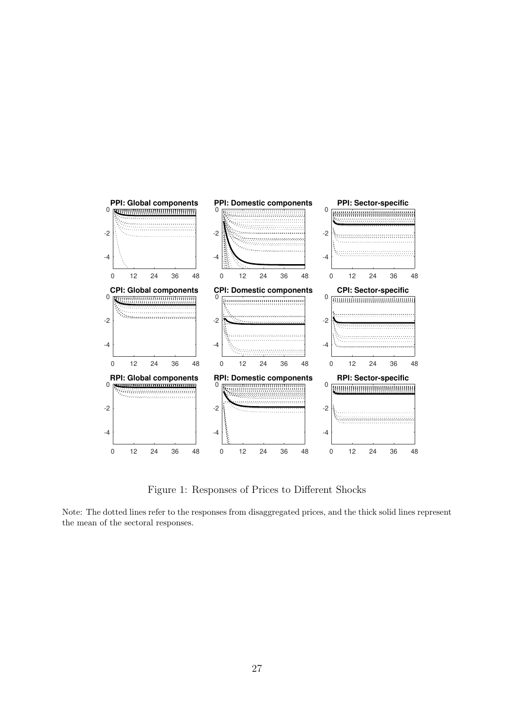Figure 1: Responses of Prices to Different Shocks

Note: The dotted lines refer to the responses from disaggregated prices, and the thick solid lines represent the mean of the sectoral responses.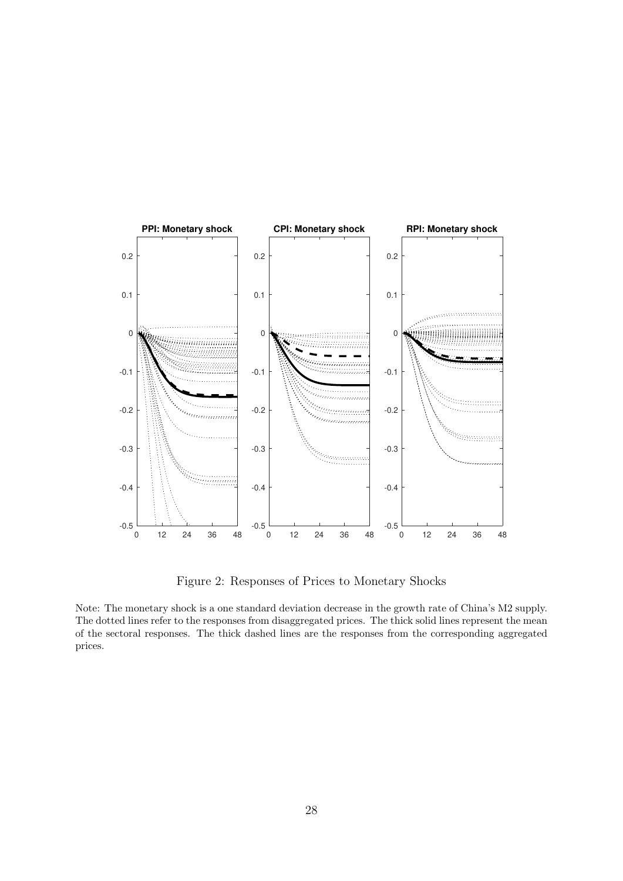Figure 2: Responses of Prices to Monetary Shocks

Note: The monetary shock is a one standard deviation decrease in the growth rate of China's M2 supply. The dotted lines refer to the responses from disaggregated prices. The thick solid lines represent the mean of the sectoral responses. The thick dashed lines are the responses from the corresponding aggregated prices.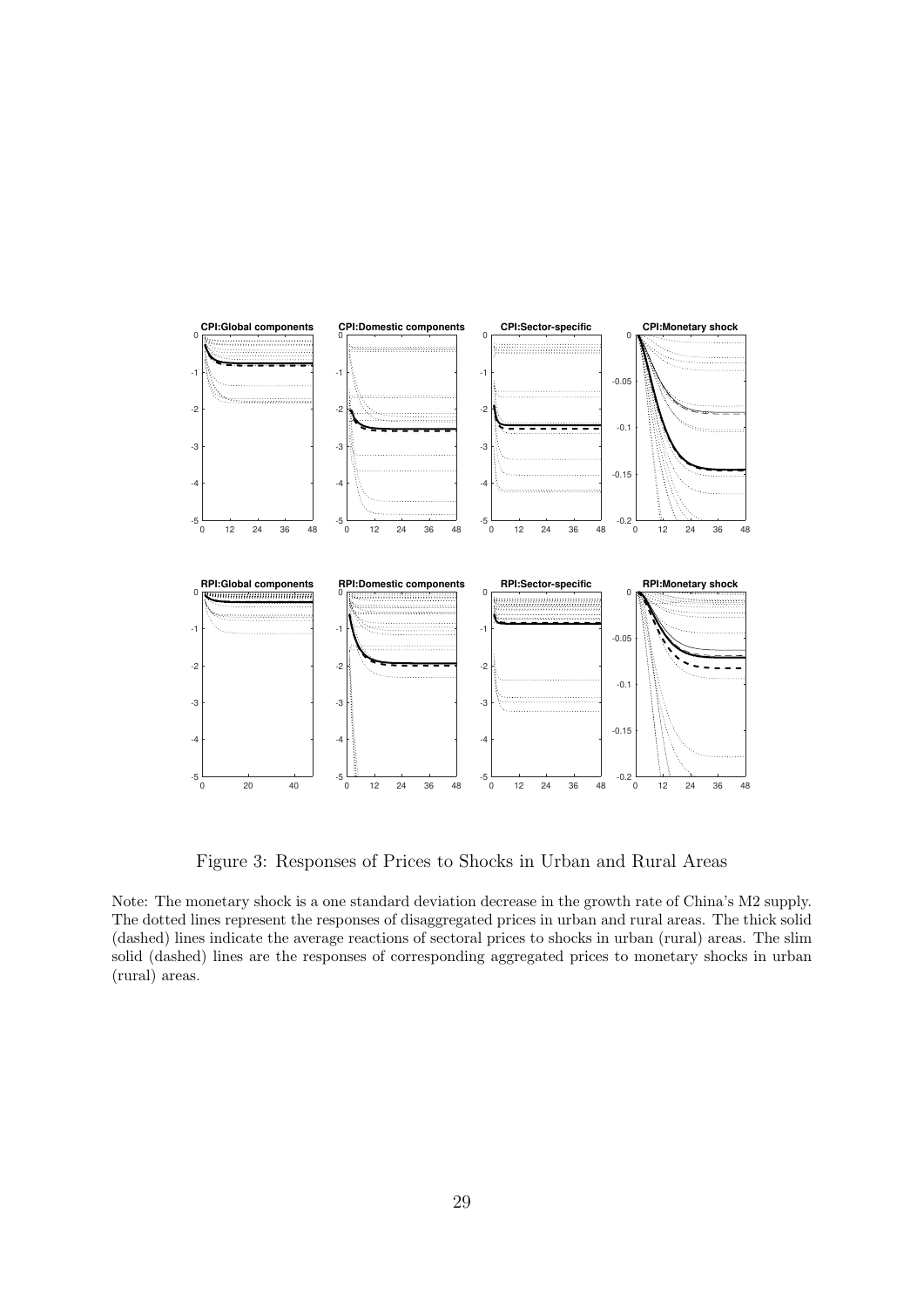Figure 3: Responses of Prices to Shocks in Urban and Rural Areas

Note: The monetary shock is a one standard deviation decrease in the growth rate of China's M2 supply. The dotted lines represent the responses of disaggregated prices in urban and rural areas. The thick solid (dashed) lines indicate the average reactions of sectoral prices to shocks in urban (rural) areas. The slim solid (dashed) lines are the responses of corresponding aggregated prices to monetary shocks in urban (rural) areas.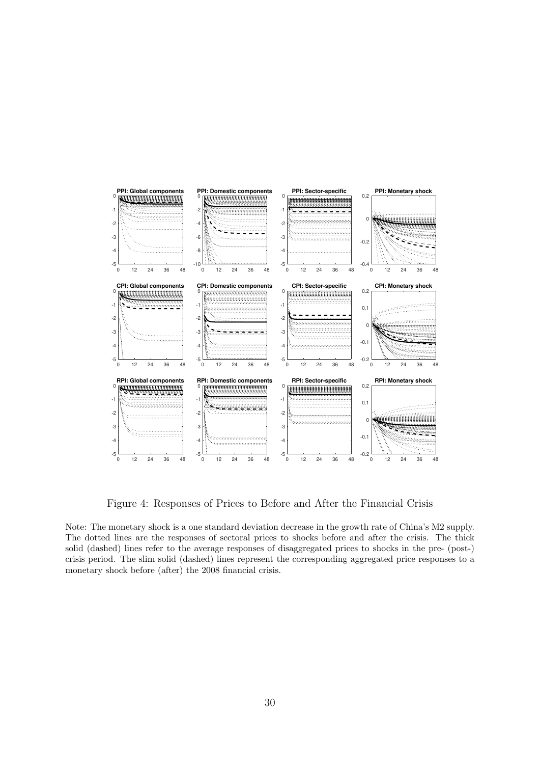Figure 4: Responses of Prices to Before and After the Financial Crisis

Note: The monetary shock is a one standard deviation decrease in the growth rate of China's M2 supply. The dotted lines are the responses of sectoral prices to shocks before and after the crisis. The thick solid (dashed) lines refer to the average responses of disaggregated prices to shocks in the pre- (post-) crisis period. The slim solid (dashed) lines represent the corresponding aggregated price responses to a monetary shock before (after) the 2008 financial crisis.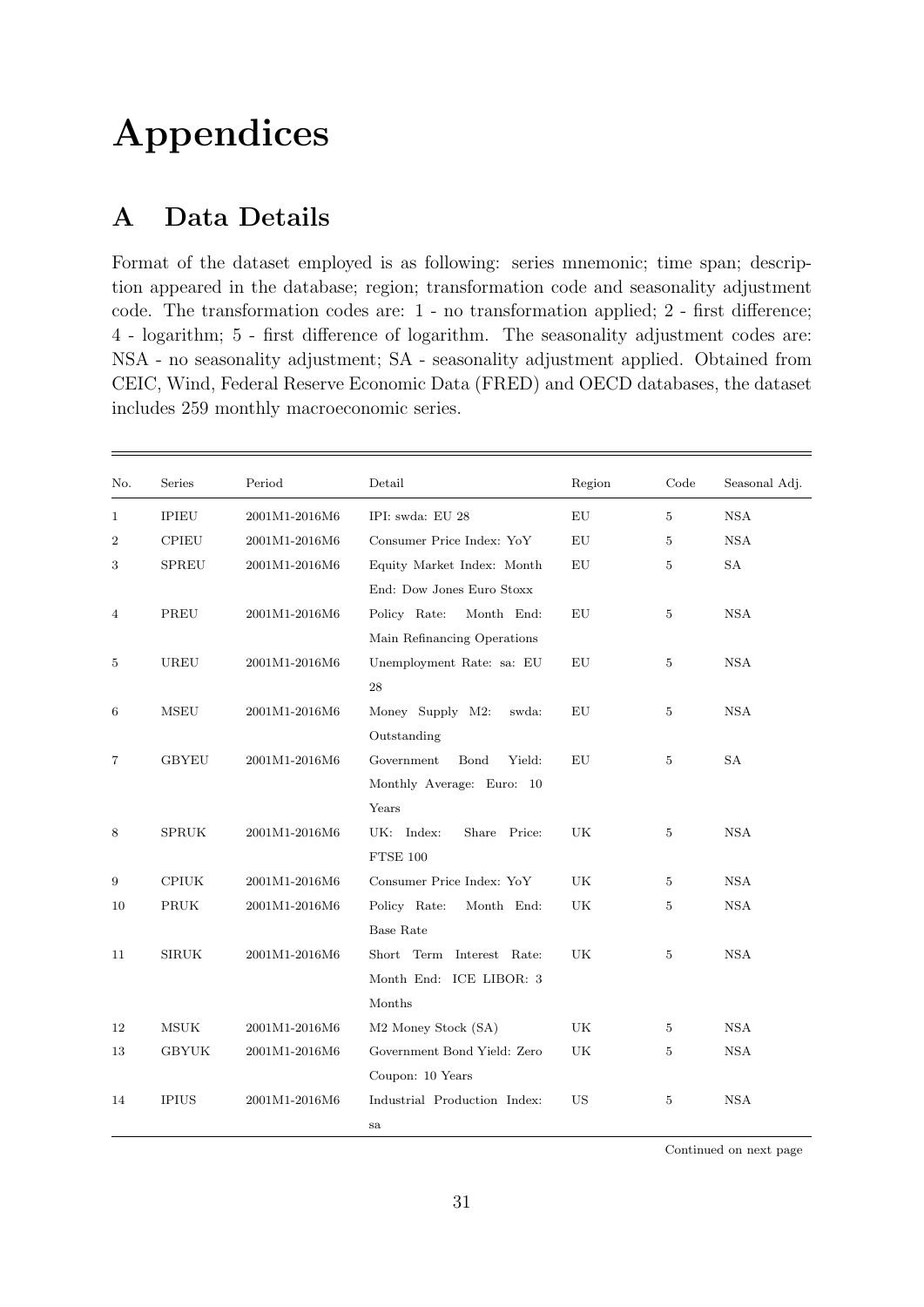# Appendices

## A Data Details

Format of the dataset employed is as following: series mnemonic; time span; description appeared in the database; region; transformation code and seasonality adjustment code. The transformation codes are: 1 - no transformation applied; 2 - first difference; 4 - logarithm; 5 - first difference of logarithm. The seasonality adjustment codes are: NSA - no seasonality adjustment; SA - seasonality adjustment applied. Obtained from CEIC, Wind, Federal Reserve Economic Data (FRED) and OECD databases, the dataset includes 259 monthly macroeconomic series.

| No. | Series | Period | Detail | Region | Code | Seasonal Adj. |
|---|---|---|---|---|---|---|
| 1 | IPIEU | 2001M1-2016M6 | IPI: swda: EU 28 | EU | 5 | NSA |
| 2 | CPIEU | 2001M1-2016M6 | Consumer Price Index: YoY | EU | 5 | NSA |
| 3 | SPREU | 2001M1-2016M6 | Equity Market Index: Month End: Dow Jones Euro Stoxx | EU | 5 | SA |
| 4 | PREU | 2001M1-2016M6 | Policy Rate: Month End: Main Refinancing Operations | EU | 5 | NSA |
| 5 | UREU | 2001M1-2016M6 | Unemployment Rate: sa: EU 28 | EU | 5 | NSA |
| 6 | MSEU | 2001M1-2016M6 | Money Supply M2: swda: Outstanding | EU | 5 | NSA |
| 7 | GBYEU | 2001M1-2016M6 | Government Bond Yield: Monthly Average: Euro: 10 Years | EU | 5 | SA |
| 8 | SPRUK | 2001M1-2016M6 | UK: Index: Share Price: FTSE 100 | UK | 5 | NSA |
| 9 | CPIUK | 2001M1-2016M6 | Consumer Price Index: YoY | UK | 5 | NSA |
| 10 | PRUK | 2001M1-2016M6 | Policy Rate: Month End: Base Rate | UK | 5 | NSA |
| 11 | SIRUK | 2001M1-2016M6 | Short Term Interest Rate: Month End: ICE LIBOR: 3 Months | UK | 5 | NSA |
| 12 | MSUK | 2001M1-2016M6 | M2 Money Stock (SA) | UK | 5 | NSA |
| 13 | GBYUK | 2001M1-2016M6 | Government Bond Yield: Zero Coupon: 10 Years | UK | 5 | NSA |
| 14 | IPIUS | 2001M1-2016M6 | Industrial Production Index: sa | US | 5 | NSA |

Continued on next page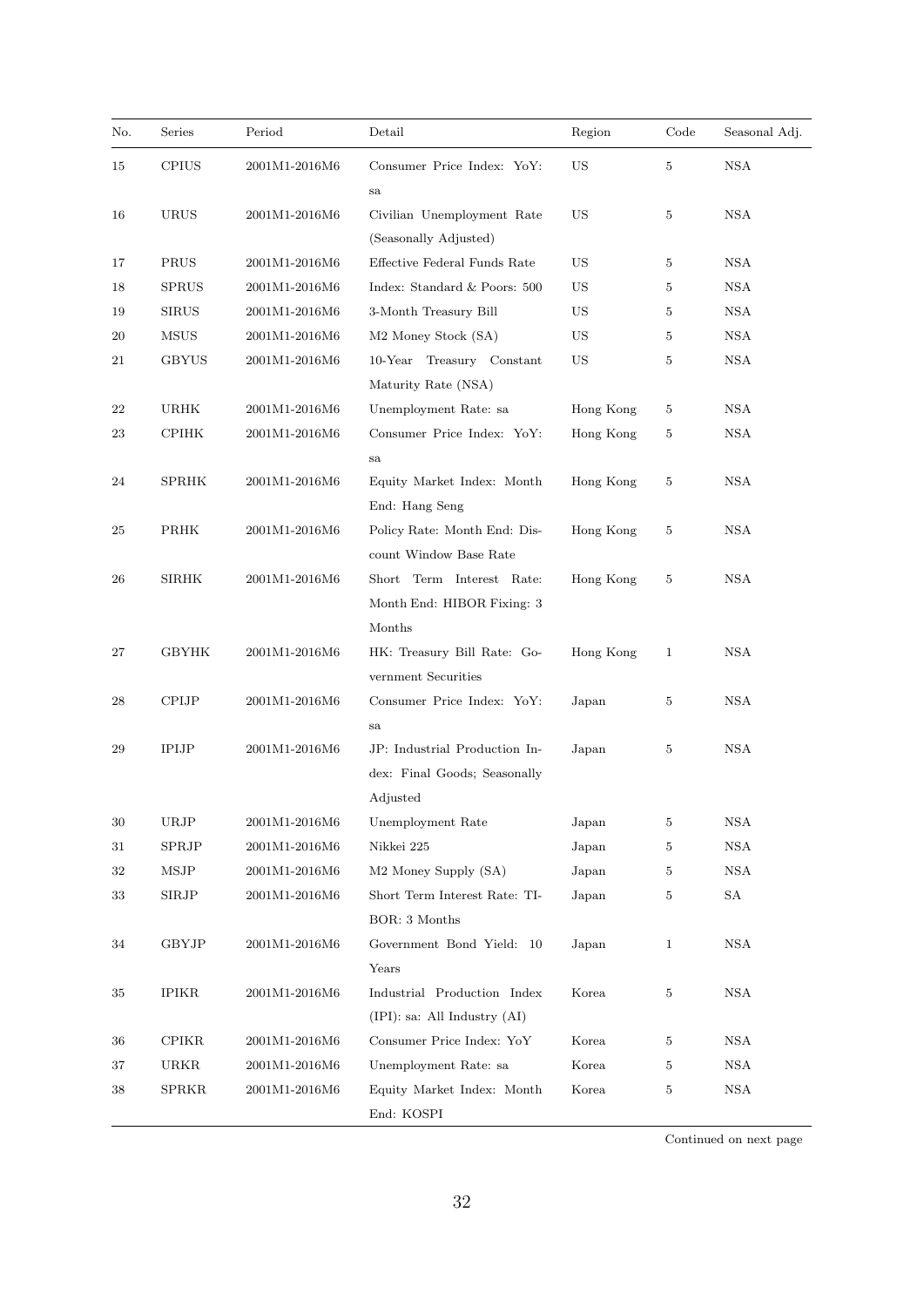| No. | Series | Period | Detail | Region | Code | Seasonal Adj. |
|---|---|---|---|---|---|---|
| 15 | CPIUS | 2001M1-2016M6 | Consumer Price Index: YoY: sa | US | 5 | NSA |
| 16 | URUS | 2001M1-2016M6 | Civilian Unemployment Rate (Seasonally Adjusted) | US | 5 | NSA |
| 17 | PRUS | 2001M1-2016M6 | Effective Federal Funds Rate | US | 5 | NSA |
| 18 | SPRUS | 2001M1-2016M6 | Index: Standard & Poors: 500 | US | 5 | NSA |
| 19 | SIRUS | 2001M1-2016M6 | 3-Month Treasury Bill | US | 5 | NSA |
| 20 | MSUS | 2001M1-2016M6 | M2 Money Stock (SA) | US | 5 | NSA |
| 21 | GBYUS | 2001M1-2016M6 | 10-Year Treasury Constant Maturity Rate (NSA) | US | 5 | NSA |
| 22 | URHK | 2001M1-2016M6 | Unemployment Rate: sa | Hong Kong | 5 | NSA |
| 23 | CPIHK | 2001M1-2016M6 | Consumer Price Index: YoY: sa | Hong Kong | 5 | NSA |
| 24 | SPRHK | 2001M1-2016M6 | Equity Market Index: Month End: Hang Seng | Hong Kong | 5 | NSA |
| 25 | PRHK | 2001M1-2016M6 | Policy Rate: Month End: Discount Window Base Rate | Hong Kong | 5 | NSA |
| 26 | SIRHK | 2001M1-2016M6 | Short Term Interest Rate: Month End: HIBOR Fixing: 3 Months | Hong Kong | 5 | NSA |
| 27 | GBYHK | 2001M1-2016M6 | HK: Treasury Bill Rate: Government Securities | Hong Kong | 1 | NSA |
| 28 | CPIJP | 2001M1-2016M6 | Consumer Price Index: YoY: sa | Japan | 5 | NSA |
| 29 | IPIJP | 2001M1-2016M6 | JP: Industrial Production Index: Final Goods; Seasonally Adjusted | Japan | 5 | NSA |
| 30 | URJP | 2001M1-2016M6 | Unemployment Rate | Japan | 5 | NSA |
| 31 | SPRJP | 2001M1-2016M6 | Nikkei 225 | Japan | 5 | NSA |
| 32 | MSJP | 2001M1-2016M6 | M2 Money Supply (SA) | Japan | 5 | NSA |
| 33 | SIRJP | 2001M1-2016M6 | Short Term Interest Rate: TIBOR: 3 Months | Japan | 5 | SA |
| 34 | GBYJP | 2001M1-2016M6 | Government Bond Yield: 10 Years | Japan | 1 | NSA |
| 35 | IPIKR | 2001M1-2016M6 | Industrial Production Index (IPI): sa: All Industry (AI) | Korea | 5 | NSA |
| 36 | CPIKR | 2001M1-2016M6 | Consumer Price Index: YoY | Korea | 5 | NSA |
| 37 | URKR | 2001M1-2016M6 | Unemployment Rate: sa | Korea | 5 | NSA |
| 38 | SPRKR | 2001M1-2016M6 | Equity Market Index: Month End: KOSPI | Korea | 5 | NSA |

Continued on next page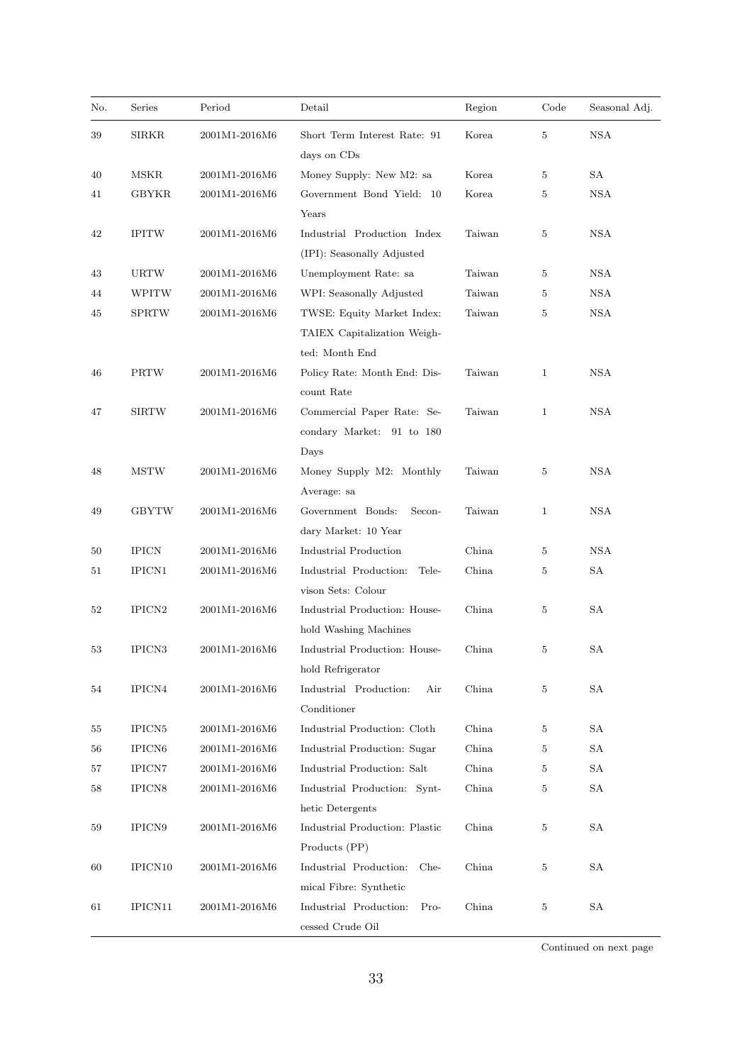| No. | Series | Period | Detail | Region | Code | Seasonal Adj. |
|---|---|---|---|---|---|---|
| 39 | SIRKR | 2001M1-2016M6 | Short Term Interest Rate: 91 days on CDs | Korea | 5 | NSA |
| 40 | MSKR | 2001M1-2016M6 | Money Supply: New M2: sa | Korea | 5 | SA |
| 41 | GBYKR | 2001M1-2016M6 | Government Bond Yield: 10 Years | Korea | 5 | NSA |
| 42 | IPITW | 2001M1-2016M6 | Industrial Production Index (IPI): Seasonally Adjusted | Taiwan | 5 | NSA |
| 43 | URTW | 2001M1-2016M6 | Unemployment Rate: sa | Taiwan | 5 | NSA |
| 44 | WPITW | 2001M1-2016M6 | WPI: Seasonally Adjusted | Taiwan | 5 | NSA |
| 45 | SPRTW | 2001M1-2016M6 | TWSE: Equity Market Index: TAIEX Capitalization Weighted: Month End | Taiwan | 5 | NSA |
| 46 | PRTW | 2001M1-2016M6 | Policy Rate: Month End: Discount Rate | Taiwan | 1 | NSA |
| 47 | SIRTW | 2001M1-2016M6 | Commercial Paper Rate: Secondary Market: 91 to 180 Days | Taiwan | 1 | NSA |
| 48 | MSTW | 2001M1-2016M6 | Money Supply M2: Monthly Average: sa | Taiwan | 5 | NSA |
| 49 | GBYTW | 2001M1-2016M6 | Government Bonds: Secondary Market: 10 Year | Taiwan | 1 | NSA |
| 50 | IPICN | 2001M1-2016M6 | Industrial Production | China | 5 | NSA |
| 51 | IPICN1 | 2001M1-2016M6 | Industrial Production: Televison Sets: Colour | China | 5 | SA |
| 52 | IPICN2 | 2001M1-2016M6 | Industrial Production: Household Washing Machines | China | 5 | SA |
| 53 | IPICN3 | 2001M1-2016M6 | Industrial Production: Household Refrigerator | China | 5 | SA |
| 54 | IPICN4 | 2001M1-2016M6 | Industrial Production: Air Conditioner | China | 5 | SA |
| 55 | IPICN5 | 2001M1-2016M6 | Industrial Production: Cloth | China | 5 | SA |
| 56 | IPICN6 | 2001M1-2016M6 | Industrial Production: Sugar | China | 5 | SA |
| 57 | IPICN7 | 2001M1-2016M6 | Industrial Production: Salt | China | 5 | SA |
| 58 | IPICN8 | 2001M1-2016M6 | Industrial Production: Synthetic Detergents | China | 5 | SA |
| 59 | IPICN9 | 2001M1-2016M6 | Industrial Production: Plastic Products (PP) | China | 5 | SA |
| 60 | IPICN10 | 2001M1-2016M6 | Industrial Production: Chemical Fibre: Synthetic | China | 5 | SA |
| 61 | IPICN11 | 2001M1-2016M6 | Industrial Production: Processed Crude Oil | China | 5 | SA |

Continued on next page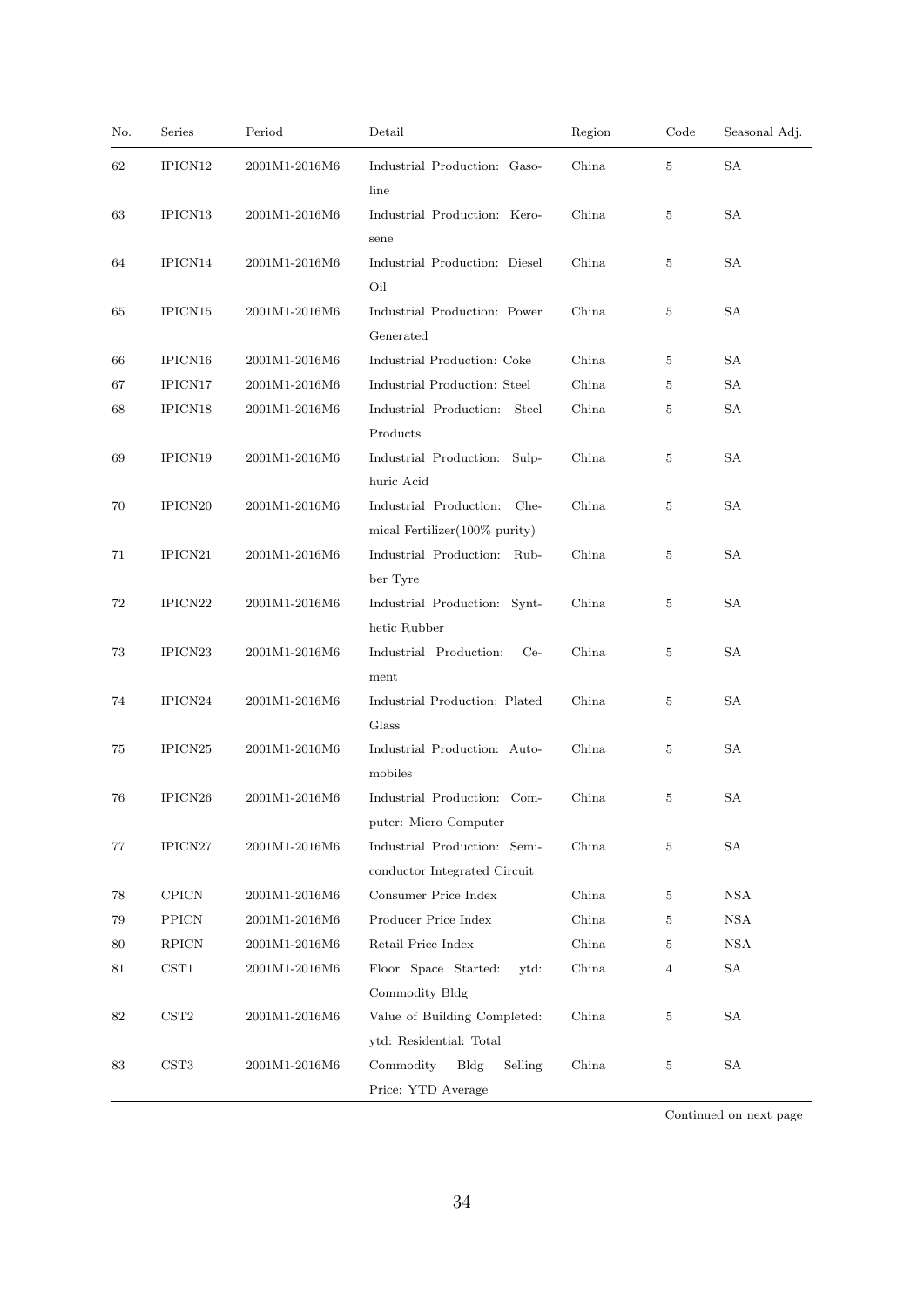| No. | Series | Period | Detail | Region | Code | Seasonal Adj. |
|---|---|---|---|---|---|---|
| 62 | IPICN12 | 2001M1-2016M6 | Industrial Production: Gasoline | China | 5 | SA |
| 63 | IPICN13 | 2001M1-2016M6 | Industrial Production: Kerosene | China | 5 | SA |
| 64 | IPICN14 | 2001M1-2016M6 | Industrial Production: Diesel Oil | China | 5 | SA |
| 65 | IPICN15 | 2001M1-2016M6 | Industrial Production: Power Generated | China | 5 | SA |
| 66 | IPICN16 | 2001M1-2016M6 | Industrial Production: Coke | China | 5 | SA |
| 67 | IPICN17 | 2001M1-2016M6 | Industrial Production: Steel | China | 5 | SA |
| 68 | IPICN18 | 2001M1-2016M6 | Industrial Production: Steel Products | China | 5 | SA |
| 69 | IPICN19 | 2001M1-2016M6 | Industrial Production: Sulphuric Acid | China | 5 | SA |
| 70 | IPICN20 | 2001M1-2016M6 | Industrial Production: Chemical Fertilizer(100% purity) | China | 5 | SA |
| 71 | IPICN21 | 2001M1-2016M6 | Industrial Production: Rubber Tyre | China | 5 | SA |
| 72 | IPICN22 | 2001M1-2016M6 | Industrial Production: Synthetic Rubber | China | 5 | SA |
| 73 | IPICN23 | 2001M1-2016M6 | Industrial Production: Cement | China | 5 | SA |
| 74 | IPICN24 | 2001M1-2016M6 | Industrial Production: Plated Glass | China | 5 | SA |
| 75 | IPICN25 | 2001M1-2016M6 | Industrial Production: Automobiles | China | 5 | SA |
| 76 | IPICN26 | 2001M1-2016M6 | Industrial Production: Computer: Micro Computer | China | 5 | SA |
| 77 | IPICN27 | 2001M1-2016M6 | Industrial Production: Semiconductor Integrated Circuit | China | 5 | SA |
| 78 | CPICN | 2001M1-2016M6 | Consumer Price Index | China | 5 | NSA |
| 79 | PPICN | 2001M1-2016M6 | Producer Price Index | China | 5 | NSA |
| 80 | RPICN | 2001M1-2016M6 | Retail Price Index | China | 5 | NSA |
| 81 | CST1 | 2001M1-2016M6 | Floor Space Started: ytd: Commodity Bldg | China | 4 | SA |
| 82 | CST2 | 2001M1-2016M6 | Value of Building Completed: ytd: Residential: Total | China | 5 | SA |
| 83 | CST3 | 2001M1-2016M6 | Commodity Bldg Selling Price: YTD Average | China | 5 | SA |

Continued on next page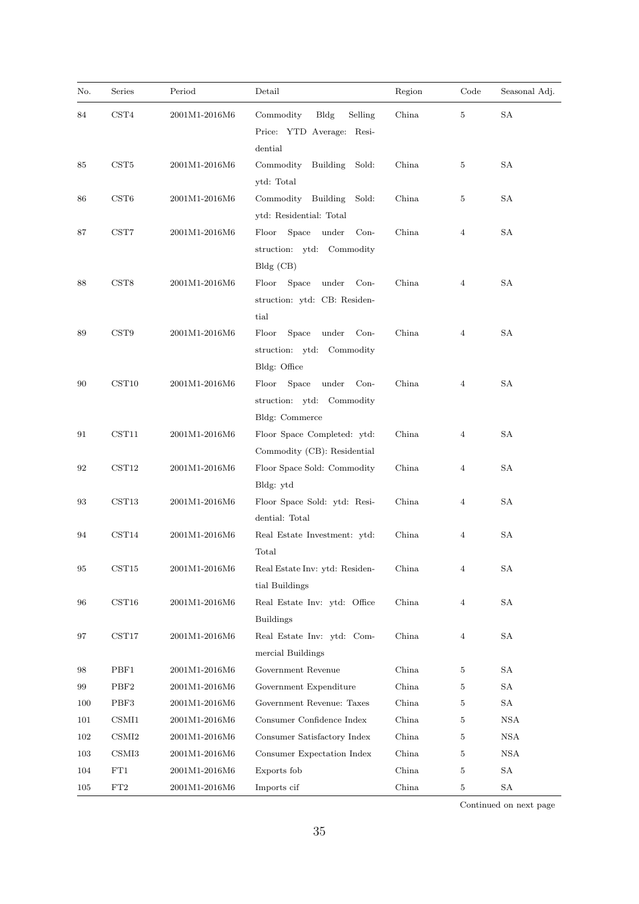| No. | Series | Period | Detail | Region | Code | Seasonal Adj. |
|---|---|---|---|---|---|---|
| 84 | CST4 | 2001M1-2016M6 | Commodity Bldg Selling Price: YTD Average: Residential | China | 5 | SA |
| 85 | CST5 | 2001M1-2016M6 | Commodity Building Sold: ytd: Total | China | 5 | SA |
| 86 | CST6 | 2001M1-2016M6 | Commodity Building Sold: ytd: Residential: Total | China | 5 | SA |
| 87 | CST7 | 2001M1-2016M6 | Floor Space under Construction: ytd: Commodity Bldg (CB) | China | 4 | SA |
| 88 | CST8 | 2001M1-2016M6 | Floor Space under Construction: ytd: CB: Residential | China | 4 | SA |
| 89 | CST9 | 2001M1-2016M6 | Floor Space under Construction: ytd: Commodity Bldg: Office | China | 4 | SA |
| 90 | CST10 | 2001M1-2016M6 | Floor Space under Construction: ytd: Commodity Bldg: Commerce | China | 4 | SA |
| 91 | CST11 | 2001M1-2016M6 | Floor Space Completed: ytd: Commodity (CB): Residential | China | 4 | SA |
| 92 | CST12 | 2001M1-2016M6 | Floor Space Sold: Commodity Bldg: ytd | China | 4 | SA |
| 93 | CST13 | 2001M1-2016M6 | Floor Space Sold: ytd: Residential: Total | China | 4 | SA |
| 94 | CST14 | 2001M1-2016M6 | Real Estate Investment: ytd: Total | China | 4 | SA |
| 95 | CST15 | 2001M1-2016M6 | Real Estate Inv: ytd: Residential Buildings | China | 4 | SA |
| 96 | CST16 | 2001M1-2016M6 | Real Estate Inv: ytd: Office Buildings | China | 4 | SA |
| 97 | CST17 | 2001M1-2016M6 | Real Estate Inv: ytd: Commercial Buildings | China | 4 | SA |
| 98 | PBF1 | 2001M1-2016M6 | Government Revenue | China | 5 | SA |
| 99 | PBF2 | 2001M1-2016M6 | Government Expenditure | China | 5 | SA |
| 100 | PBF3 | 2001M1-2016M6 | Government Revenue: Taxes | China | 5 | SA |
| 101 | CSMI1 | 2001M1-2016M6 | Consumer Confidence Index | China | 5 | NSA |
| 102 | CSMI2 | 2001M1-2016M6 | Consumer Satisfactory Index | China | 5 | NSA |
| 103 | CSMI3 | 2001M1-2016M6 | Consumer Expectation Index | China | 5 | NSA |
| 104 | FT1 | 2001M1-2016M6 | Exports fob | China | 5 | SA |
| 105 | FT2 | 2001M1-2016M6 | Imports cif | China | 5 | SA |

Continued on next page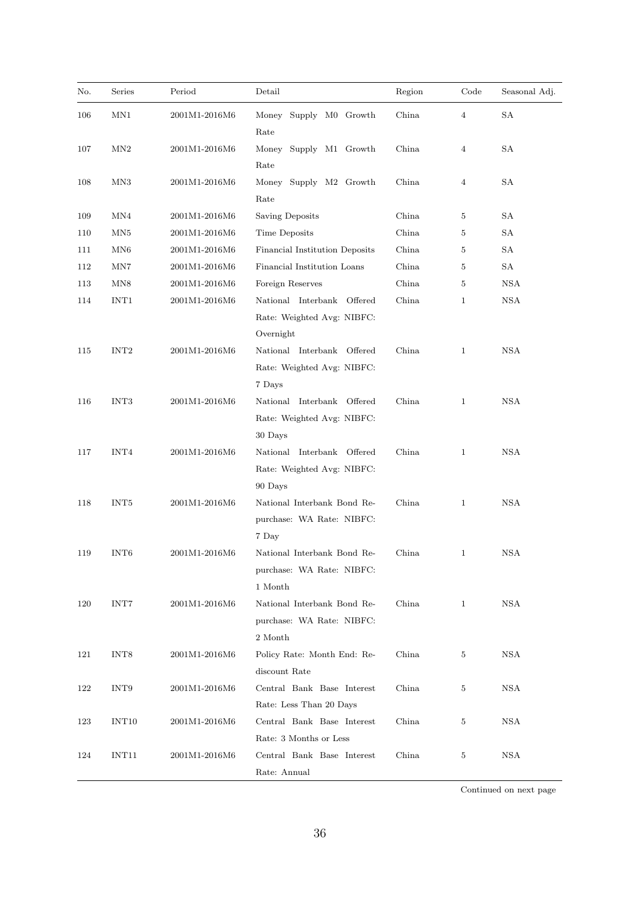| No. | Series | Period | Detail | Region | Code | Seasonal Adj. |
|---|---|---|---|---|---|---|
| 106 | MN1 | 2001M1-2016M6 | Money Supply M0 Growth Rate | China | 4 | SA |
| 107 | MN2 | 2001M1-2016M6 | Money Supply M1 Growth Rate | China | 4 | SA |
| 108 | MN3 | 2001M1-2016M6 | Money Supply M2 Growth Rate | China | 4 | SA |
| 109 | MN4 | 2001M1-2016M6 | Saving Deposits | China | 5 | SA |
| 110 | MN5 | 2001M1-2016M6 | Time Deposits | China | 5 | SA |
| 111 | MN6 | 2001M1-2016M6 | Financial Institution Deposits | China | 5 | SA |
| 112 | MN7 | 2001M1-2016M6 | Financial Institution Loans | China | 5 | SA |
| 113 | MN8 | 2001M1-2016M6 | Foreign Reserves | China | 5 | NSA |
| 114 | INT1 | 2001M1-2016M6 | National Interbank Offered Rate: Weighted Avg: NIBFC: Overnight | China | 1 | NSA |
| 115 | INT2 | 2001M1-2016M6 | National Interbank Offered Rate: Weighted Avg: NIBFC: 7 Days | China | 1 | NSA |
| 116 | INT3 | 2001M1-2016M6 | National Interbank Offered Rate: Weighted Avg: NIBFC: 30 Days | China | 1 | NSA |
| 117 | INT4 | 2001M1-2016M6 | National Interbank Offered Rate: Weighted Avg: NIBFC: 90 Days | China | 1 | NSA |
| 118 | INT5 | 2001M1-2016M6 | National Interbank Bond Repurchase: WA Rate: NIBFC: 7 Day | China | 1 | NSA |
| 119 | INT6 | 2001M1-2016M6 | National Interbank Bond Repurchase: WA Rate: NIBFC: 1 Month | China | 1 | NSA |
| 120 | INT7 | 2001M1-2016M6 | National Interbank Bond Repurchase: WA Rate: NIBFC: 2 Month | China | 1 | NSA |
| 121 | INT8 | 2001M1-2016M6 | Policy Rate: Month End: Rediscount Rate | China | 5 | NSA |
| 122 | INT9 | 2001M1-2016M6 | Central Bank Base Interest Rate: Less Than 20 Days | China | 5 | NSA |
| 123 | INT10 | 2001M1-2016M6 | Central Bank Base Interest Rate: 3 Months or Less | China | 5 | NSA |
| 124 | INT11 | 2001M1-2016M6 | Central Bank Base Interest Rate: Annual | China | 5 | NSA |

Continued on next page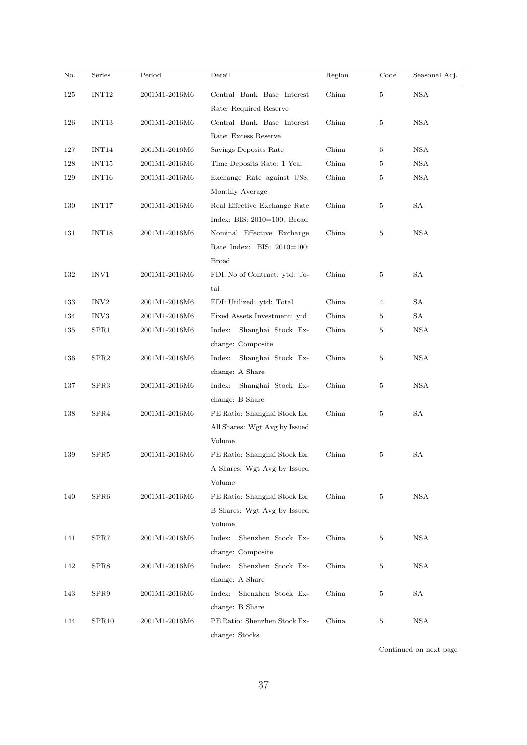| No. | Series | Period | Detail | Region | Code | Seasonal Adj. |
|---|---|---|---|---|---|---|
| 125 | INT12 | 2001M1-2016M6 | Central Bank Base Interest Rate: Required Reserve | China | 5 | NSA |
| 126 | INT13 | 2001M1-2016M6 | Central Bank Base Interest Rate: Excess Reserve | China | 5 | NSA |
| 127 | INT14 | 2001M1-2016M6 | Savings Deposits Rate | China | 5 | NSA |
| 128 | INT15 | 2001M1-2016M6 | Time Deposits Rate: 1 Year | China | 5 | NSA |
| 129 | INT16 | 2001M1-2016M6 | Exchange Rate against US$: Monthly Average | China | 5 | NSA |
| 130 | INT17 | 2001M1-2016M6 | Real Effective Exchange Rate Index: BIS: 2010=100: Broad | China | 5 | SA |
| 131 | INT18 | 2001M1-2016M6 | Nominal Effective Exchange Rate Index: BIS: 2010=100: Broad | China | 5 | NSA |
| 132 | INV1 | 2001M1-2016M6 | FDI: No of Contract: ytd: Total | China | 5 | SA |
| 133 | INV2 | 2001M1-2016M6 | FDI: Utilized: ytd: Total | China | 4 | SA |
| 134 | INV3 | 2001M1-2016M6 | Fixed Assets Investment: ytd | China | 5 | SA |
| 135 | SPR1 | 2001M1-2016M6 | Index: Shanghai Stock Exchange: Composite | China | 5 | NSA |
| 136 | SPR2 | 2001M1-2016M6 | Index: Shanghai Stock Exchange: A Share | China | 5 | NSA |
| 137 | SPR3 | 2001M1-2016M6 | Index: Shanghai Stock Exchange: B Share | China | 5 | NSA |
| 138 | SPR4 | 2001M1-2016M6 | PE Ratio: Shanghai Stock Ex: All Shares: Wgt Avg by Issued Volume | China | 5 | SA |
| 139 | SPR5 | 2001M1-2016M6 | PE Ratio: Shanghai Stock Ex: A Shares: Wgt Avg by Issued Volume | China | 5 | SA |
| 140 | SPR6 | 2001M1-2016M6 | PE Ratio: Shanghai Stock Ex: B Shares: Wgt Avg by Issued Volume | China | 5 | NSA |
| 141 | SPR7 | 2001M1-2016M6 | Index: Shenzhen Stock Exchange: Composite | China | 5 | NSA |
| 142 | SPR8 | 2001M1-2016M6 | Index: Shenzhen Stock Exchange: A Share | China | 5 | NSA |
| 143 | SPR9 | 2001M1-2016M6 | Index: Shenzhen Stock Exchange: B Share | China | 5 | SA |
| 144 | SPR10 | 2001M1-2016M6 | PE Ratio: Shenzhen Stock Exchange: Stocks | China | 5 | NSA |

Continued on next page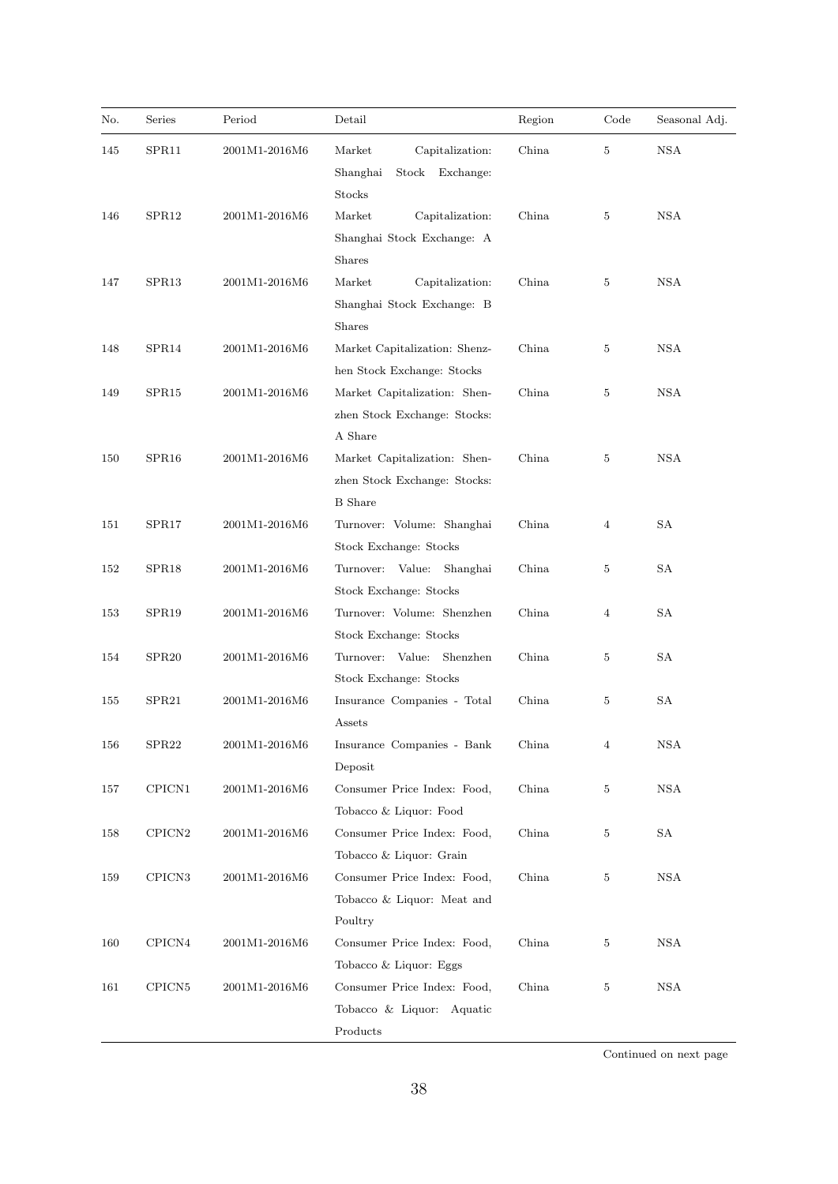| No. | Series | Period | Detail | Region | Code | Seasonal Adj. |
|---|---|---|---|---|---|---|
| 145 | SPR11 | 2001M1-2016M6 | Market Capitalization: Shanghai Stock Exchange: Stocks | China | 5 | NSA |
| 146 | SPR12 | 2001M1-2016M6 | Market Capitalization: Shanghai Stock Exchange: A Shares | China | 5 | NSA |
| 147 | SPR13 | 2001M1-2016M6 | Market Capitalization: Shanghai Stock Exchange: B Shares | China | 5 | NSA |
| 148 | SPR14 | 2001M1-2016M6 | Market Capitalization: Shenzhen Stock Exchange: Stocks | China | 5 | NSA |
| 149 | SPR15 | 2001M1-2016M6 | Market Capitalization: Shenzhen Stock Exchange: Stocks: A Share | China | 5 | NSA |
| 150 | SPR16 | 2001M1-2016M6 | Market Capitalization: Shenzhen Stock Exchange: Stocks: B Share | China | 5 | NSA |
| 151 | SPR17 | 2001M1-2016M6 | Turnover: Volume: Shanghai Stock Exchange: Stocks | China | 4 | SA |
| 152 | SPR18 | 2001M1-2016M6 | Turnover: Value: Shanghai Stock Exchange: Stocks | China | 5 | SA |
| 153 | SPR19 | 2001M1-2016M6 | Turnover: Volume: Shenzhen Stock Exchange: Stocks | China | 4 | SA |
| 154 | SPR20 | 2001M1-2016M6 | Turnover: Value: Shenzhen Stock Exchange: Stocks | China | 5 | SA |
| 155 | SPR21 | 2001M1-2016M6 | Insurance Companies - Total Assets | China | 5 | SA |
| 156 | SPR22 | 2001M1-2016M6 | Insurance Companies - Bank Deposit | China | 4 | NSA |
| 157 | CPICN1 | 2001M1-2016M6 | Consumer Price Index: Food, Tobacco & Liquor: Food | China | 5 | NSA |
| 158 | CPICN2 | 2001M1-2016M6 | Consumer Price Index: Food, Tobacco & Liquor: Grain | China | 5 | SA |
| 159 | CPICN3 | 2001M1-2016M6 | Consumer Price Index: Food, Tobacco & Liquor: Meat and Poultry | China | 5 | NSA |
| 160 | CPICN4 | 2001M1-2016M6 | Consumer Price Index: Food, Tobacco & Liquor: Eggs | China | 5 | NSA |
| 161 | CPICN5 | 2001M1-2016M6 | Consumer Price Index: Food, Tobacco & Liquor: Aquatic Products | China | 5 | NSA |

Continued on next page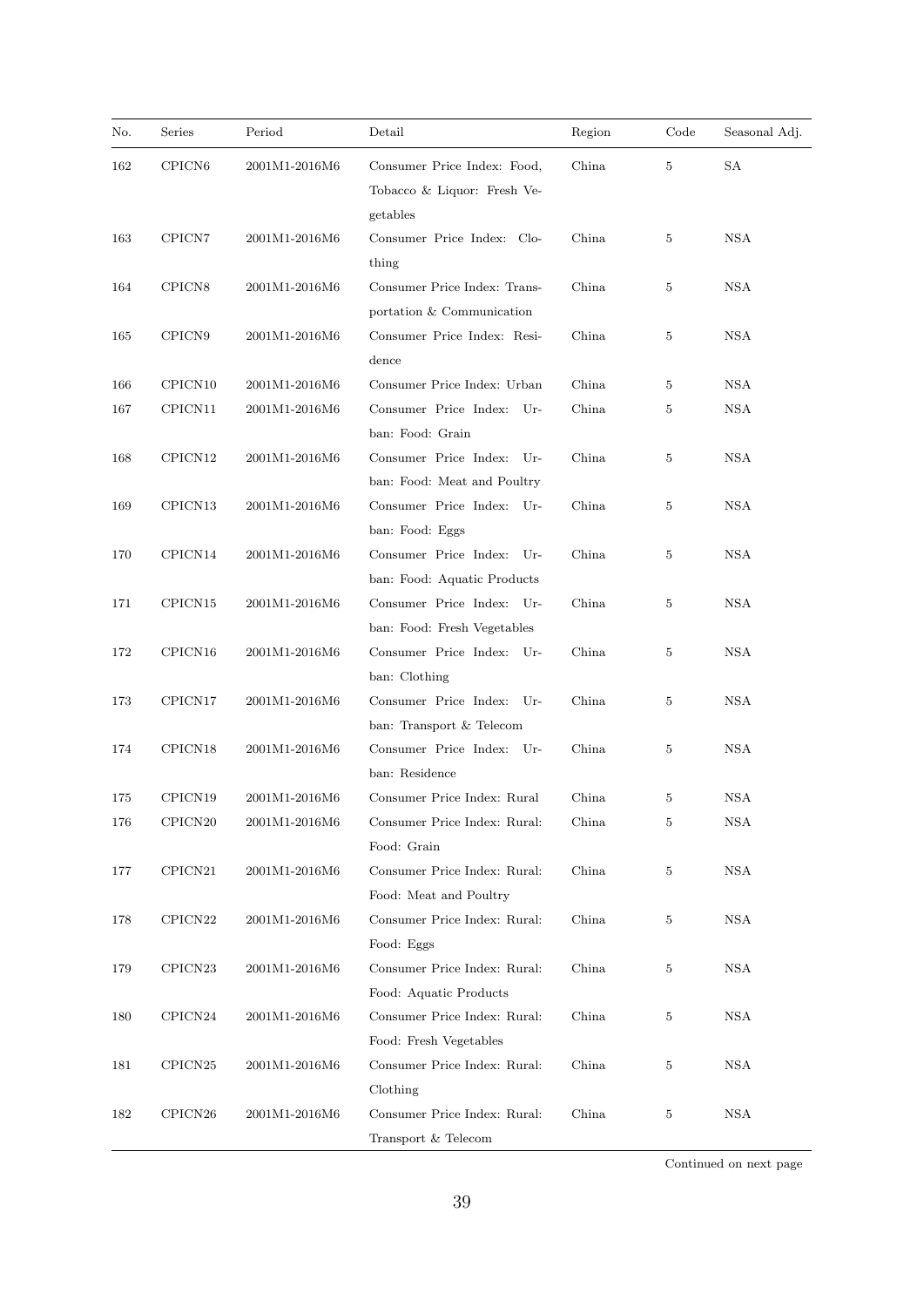| No. | Series | Period | Detail | Region | Code | Seasonal Adj. |
|---|---|---|---|---|---|---|
| 162 | CPICN6 | 2001M1-2016M6 | Consumer Price Index: Food, Tobacco & Liquor: Fresh Vegetables | China | 5 | SA |
| 163 | CPICN7 | 2001M1-2016M6 | Consumer Price Index: Clothing | China | 5 | NSA |
| 164 | CPICN8 | 2001M1-2016M6 | Consumer Price Index: Transportation & Communication | China | 5 | NSA |
| 165 | CPICN9 | 2001M1-2016M6 | Consumer Price Index: Residence | China | 5 | NSA |
| 166 | CPICN10 | 2001M1-2016M6 | Consumer Price Index: Urban | China | 5 | NSA |
| 167 | CPICN11 | 2001M1-2016M6 | Consumer Price Index: Urban: Food: Grain | China | 5 | NSA |
| 168 | CPICN12 | 2001M1-2016M6 | Consumer Price Index: Urban: Food: Meat and Poultry | China | 5 | NSA |
| 169 | CPICN13 | 2001M1-2016M6 | Consumer Price Index: Urban: Food: Eggs | China | 5 | NSA |
| 170 | CPICN14 | 2001M1-2016M6 | Consumer Price Index: Urban: Food: Aquatic Products | China | 5 | NSA |
| 171 | CPICN15 | 2001M1-2016M6 | Consumer Price Index: Urban: Food: Fresh Vegetables | China | 5 | NSA |
| 172 | CPICN16 | 2001M1-2016M6 | Consumer Price Index: Urban: Clothing | China | 5 | NSA |
| 173 | CPICN17 | 2001M1-2016M6 | Consumer Price Index: Urban: Transport & Telecom | China | 5 | NSA |
| 174 | CPICN18 | 2001M1-2016M6 | Consumer Price Index: Urban: Residence | China | 5 | NSA |
| 175 | CPICN19 | 2001M1-2016M6 | Consumer Price Index: Rural | China | 5 | NSA |
| 176 | CPICN20 | 2001M1-2016M6 | Consumer Price Index: Rural: Food: Grain | China | 5 | NSA |
| 177 | CPICN21 | 2001M1-2016M6 | Consumer Price Index: Rural: Food: Meat and Poultry | China | 5 | NSA |
| 178 | CPICN22 | 2001M1-2016M6 | Consumer Price Index: Rural: Food: Eggs | China | 5 | NSA |
| 179 | CPICN23 | 2001M1-2016M6 | Consumer Price Index: Rural: Food: Aquatic Products | China | 5 | NSA |
| 180 | CPICN24 | 2001M1-2016M6 | Consumer Price Index: Rural: Food: Fresh Vegetables | China | 5 | NSA |
| 181 | CPICN25 | 2001M1-2016M6 | Consumer Price Index: Rural: Clothing | China | 5 | NSA |
| 182 | CPICN26 | 2001M1-2016M6 | Consumer Price Index: Rural: Transport & Telecom | China | 5 | NSA |

Continued on next page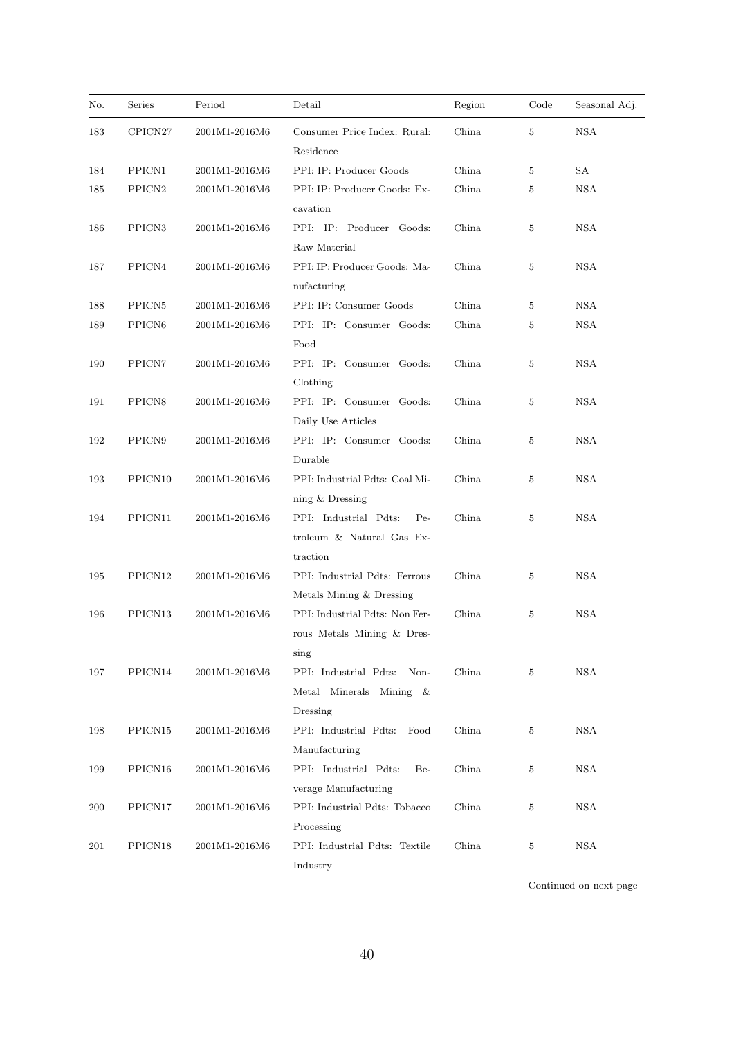| No. | Series | Period | Detail | Region | Code | Seasonal Adj. |
|---|---|---|---|---|---|---|
| 183 | CPICN27 | 2001M1-2016M6 | Consumer Price Index: Rural: Residence | China | 5 | NSA |
| 184 | PPICN1 | 2001M1-2016M6 | PPI: IP: Producer Goods | China | 5 | SA |
| 185 | PPICN2 | 2001M1-2016M6 | PPI: IP: Producer Goods: Excavation | China | 5 | NSA |
| 186 | PPICN3 | 2001M1-2016M6 | PPI: IP: Producer Goods: Raw Material | China | 5 | NSA |
| 187 | PPICN4 | 2001M1-2016M6 | PPI: IP: Producer Goods: Manufacturing | China | 5 | NSA |
| 188 | PPICN5 | 2001M1-2016M6 | PPI: IP: Consumer Goods | China | 5 | NSA |
| 189 | PPICN6 | 2001M1-2016M6 | PPI: IP: Consumer Goods: Food | China | 5 | NSA |
| 190 | PPICN7 | 2001M1-2016M6 | PPI: IP: Consumer Goods: Clothing | China | 5 | NSA |
| 191 | PPICN8 | 2001M1-2016M6 | PPI: IP: Consumer Goods: Daily Use Articles | China | 5 | NSA |
| 192 | PPICN9 | 2001M1-2016M6 | PPI: IP: Consumer Goods: Durable | China | 5 | NSA |
| 193 | PPICN10 | 2001M1-2016M6 | PPI: Industrial Pdts: Coal Mining & Dressing | China | 5 | NSA |
| 194 | PPICN11 | 2001M1-2016M6 | PPI: Industrial Pdts: Petroleum & Natural Gas Extraction | China | 5 | NSA |
| 195 | PPICN12 | 2001M1-2016M6 | PPI: Industrial Pdts: Ferrous Metals Mining & Dressing | China | 5 | NSA |
| 196 | PPICN13 | 2001M1-2016M6 | PPI: Industrial Pdts: Non Ferrous Metals Mining & Dressing | China | 5 | NSA |
| 197 | PPICN14 | 2001M1-2016M6 | PPI: Industrial Pdts: Non-Metal Minerals Mining & Dressing | China | 5 | NSA |
| 198 | PPICN15 | 2001M1-2016M6 | PPI: Industrial Pdts: Food Manufacturing | China | 5 | NSA |
| 199 | PPICN16 | 2001M1-2016M6 | PPI: Industrial Pdts: Beverage Manufacturing | China | 5 | NSA |
| 200 | PPICN17 | 2001M1-2016M6 | PPI: Industrial Pdts: Tobacco Processing | China | 5 | NSA |
| 201 | PPICN18 | 2001M1-2016M6 | PPI: Industrial Pdts: Textile Industry | China | 5 | NSA |

Continued on next page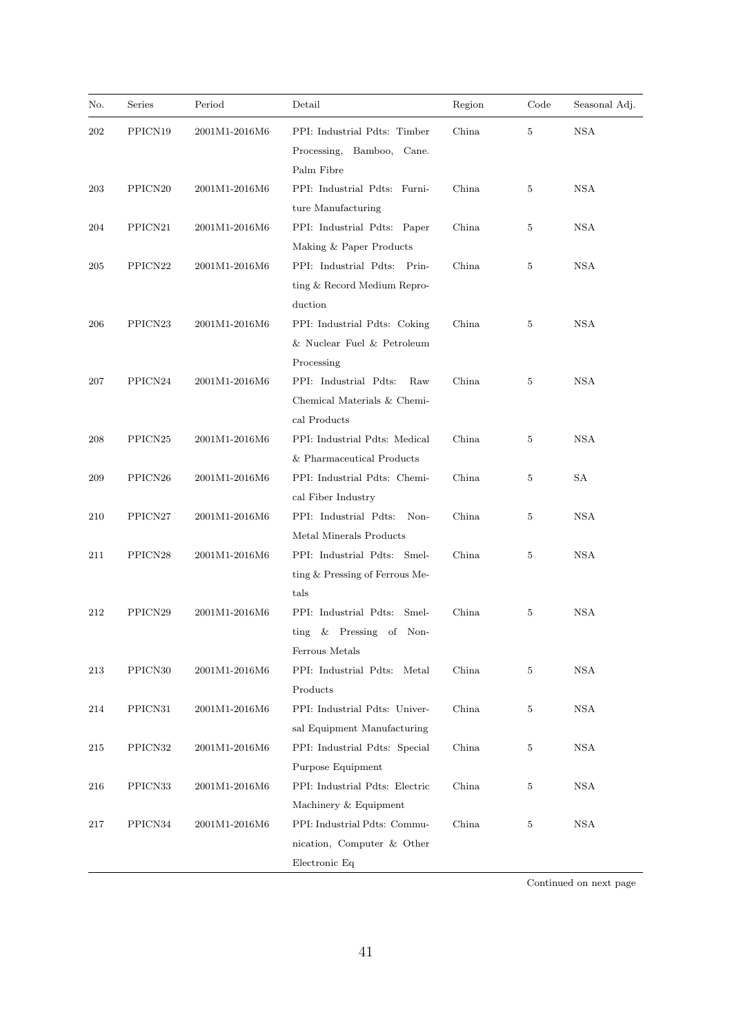| No. | Series | Period | Detail | Region | Code | Seasonal Adj. |
|---|---|---|---|---|---|---|
| 202 | PPICN19 | 2001M1-2016M6 | PPI: Industrial Pdts: Timber Processing, Bamboo, Cane. Palm Fibre | China | 5 | NSA |
| 203 | PPICN20 | 2001M1-2016M6 | PPI: Industrial Pdts: Furniture Manufacturing | China | 5 | NSA |
| 204 | PPICN21 | 2001M1-2016M6 | PPI: Industrial Pdts: Paper Making & Paper Products | China | 5 | NSA |
| 205 | PPICN22 | 2001M1-2016M6 | PPI: Industrial Pdts: Printing & Record Medium Reproduction | China | 5 | NSA |
| 206 | PPICN23 | 2001M1-2016M6 | PPI: Industrial Pdts: Coking & Nuclear Fuel & Petroleum Processing | China | 5 | NSA |
| 207 | PPICN24 | 2001M1-2016M6 | PPI: Industrial Pdts: Raw Chemical Materials & Chemical Products | China | 5 | NSA |
| 208 | PPICN25 | 2001M1-2016M6 | PPI: Industrial Pdts: Medical & Pharmaceutical Products | China | 5 | NSA |
| 209 | PPICN26 | 2001M1-2016M6 | PPI: Industrial Pdts: Chemical Fiber Industry | China | 5 | SA |
| 210 | PPICN27 | 2001M1-2016M6 | PPI: Industrial Pdts: Non-Metal Minerals Products | China | 5 | NSA |
| 211 | PPICN28 | 2001M1-2016M6 | PPI: Industrial Pdts: Smelting & Pressing of Ferrous Metals | China | 5 | NSA |
| 212 | PPICN29 | 2001M1-2016M6 | PPI: Industrial Pdts: Smelting & Pressing of Non-Ferrous Metals | China | 5 | NSA |
| 213 | PPICN30 | 2001M1-2016M6 | PPI: Industrial Pdts: Metal Products | China | 5 | NSA |
| 214 | PPICN31 | 2001M1-2016M6 | PPI: Industrial Pdts: Universal Equipment Manufacturing | China | 5 | NSA |
| 215 | PPICN32 | 2001M1-2016M6 | PPI: Industrial Pdts: Special Purpose Equipment | China | 5 | NSA |
| 216 | PPICN33 | 2001M1-2016M6 | PPI: Industrial Pdts: Electric Machinery & Equipment | China | 5 | NSA |
| 217 | PPICN34 | 2001M1-2016M6 | PPI: Industrial Pdts: Communication, Computer & Other Electronic Eq | China | 5 | NSA |

Continued on next page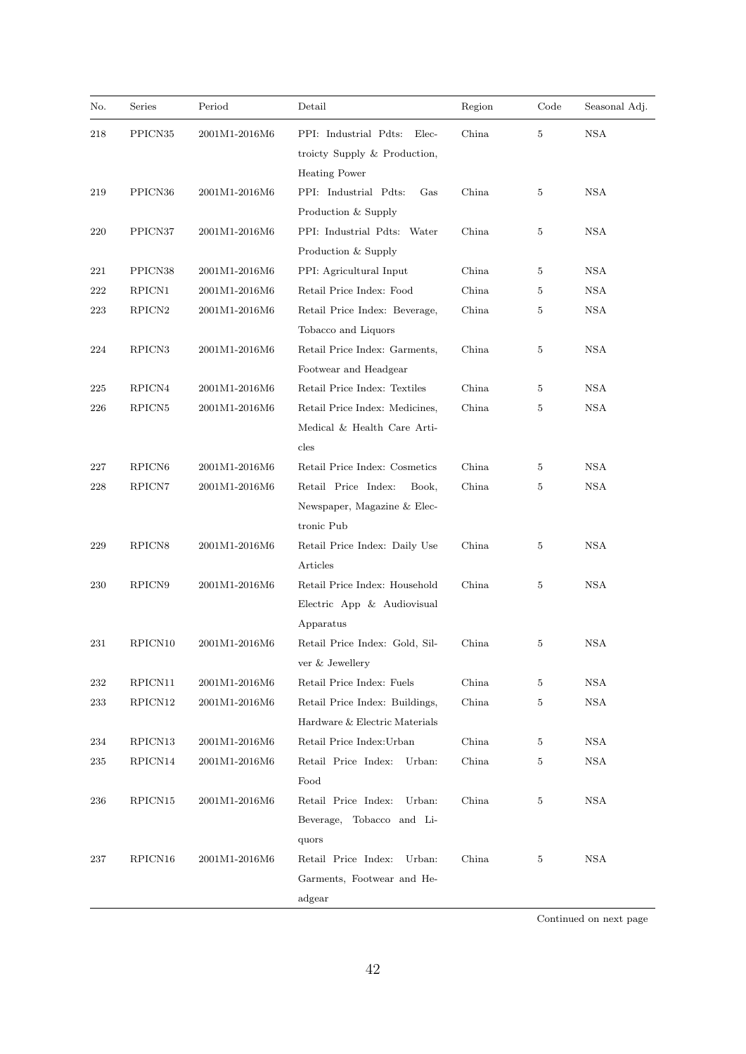| No. | Series | Period | Detail | Region | Code | Seasonal Adj. |
|---|---|---|---|---|---|---|
| 218 | PPICN35 | 2001M1-2016M6 | PPI: Industrial Pdts: Electroicty Supply & Production, Heating Power | China | 5 | NSA |
| 219 | PPICN36 | 2001M1-2016M6 | PPI: Industrial Pdts: Gas Production & Supply | China | 5 | NSA |
| 220 | PPICN37 | 2001M1-2016M6 | PPI: Industrial Pdts: Water Production & Supply | China | 5 | NSA |
| 221 | PPICN38 | 2001M1-2016M6 | PPI: Agricultural Input | China | 5 | NSA |
| 222 | RPICN1 | 2001M1-2016M6 | Retail Price Index: Food | China | 5 | NSA |
| 223 | RPICN2 | 2001M1-2016M6 | Retail Price Index: Beverage, Tobacco and Liquors | China | 5 | NSA |
| 224 | RPICN3 | 2001M1-2016M6 | Retail Price Index: Garments, Footwear and Headgear | China | 5 | NSA |
| 225 | RPICN4 | 2001M1-2016M6 | Retail Price Index: Textiles | China | 5 | NSA |
| 226 | RPICN5 | 2001M1-2016M6 | Retail Price Index: Medicines, Medical & Health Care Articles | China | 5 | NSA |
| 227 | RPICN6 | 2001M1-2016M6 | Retail Price Index: Cosmetics | China | 5 | NSA |
| 228 | RPICN7 | 2001M1-2016M6 | Retail Price Index: Book, Newspaper, Magazine & Electronic Pub | China | 5 | NSA |
| 229 | RPICN8 | 2001M1-2016M6 | Retail Price Index: Daily Use Articles | China | 5 | NSA |
| 230 | RPICN9 | 2001M1-2016M6 | Retail Price Index: Household Electric App & Audiovisual Apparatus | China | 5 | NSA |
| 231 | RPICN10 | 2001M1-2016M6 | Retail Price Index: Gold, Silver & Jewellery | China | 5 | NSA |
| 232 | RPICN11 | 2001M1-2016M6 | Retail Price Index: Fuels | China | 5 | NSA |
| 233 | RPICN12 | 2001M1-2016M6 | Retail Price Index: Buildings, Hardware & Electric Materials | China | 5 | NSA |
| 234 | RPICN13 | 2001M1-2016M6 | Retail Price Index:Urban | China | 5 | NSA |
| 235 | RPICN14 | 2001M1-2016M6 | Retail Price Index: Urban: Food | China | 5 | NSA |
| 236 | RPICN15 | 2001M1-2016M6 | Retail Price Index: Urban: Beverage, Tobacco and Liquors | China | 5 | NSA |
| 237 | RPICN16 | 2001M1-2016M6 | Retail Price Index: Urban: Garments, Footwear and Headgear | China | 5 | NSA |

Continued on next page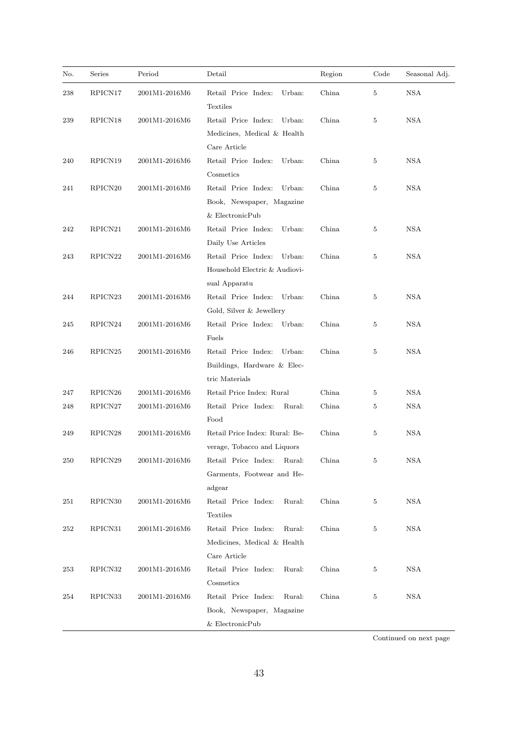| No. | Series | Period | Detail | Region | Code | Seasonal Adj. |
|---|---|---|---|---|---|---|
| 238 | RPICN17 | 2001M1-2016M6 | Retail Price Index: Urban: Textiles | China | 5 | NSA |
| 239 | RPICN18 | 2001M1-2016M6 | Retail Price Index: Urban: Medicines, Medical & Health Care Article | China | 5 | NSA |
| 240 | RPICN19 | 2001M1-2016M6 | Retail Price Index: Urban: Cosmetics | China | 5 | NSA |
| 241 | RPICN20 | 2001M1-2016M6 | Retail Price Index: Urban: Book, Newspaper, Magazine & ElectronicPub | China | 5 | NSA |
| 242 | RPICN21 | 2001M1-2016M6 | Retail Price Index: Urban: Daily Use Articles | China | 5 | NSA |
| 243 | RPICN22 | 2001M1-2016M6 | Retail Price Index: Urban: Household Electric & Audiovisual Apparatu | China | 5 | NSA |
| 244 | RPICN23 | 2001M1-2016M6 | Retail Price Index: Urban: Gold, Silver & Jewellery | China | 5 | NSA |
| 245 | RPICN24 | 2001M1-2016M6 | Retail Price Index: Urban: Fuels | China | 5 | NSA |
| 246 | RPICN25 | 2001M1-2016M6 | Retail Price Index: Urban: Buildings, Hardware & Electric Materials | China | 5 | NSA |
| 247 | RPICN26 | 2001M1-2016M6 | Retail Price Index: Rural | China | 5 | NSA |
| 248 | RPICN27 | 2001M1-2016M6 | Retail Price Index: Rural: Food | China | 5 | NSA |
| 249 | RPICN28 | 2001M1-2016M6 | Retail Price Index: Rural: Beverage, Tobacco and Liquors | China | 5 | NSA |
| 250 | RPICN29 | 2001M1-2016M6 | Retail Price Index: Rural: Garments, Footwear and Headgear | China | 5 | NSA |
| 251 | RPICN30 | 2001M1-2016M6 | Retail Price Index: Rural: Textiles | China | 5 | NSA |
| 252 | RPICN31 | 2001M1-2016M6 | Retail Price Index: Rural: Medicines, Medical & Health Care Article | China | 5 | NSA |
| 253 | RPICN32 | 2001M1-2016M6 | Retail Price Index: Rural: Cosmetics | China | 5 | NSA |
| 254 | RPICN33 | 2001M1-2016M6 | Retail Price Index: Rural: Book, Newspaper, Magazine & ElectronicPub | China | 5 | NSA |

Continued on next page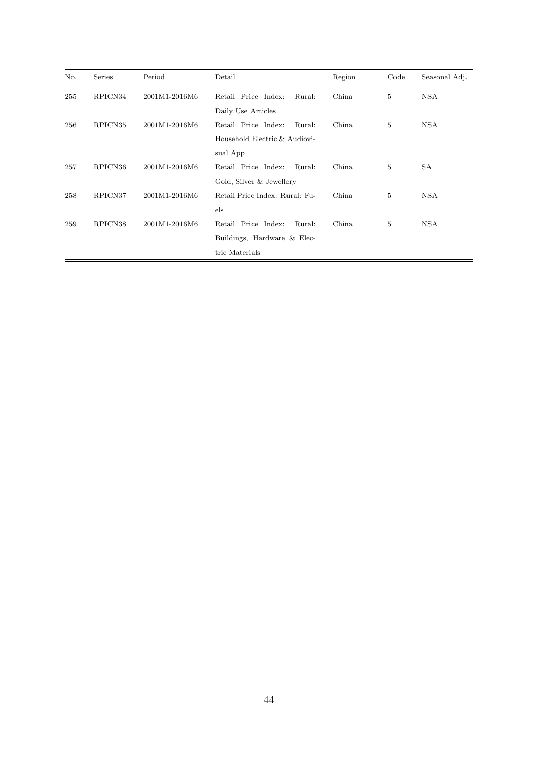| No. | Series | Period | Detail | Region | Code | Seasonal Adj. |
|---|---|---|---|---|---|---|
| 255 | RPICN34 | 2001M1-2016M6 | Retail Price Index: Rural: Daily Use Articles | China | 5 | NSA |
| 256 | RPICN35 | 2001M1-2016M6 | Retail Price Index: Rural: Household Electric & Audiovisual App | China | 5 | NSA |
| 257 | RPICN36 | 2001M1-2016M6 | Retail Price Index: Rural: Gold, Silver & Jewellery | China | 5 | SA |
| 258 | RPICN37 | 2001M1-2016M6 | Retail Price Index: Rural: Fuels | China | 5 | NSA |
| 259 | RPICN38 | 2001M1-2016M6 | Retail Price Index: Rural: Buildings, Hardware & Electric Materials | China | 5 | NSA |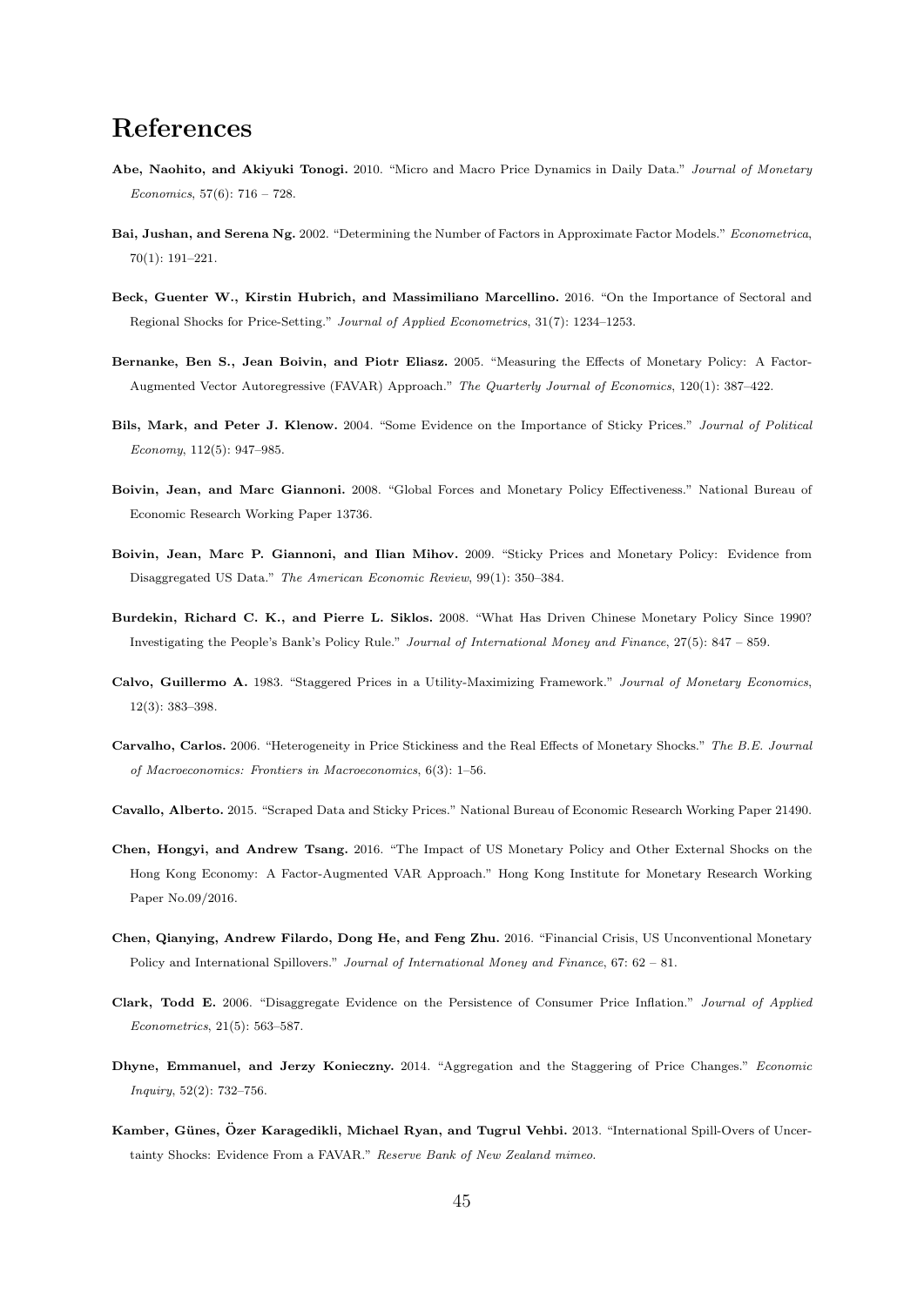# References

**Abe, Naohito, and Akiyuki Tonogi.** 2010. "Micro and Macro Price Dynamics in Daily Data." *Journal of Monetary Economics*, 57(6): 716 – 728.

**Bai, Jushan, and Serena Ng.** 2002. "Determining the Number of Factors in Approximate Factor Models." *Econometrica*, 70(1): 191–221.

**Beck, Guenter W., Kirstin Hubrich, and Massimiliano Marcellino.** 2016. "On the Importance of Sectoral and Regional Shocks for Price-Setting." *Journal of Applied Econometrics*, 31(7): 1234–1253.

**Bernanke, Ben S., Jean Boivin, and Piotr Eliasz.** 2005. "Measuring the Effects of Monetary Policy: A Factor-Augmented Vector Autoregressive (FAVAR) Approach." *The Quarterly Journal of Economics*, 120(1): 387–422.

**Bils, Mark, and Peter J. Klenow.** 2004. "Some Evidence on the Importance of Sticky Prices." *Journal of Political Economy*, 112(5): 947–985.

**Boivin, Jean, and Marc Giannoni.** 2008. "Global Forces and Monetary Policy Effectiveness." National Bureau of Economic Research Working Paper 13736.

**Boivin, Jean, Marc P. Giannoni, and Ilian Mihov.** 2009. "Sticky Prices and Monetary Policy: Evidence from Disaggregated US Data." *The American Economic Review*, 99(1): 350–384.

**Burdekin, Richard C. K., and Pierre L. Siklos.** 2008. "What Has Driven Chinese Monetary Policy Since 1990? Investigating the People's Bank's Policy Rule." *Journal of International Money and Finance*, 27(5): 847 – 859.

**Calvo, Guillermo A.** 1983. "Staggered Prices in a Utility-Maximizing Framework." *Journal of Monetary Economics*, 12(3): 383–398.

**Carvalho, Carlos.** 2006. "Heterogeneity in Price Stickiness and the Real Effects of Monetary Shocks." *The B.E. Journal of Macroeconomics: Frontiers in Macroeconomics*, 6(3): 1–56.

**Cavallo, Alberto.** 2015. "Scraped Data and Sticky Prices." National Bureau of Economic Research Working Paper 21490.

**Chen, Hongyi, and Andrew Tsang.** 2016. "The Impact of US Monetary Policy and Other External Shocks on the Hong Kong Economy: A Factor-Augmented VAR Approach." Hong Kong Institute for Monetary Research Working Paper No.09/2016.

**Chen, Qianying, Andrew Filardo, Dong He, and Feng Zhu.** 2016. "Financial Crisis, US Unconventional Monetary Policy and International Spillovers." *Journal of International Money and Finance*, 67: 62 – 81.

**Clark, Todd E.** 2006. "Disaggregate Evidence on the Persistence of Consumer Price Inflation." *Journal of Applied Econometrics*, 21(5): 563–587.

**Dhyne, Emmanuel, and Jerzy Konieczny.** 2014. "Aggregation and the Staggering of Price Changes." *Economic Inquiry*, 52(2): 732–756.

**Kamber, Günes, Özer Karagedikli, Michael Ryan, and Tugrul Vehbi.** 2013. "International Spill-Overs of Uncertainty Shocks: Evidence From a FAVAR." *Reserve Bank of New Zealand mimeo.*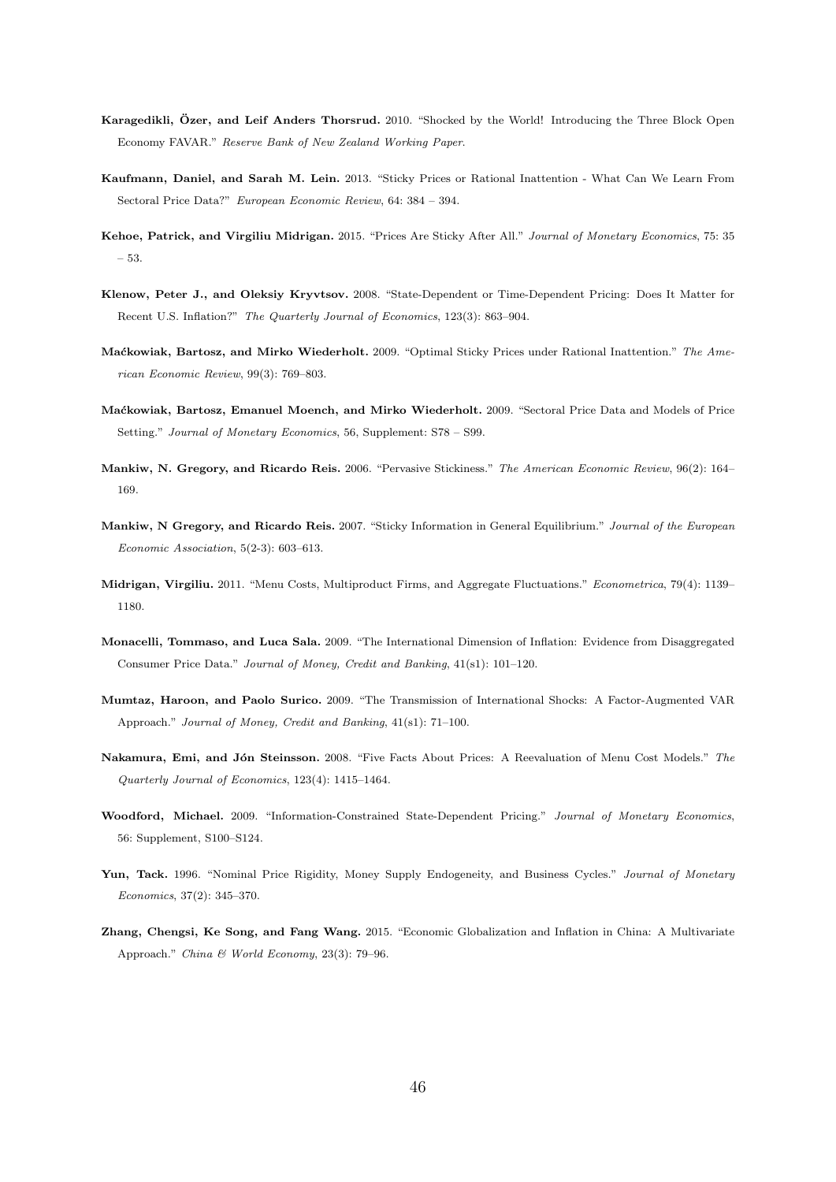**Karagedikli, Özer, and Leif Anders Thorsrud.** 2010. "Shocked by the World! Introducing the Three Block Open Economy FAVAR." *Reserve Bank of New Zealand Working Paper.*

**Kaufmann, Daniel, and Sarah M. Lein.** 2013. "Sticky Prices or Rational Inattention - What Can We Learn From Sectoral Price Data?" *European Economic Review*, 64: 384 – 394.

**Kehoe, Patrick, and Virgiliu Midrigan.** 2015. "Prices Are Sticky After All." *Journal of Monetary Economics*, 75: 35 – 53.

**Klenow, Peter J., and Oleksiy Kryvtsov.** 2008. "State-Dependent or Time-Dependent Pricing: Does It Matter for Recent U.S. Inflation?" *The Quarterly Journal of Economics*, 123(3): 863–904.

**Maćkowiak, Bartosz, and Mirko Wiederholt.** 2009. "Optimal Sticky Prices under Rational Inattention." *The American Economic Review*, 99(3): 769–803.

**Maćkowiak, Bartosz, Emanuel Moench, and Mirko Wiederholt.** 2009. "Sectoral Price Data and Models of Price Setting." *Journal of Monetary Economics*, 56, Supplement: S78 – S99.

**Mankiw, N. Gregory, and Ricardo Reis.** 2006. "Pervasive Stickiness." *The American Economic Review*, 96(2): 164–169.

**Mankiw, N Gregory, and Ricardo Reis.** 2007. "Sticky Information in General Equilibrium." *Journal of the European Economic Association*, 5(2-3): 603–613.

**Midrigan, Virgiliu.** 2011. "Menu Costs, Multiproduct Firms, and Aggregate Fluctuations." *Econometrica*, 79(4): 1139–1180.

**Monacelli, Tommaso, and Luca Sala.** 2009. "The International Dimension of Inflation: Evidence from Disaggregated Consumer Price Data." *Journal of Money, Credit and Banking*, 41(s1): 101–120.

**Mumtaz, Haroon, and Paolo Surico.** 2009. "The Transmission of International Shocks: A Factor-Augmented VAR Approach." *Journal of Money, Credit and Banking*, 41(s1): 71–100.

**Nakamura, Emi, and Jón Steinsson.** 2008. "Five Facts About Prices: A Reevaluation of Menu Cost Models." *The Quarterly Journal of Economics*, 123(4): 1415–1464.

**Woodford, Michael.** 2009. "Information-Constrained State-Dependent Pricing." *Journal of Monetary Economics*, 56: Supplement, S100–S124.

**Yun, Tack.** 1996. "Nominal Price Rigidity, Money Supply Endogeneity, and Business Cycles." *Journal of Monetary Economics*, 37(2): 345–370.

**Zhang, Chengsi, Ke Song, and Fang Wang.** 2015. "Economic Globalization and Inflation in China: A Multivariate Approach." *China & World Economy*, 23(3): 79–96.